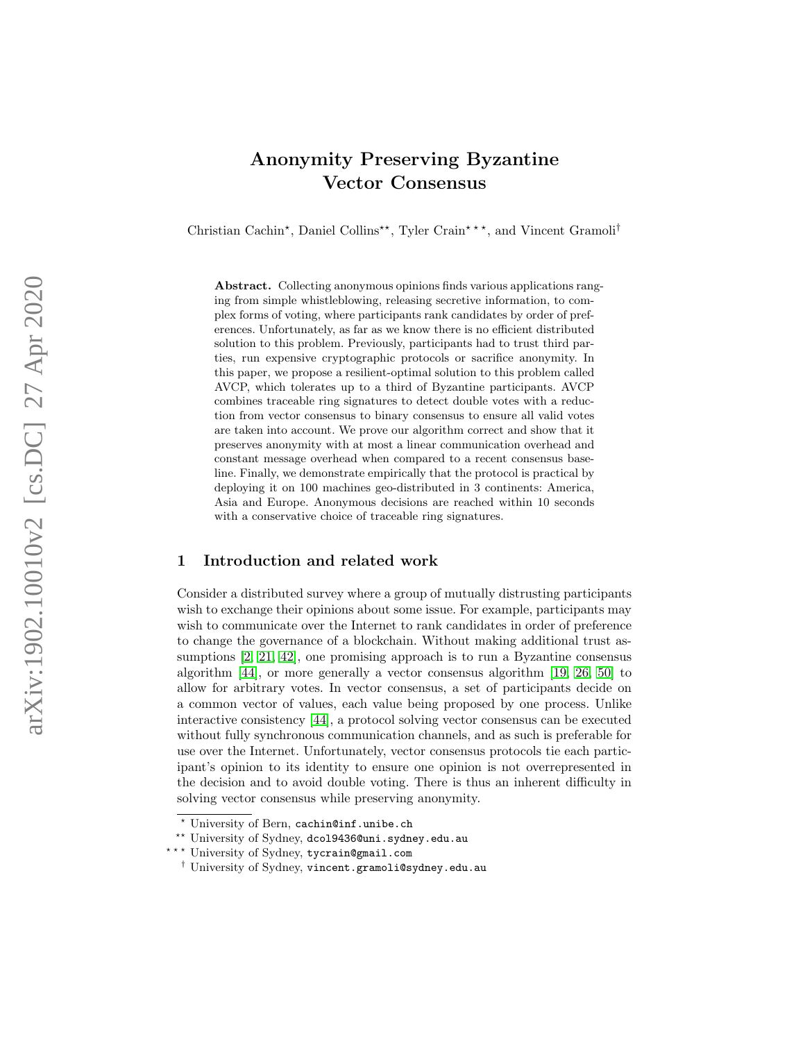# Anonymity Preserving Byzantine Vector Consensus

Christian Cachin[⋆], Daniel Collins[⋆⋆], Tyler Crain[⋆⋆⋆], and Vincent Gramoli[†]

**Abstract.** Collecting anonymous opinions finds various applications ranging from simple whistleblowing, releasing secretive information, to complex forms of voting, where participants rank candidates by order of preferences. Unfortunately, as far as we know there is no efficient distributed solution to this problem. Previously, participants had to trust third parties, run expensive cryptographic protocols or sacrifice anonymity. In this paper, we propose a resilient-optimal solution to this problem called AVCP, which tolerates up to a third of Byzantine participants. AVCP combines traceable ring signatures to detect double votes with a reduction from vector consensus to binary consensus to ensure all valid votes are taken into account. We prove our algorithm correct and show that it preserves anonymity with at most a linear communication overhead and constant message overhead when compared to a recent consensus baseline. Finally, we demonstrate empirically that the protocol is practical by deploying it on 100 machines geo-distributed in 3 continents: America, Asia and Europe. Anonymous decisions are reached within 10 seconds with a conservative choice of traceable ring signatures.

## 1 Introduction and related work

Consider a distributed survey where a group of mutually distrusting participants wish to exchange their opinions about some issue. For example, participants may wish to communicate over the Internet to rank candidates in order of preference to change the governance of a blockchain. Without making additional trust assumptions [2, 21, 42], one promising approach is to run a Byzantine consensus algorithm [44], or more generally a vector consensus algorithm [19, 26, 50] to allow for arbitrary votes. In vector consensus, a set of participants decide on a common vector of values, each value being proposed by one process. Unlike interactive consistency [44], a protocol solving vector consensus can be executed without fully synchronous communication channels, and as such is preferable for use over the Internet. Unfortunately, vector consensus protocols tie each participant's opinion to its identity to ensure one opinion is not overrepresented in the decision and to avoid double voting. There is thus an inherent difficulty in solving vector consensus while preserving anonymity.

[⋆] University of Bern, cachin@inf.unibe.ch

[⋆⋆] University of Sydney, dcol9436@uni.sydney.edu.au

[⋆⋆⋆] University of Sydney, tycrain@gmail.com

[†] University of Sydney, vincent.gramoli@sydney.edu.au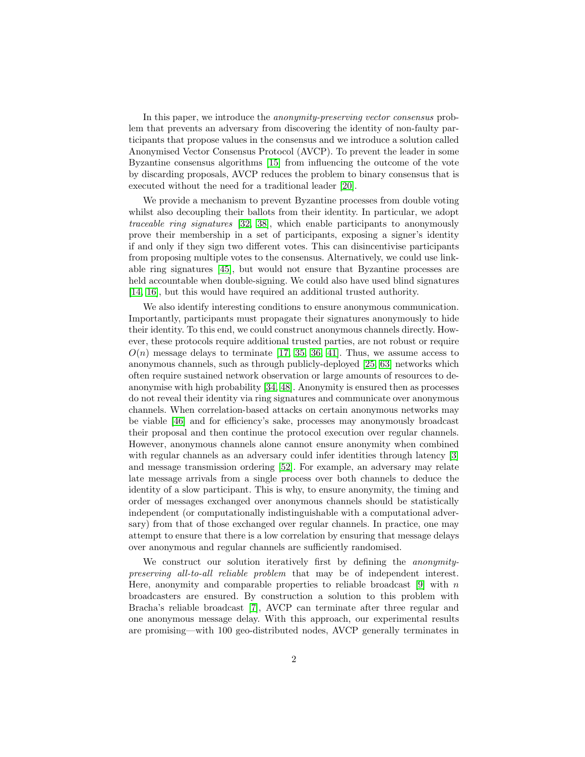In this paper, we introduce the *anonymity-preserving vector consensus* problem that prevents an adversary from discovering the identity of non-faulty participants that propose values in the consensus and we introduce a solution called Anonymised Vector Consensus Protocol (AVCP). To prevent the leader in some Byzantine consensus algorithms [15] from influencing the outcome of the vote by discarding proposals, AVCP reduces the problem to binary consensus that is executed without the need for a traditional leader [20].

We provide a mechanism to prevent Byzantine processes from double voting whilst also decoupling their ballots from their identity. In particular, we adopt *traceable ring signatures* [32, 38], which enable participants to anonymously prove their membership in a set of participants, exposing a signer's identity if and only if they sign two different votes. This can disincentivise participants from proposing multiple votes to the consensus. Alternatively, we could use linkable ring signatures [45], but would not ensure that Byzantine processes are held accountable when double-signing. We could also have used blind signatures [14, 16], but this would have required an additional trusted authority.

We also identify interesting conditions to ensure anonymous communication. Importantly, participants must propagate their signatures anonymously to hide their identity. To this end, we could construct anonymous channels directly. However, these protocols require additional trusted parties, are not robust or require $O(n)$ message delays to terminate [17, 35, 36, 41]. Thus, we assume access to anonymous channels, such as through publicly-deployed [25, 63] networks which often require sustained network observation or large amounts of resources to deanonymise with high probability [34, 48]. Anonymity is ensured then as processes do not reveal their identity via ring signatures and communicate over anonymous channels. When correlation-based attacks on certain anonymous networks may be viable [46] and for efficiency's sake, processes may anonymously broadcast their proposal and then continue the protocol execution over regular channels. However, anonymous channels alone cannot ensure anonymity when combined with regular channels as an adversary could infer identities through latency [3] and message transmission ordering [52]. For example, an adversary may relate late message arrivals from a single process over both channels to deduce the identity of a slow participant. This is why, to ensure anonymity, the timing and order of messages exchanged over anonymous channels should be statistically independent (or computationally indistinguishable with a computational adversary) from that of those exchanged over regular channels. In practice, one may attempt to ensure that there is a low correlation by ensuring that message delays over anonymous and regular channels are sufficiently randomised.

We construct our solution iteratively first by defining the *anonymity-preserving all-to-all reliable problem* that may be of independent interest. Here, anonymity and comparable properties to reliable broadcast [9] with $n$ broadcasters are ensured. By construction a solution to this problem with Bracha's reliable broadcast [7], AVCP can terminate after three regular and one anonymous message delay. With this approach, our experimental results are promising—with 100 geo-distributed nodes, AVCP generally terminates in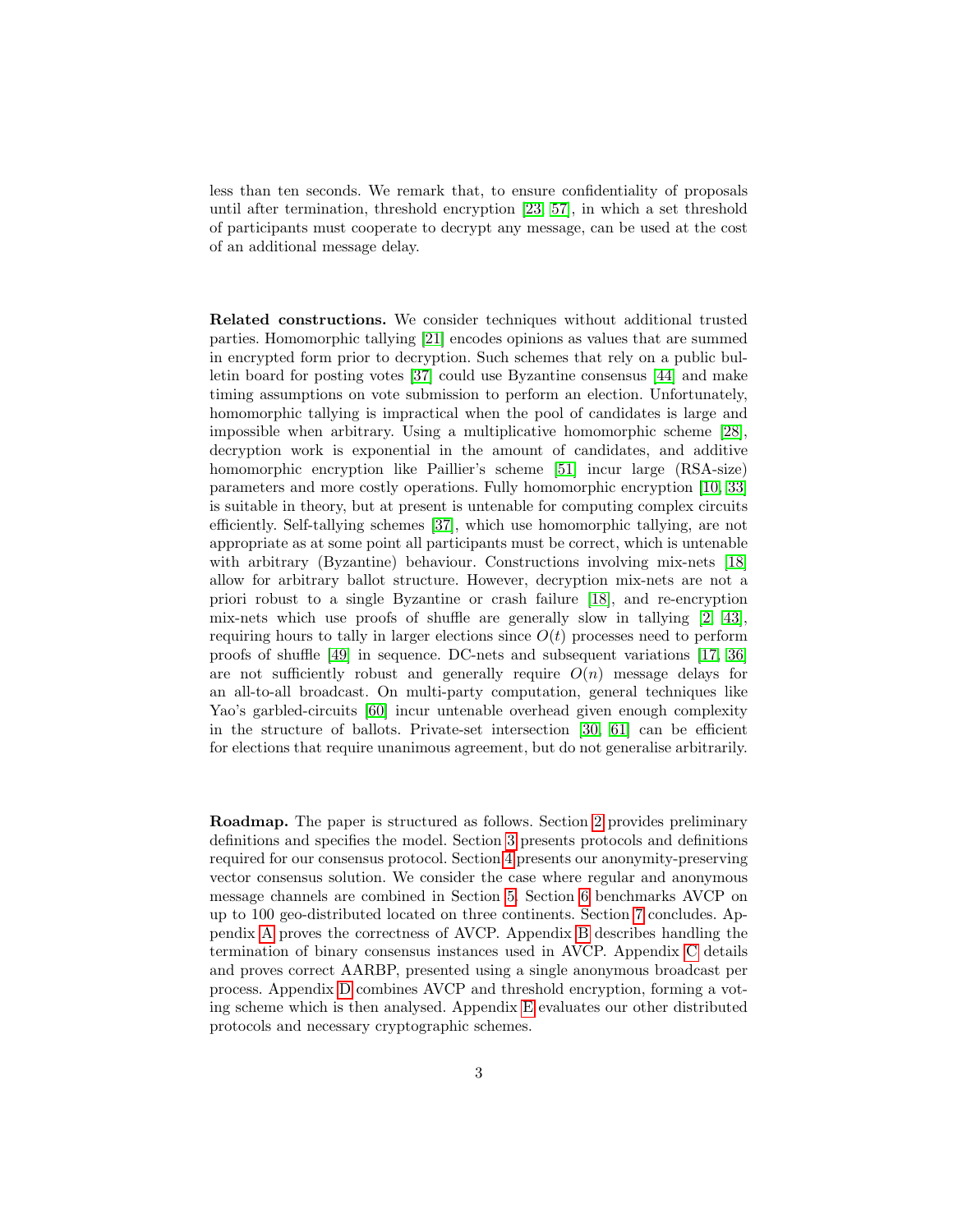less than ten seconds. We remark that, to ensure confidentiality of proposals until after termination, threshold encryption [23, 57], in which a set threshold of participants must cooperate to decrypt any message, can be used at the cost of an additional message delay.

**Related constructions.** We consider techniques without additional trusted parties. Homomorphic tallying [21] encodes opinions as values that are summed in encrypted form prior to decryption. Such schemes that rely on a public bulletin board for posting votes [37] could use Byzantine consensus [44] and make timing assumptions on vote submission to perform an election. Unfortunately, homomorphic tallying is impractical when the pool of candidates is large and impossible when arbitrary. Using a multiplicative homomorphic scheme [28], decryption work is exponential in the amount of candidates, and additive homomorphic encryption like Paillier's scheme [51] incur large (RSA-size) parameters and more costly operations. Fully homomorphic encryption [10, 33] is suitable in theory, but at present is untenable for computing complex circuits efficiently. Self-tallying schemes [37], which use homomorphic tallying, are not appropriate as at some point all participants must be correct, which is untenable with arbitrary (Byzantine) behaviour. Constructions involving mix-nets [18] allow for arbitrary ballot structure. However, decryption mix-nets are not a priori robust to a single Byzantine or crash failure [18], and re-encryption mix-nets which use proofs of shuffle are generally slow in tallying [2, 43], requiring hours to tally in larger elections since $O(t)$ processes need to perform proofs of shuffle [49] in sequence. DC-nets and subsequent variations [17, 36] are not sufficiently robust and generally require $O(n)$ message delays for an all-to-all broadcast. On multi-party computation, general techniques like Yao's garbled-circuits [60] incur untenable overhead given enough complexity in the structure of ballots. Private-set intersection [30, 61] can be efficient for elections that require unanimous agreement, but do not generalise arbitrarily.

**Roadmap.** The paper is structured as follows. Section 2 provides preliminary definitions and specifies the model. Section 3 presents protocols and definitions required for our consensus protocol. Section 4 presents our anonymity-preserving vector consensus solution. We consider the case where regular and anonymous message channels are combined in Section 5. Section 6 benchmarks AVCP on up to 100 geo-distributed located on three continents. Section 7 concludes. Appendix A proves the correctness of AVCP. Appendix B describes handling the termination of binary consensus instances used in AVCP. Appendix C details and proves correct AARBP, presented using a single anonymous broadcast per process. Appendix D combines AVCP and threshold encryption, forming a voting scheme which is then analysed. Appendix E evaluates our other distributed protocols and necessary cryptographic schemes.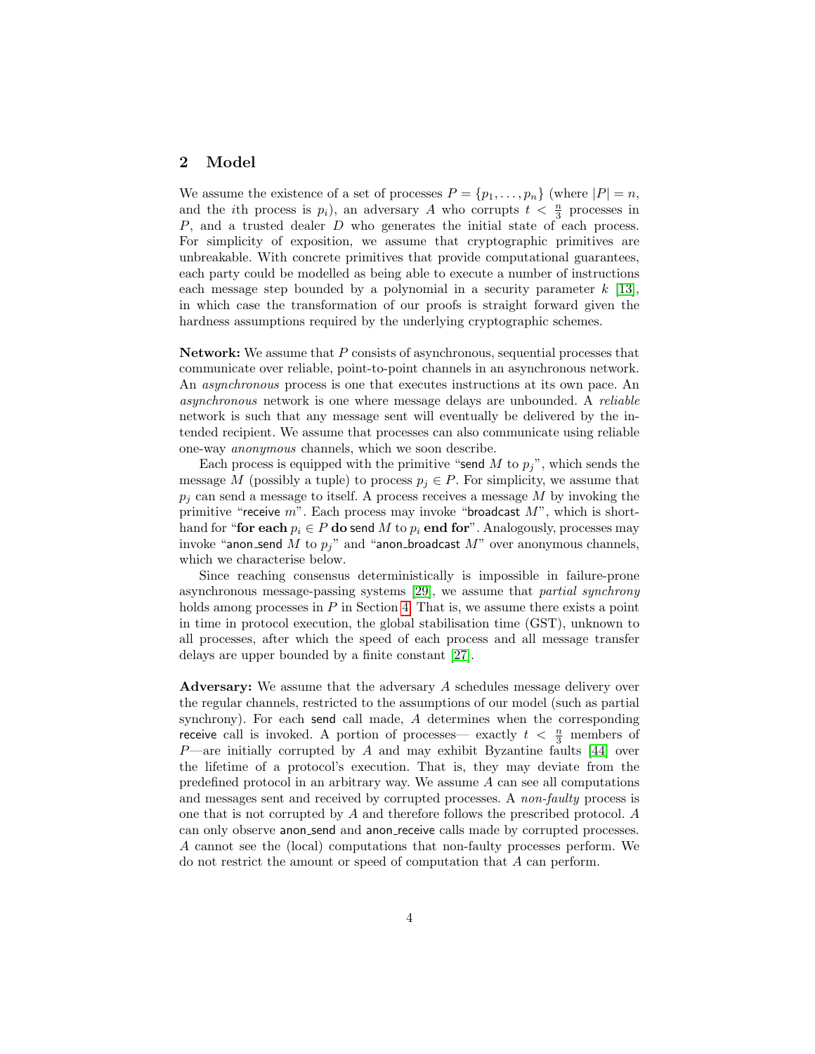## 2 Model

We assume the existence of a set of processes $P = \{p_1, \ldots, p_n\}$ (where $|P| = n$, and the $i$th process is $p_i$), an adversary $A$ who corrupts $t < \frac{n}{3}$ processes in $P$, and a trusted dealer $D$ who generates the initial state of each process. For simplicity of exposition, we assume that cryptographic primitives are unbreakable. With concrete primitives that provide computational guarantees, each party could be modelled as being able to execute a number of instructions each message step bounded by a polynomial in a security parameter $k$ [13], in which case the transformation of our proofs is straight forward given the hardness assumptions required by the underlying cryptographic schemes.

**Network:** We assume that $P$ consists of asynchronous, sequential processes that communicate over reliable, point-to-point channels in an asynchronous network. An *asynchronous* process is one that executes instructions at its own pace. An *asynchronous* network is one where message delays are unbounded. A *reliable* network is such that any message sent will eventually be delivered by the intended recipient. We assume that processes can also communicate using reliable one-way *anonymous* channels, which we soon describe.

Each process is equipped with the primitive "send $M$ to $p_j$", which sends the message $M$ (possibly a tuple) to process $p_j \in P$. For simplicity, we assume that $p_j$ can send a message to itself. A process receives a message $M$ by invoking the primitive "receive $m$". Each process may invoke "broadcast $M$", which is shorthand for "**for each** $p_i \in P$ **do** send $M$ to $p_i$ **end for**". Analogously, processes may invoke "anon_send $M$ to $p_j$" and "anon_broadcast $M$" over anonymous channels, which we characterise below.

Since reaching consensus deterministically is impossible in failure-prone asynchronous message-passing systems [29], we assume that *partial synchrony* holds among processes in $P$ in Section 4. That is, we assume there exists a point in time in protocol execution, the global stabilisation time (GST), unknown to all processes, after which the speed of each process and all message transfer delays are upper bounded by a finite constant [27].

**Adversary:** We assume that the adversary $A$ schedules message delivery over the regular channels, restricted to the assumptions of our model (such as partial synchrony). For each send call made, $A$ determines when the corresponding receive call is invoked. A portion of processes— exactly $t < \frac{n}{3}$ members of $P$—are initially corrupted by $A$ and may exhibit Byzantine faults [44] over the lifetime of a protocol's execution. That is, they may deviate from the predefined protocol in an arbitrary way. We assume $A$ can see all computations and messages sent and received by corrupted processes. A *non-faulty* process is one that is not corrupted by $A$ and therefore follows the prescribed protocol. $A$ can only observe anon_send and anon_receive calls made by corrupted processes. $A$ cannot see the (local) computations that non-faulty processes perform. We do not restrict the amount or speed of computation that $A$ can perform.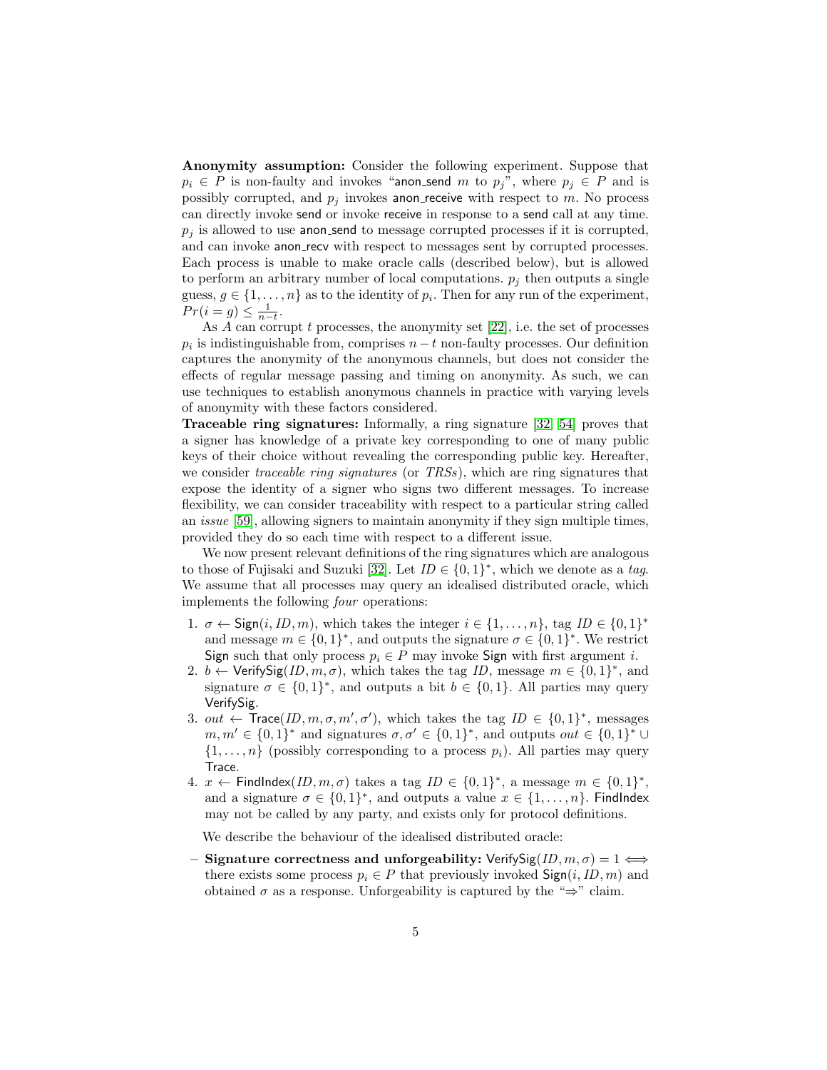**Anonymity assumption:** Consider the following experiment. Suppose that $p_i \in P$ is non-faulty and invokes "anon_send $m$ to $p_j$", where $p_j \in P$ and is possibly corrupted, and $p_j$ invokes anon_receive with respect to $m$. No process can directly invoke send or invoke receive in response to a send call at any time. $p_j$ is allowed to use anon_send to message corrupted processes if it is corrupted, and can invoke anon_recv with respect to messages sent by corrupted processes. Each process is unable to make oracle calls (described below), but is allowed to perform an arbitrary number of local computations. $p_j$ then outputs a single guess, $g \in \{1, \ldots, n\}$ as to the identity of $p_i$. Then for any run of the experiment, $Pr(i = g) \leq \frac{1}{n-t}$.

As $A$ can corrupt $t$ processes, the anonymity set [22], i.e. the set of processes $p_i$ is indistinguishable from, comprises $n - t$ non-faulty processes. Our definition captures the anonymity of the anonymous channels, but does not consider the effects of regular message passing and timing on anonymity. As such, we can use techniques to establish anonymous channels in practice with varying levels of anonymity with these factors considered.

**Traceable ring signatures:** Informally, a ring signature [32, 54] proves that a signer has knowledge of a private key corresponding to one of many public keys of their choice without revealing the corresponding public key. Hereafter, we consider *traceable ring signatures* (or *TRSs*), which are ring signatures that expose the identity of a signer who signs two different messages. To increase flexibility, we can consider traceability with respect to a particular string called an *issue* [59], allowing signers to maintain anonymity if they sign multiple times, provided they do so each time with respect to a different issue.

We now present relevant definitions of the ring signatures which are analogous to those of Fujisaki and Suzuki [32]. Let $ID \in \{0, 1\}^*$, which we denote as a *tag*. We assume that all processes may query an idealised distributed oracle, which implements the following *four* operations:

1. $\sigma \leftarrow \mathsf{Sign}(i, ID, m)$, which takes the integer $i \in \{1, \ldots, n\}$, tag $ID \in \{0, 1\}^*$ and message $m \in \{0, 1\}^*$, and outputs the signature $\sigma \in \{0, 1\}^*$. We restrict Sign such that only process $p_i \in P$ may invoke Sign with first argument $i$.
2. $b \leftarrow \mathsf{VerifySig}(ID, m, \sigma)$, which takes the tag $ID$, message $m \in \{0, 1\}^*$, and signature $\sigma \in \{0, 1\}^*$, and outputs a bit $b \in \{0, 1\}$. All parties may query VerifySig.
3. $out \leftarrow \mathsf{Trace}(ID, m, \sigma, m', \sigma')$, which takes the tag $ID \in \{0, 1\}^*$, messages $m, m' \in \{0, 1\}^*$ and signatures $\sigma, \sigma' \in \{0, 1\}^*$, and outputs $out \in \{0, 1\}^* \cup \{1, \ldots, n\}$ (possibly corresponding to a process $p_i$). All parties may query Trace.
4. $x \leftarrow \mathsf{FindIndex}(ID, m, \sigma)$ takes a tag $ID \in \{0, 1\}^*$, a message $m \in \{0, 1\}^*$, and a signature $\sigma \in \{0, 1\}^*$, and outputs a value $x \in \{1, \ldots, n\}$. FindIndex may not be called by any party, and exists only for protocol definitions.

We describe the behaviour of the idealised distributed oracle:

- **Signature correctness and unforgeability:** $\mathsf{VerifySig}(ID, m, \sigma) = 1 \iff$ there exists some process $p_i \in P$ that previously invoked $\mathsf{Sign}(i, ID, m)$ and obtained $\sigma$ as a response. Unforgeability is captured by the "$\Rightarrow$" claim.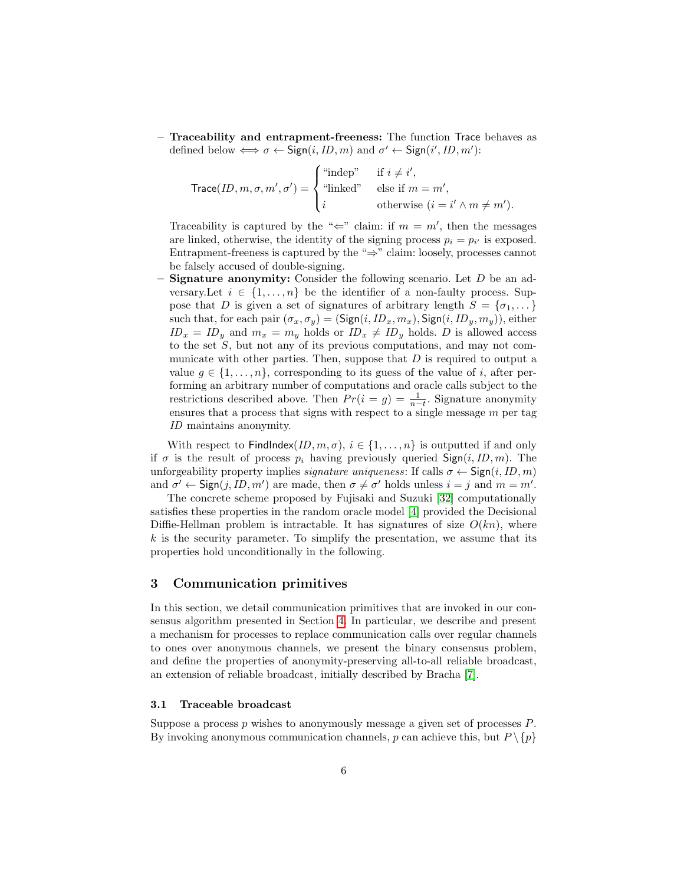– **Traceability and entrapment-freeness:** The function $\mathsf{Trace}$ behaves as defined below $\iff \sigma \leftarrow \mathsf{Sign}(i, ID, m)$ and $\sigma' \leftarrow \mathsf{Sign}(i', ID, m')$:

$$\mathsf{Trace}(ID, m, \sigma, m', \sigma') = \begin{cases} \text{“indep”} & \text{if } i \neq i', \\ \text{“linked”} & \text{else if } m = m', \\ i & \text{otherwise } (i = i' \land m \neq m'). \end{cases}$$

Traceability is captured by the “$\Leftarrow$” claim: if $m = m'$, then the messages are linked, otherwise, the identity of the signing process $p_i = p_{i'}$ is exposed. Entrapment-freeness is captured by the “$\Rightarrow$” claim: loosely, processes cannot be falsely accused of double-signing.

– **Signature anonymity:** Consider the following scenario. Let $D$ be an adversary.Let $i \in \{1, \ldots, n\}$ be the identifier of a non-faulty process. Suppose that $D$ is given a set of signatures of arbitrary length $S = \{\sigma_1, \ldots\}$ such that, for each pair $(\sigma_x, \sigma_y) = (\mathsf{Sign}(i, ID_x, m_x), \mathsf{Sign}(i, ID_y, m_y))$, either $ID_x = ID_y$ and $m_x = m_y$ holds or $ID_x \neq ID_y$ holds. $D$ is allowed access to the set $S$, but not any of its previous computations, and may not communicate with other parties. Then, suppose that $D$ is required to output a value $g \in \{1, \ldots, n\}$, corresponding to its guess of the value of $i$, after performing an arbitrary number of computations and oracle calls subject to the restrictions described above. Then $Pr(i = g) = \frac{1}{n-t}$. Signature anonymity ensures that a process that signs with respect to a single message $m$ per tag $ID$ maintains anonymity.

With respect to $\mathsf{FindIndex}(ID, m, \sigma)$, $i \in \{1, \ldots, n\}$ is outputted if and only if $\sigma$ is the result of process $p_i$ having previously queried $\mathsf{Sign}(i, ID, m)$. The unforgeability property implies *signature uniqueness*: If calls $\sigma \leftarrow \mathsf{Sign}(i, ID, m)$ and $\sigma' \leftarrow \mathsf{Sign}(j, ID, m')$ are made, then $\sigma \neq \sigma'$ holds unless $i = j$ and $m = m'$.

The concrete scheme proposed by Fujisaki and Suzuki [32] computationally satisfies these properties in the random oracle model [4] provided the Decisional Diffie-Hellman problem is intractable. It has signatures of size $O(kn)$, where $k$ is the security parameter. To simplify the presentation, we assume that its properties hold unconditionally in the following.

## 3 Communication primitives

In this section, we detail communication primitives that are invoked in our consensus algorithm presented in Section 4. In particular, we describe and present a mechanism for processes to replace communication calls over regular channels to ones over anonymous channels, we present the binary consensus problem, and define the properties of anonymity-preserving all-to-all reliable broadcast, an extension of reliable broadcast, initially described by Bracha [7].

### 3.1 Traceable broadcast

Suppose a process $p$ wishes to anonymously message a given set of processes $P$. By invoking anonymous communication channels, $p$ can achieve this, but $P \setminus \{p\}$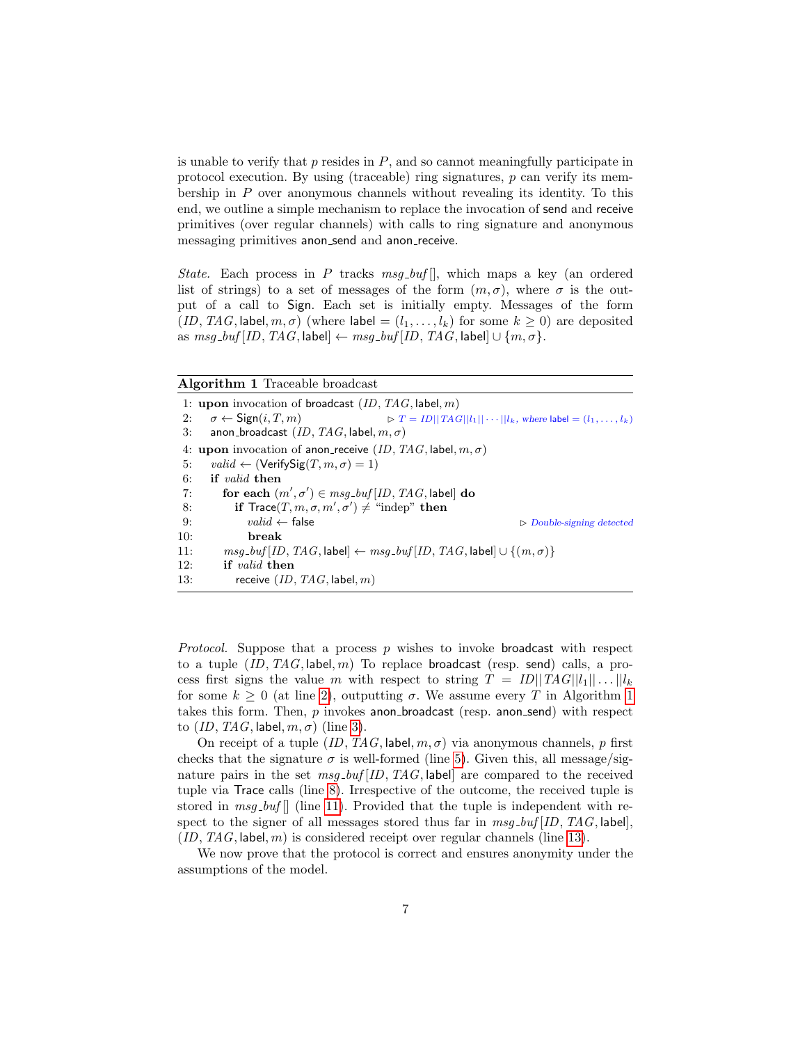is unable to verify that $p$ resides in $P$, and so cannot meaningfully participate in protocol execution. By using (traceable) ring signatures, $p$ can verify its membership in $P$ over anonymous channels without revealing its identity. To this end, we outline a simple mechanism to replace the invocation of send and receive primitives (over regular channels) with calls to ring signature and anonymous messaging primitives anon_send and anon_receive.

*State.* Each process in $P$ tracks $msg\_buf[]$, which maps a key (an ordered list of strings) to a set of messages of the form $(m, \sigma)$, where $\sigma$ is the output of a call to Sign. Each set is initially empty. Messages of the form $(ID, TAG, \mathsf{label}, m, \sigma)$ (where $\mathsf{label} = (l_1, \ldots, l_k)$ for some $k \geq 0$) are deposited as $msg\_buf[ID, TAG, \mathsf{label}] \leftarrow msg\_buf[ID, TAG, \mathsf{label}] \cup \{m, \sigma\}$.

**Algorithm 1** Traceable broadcast

```
 1: upon invocation of broadcast (ID, TAG, label, m)
 2:    σ ← Sign(i, T, m)                  ▷ T = ID||TAG||l_1||···||l_k, where label = (l_1, ..., l_k)
 3:    anon_broadcast (ID, TAG, label, m, σ)
 4: upon invocation of anon_receive (ID, TAG, label, m, σ)
 5:    valid ← (VerifySig(T, m, σ) = 1)
 6:    if valid then
 7:       for each (m', σ') ∈ msg_buf[ID, TAG, label] do
 8:          if Trace(T, m, σ, m', σ') ≠ "indep" then
 9:             valid ← false                                    ▷ Double-signing detected
10:             break
11:       msg_buf[ID, TAG, label] ← msg_buf[ID, TAG, label] ∪ {(m, σ)}
12:       if valid then
13:          receive (ID, TAG, label, m)
```

*Protocol.* Suppose that a process $p$ wishes to invoke broadcast with respect to a tuple $(ID, TAG, \mathsf{label}, m)$ To replace broadcast (resp. send) calls, a process first signs the value $m$ with respect to string $T = ID||TAG||l_1|| \ldots ||l_k$ for some $k \geq 0$ (at line 2), outputting $\sigma$. We assume every $T$ in Algorithm 1 takes this form. Then, $p$ invokes anon_broadcast (resp. anon_send) with respect to $(ID, TAG, \mathsf{label}, m, \sigma)$ (line 3).

On receipt of a tuple $(ID, TAG, \mathsf{label}, m, \sigma)$ via anonymous channels, $p$ first checks that the signature $\sigma$ is well-formed (line 5). Given this, all message/signature pairs in the set $msg\_buf[ID, TAG, \mathsf{label}]$ are compared to the received tuple via Trace calls (line 8). Irrespective of the outcome, the received tuple is stored in $msg\_buf[]$ (line 11). Provided that the tuple is independent with respect to the signer of all messages stored thus far in $msg\_buf[ID, TAG, \mathsf{label}]$, $(ID, TAG, \mathsf{label}, m)$ is considered receipt over regular channels (line 13).

We now prove that the protocol is correct and ensures anonymity under the assumptions of the model.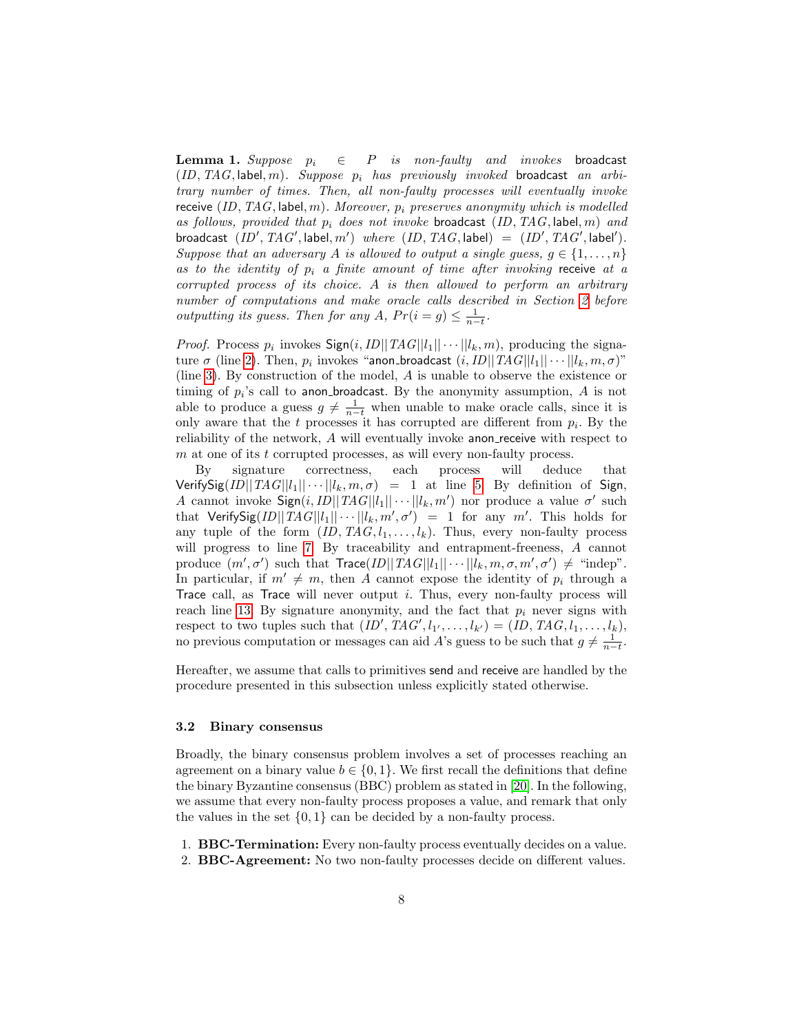**Lemma 1.** *Suppose $p_i \in P$ is non-faulty and invokes* broadcast $(ID, TAG, \mathsf{label}, m)$. *Suppose $p_i$ has previously invoked* broadcast *an arbitrary number of times. Then, all non-faulty processes will eventually invoke* receive $(ID, TAG, \mathsf{label}, m)$. *Moreover, $p_i$ preserves anonymity which is modelled as follows, provided that $p_i$ does not invoke* broadcast $(ID, TAG, \mathsf{label}, m)$ *and* broadcast $(ID', TAG', \mathsf{label}, m')$ *where $(ID, TAG, \mathsf{label}) = (ID', TAG', \mathsf{label}')$. Suppose that an adversary $A$ is allowed to output a single guess, $g \in \{1, \ldots, n\}$ as to the identity of $p_i$ a finite amount of time after invoking* receive *at a corrupted process of its choice. $A$ is then allowed to perform an arbitrary number of computations and make oracle calls described in Section 2 before outputting its guess. Then for any $A$, $Pr(i = g) \leq \frac{1}{n-t}$.*

*Proof.* Process $p_i$ invokes $\mathsf{Sign}(i, ID||TAG||l_1||\cdots||l_k, m)$, producing the signature $\sigma$ (line 2). Then, $p_i$ invokes "anon_broadcast $(i, ID||TAG||l_1||\cdots||l_k, m, \sigma)$" (line 3). By construction of the model, $A$ is unable to observe the existence or timing of $p_i$'s call to anon_broadcast. By the anonymity assumption, $A$ is not able to produce a guess $g \neq \frac{1}{n-t}$ when unable to make oracle calls, since it is only aware that the $t$ processes it has corrupted are different from $p_i$. By the reliability of the network, $A$ will eventually invoke anon_receive with respect to $m$ at one of its $t$ corrupted processes, as will every non-faulty process.

By signature correctness, each process will deduce that $\mathsf{VerifySig}(ID||TAG||l_1||\cdots||l_k, m, \sigma) = 1$ at line 5. By definition of $\mathsf{Sign}$, $A$ cannot invoke $\mathsf{Sign}(i, ID||TAG||l_1||\cdots||l_k, m')$ nor produce a value $\sigma'$ such that $\mathsf{VerifySig}(ID||TAG||l_1||\cdots||l_k, m', \sigma') = 1$ for any $m'$. This holds for any tuple of the form $(ID, TAG, l_1, \ldots, l_k)$. Thus, every non-faulty process will progress to line 7. By traceability and entrapment-freeness, $A$ cannot produce $(m', \sigma')$ such that $\mathsf{Trace}(ID||TAG||l_1||\cdots||l_k, m, \sigma, m', \sigma') \neq$ "indep". In particular, if $m' \neq m$, then $A$ cannot expose the identity of $p_i$ through a $\mathsf{Trace}$ call, as $\mathsf{Trace}$ will never output $i$. Thus, every non-faulty process will reach line 13. By signature anonymity, and the fact that $p_i$ never signs with respect to two tuples such that $(ID', TAG', l_{1'}, \ldots, l_{k'}) = (ID, TAG, l_1, \ldots, l_k)$, no previous computation or messages can aid $A$'s guess to be such that $g \neq \frac{1}{n-t}$.

Hereafter, we assume that calls to primitives send and receive are handled by the procedure presented in this subsection unless explicitly stated otherwise.

### 3.2 Binary consensus

Broadly, the binary consensus problem involves a set of processes reaching an agreement on a binary value $b \in \{0, 1\}$. We first recall the definitions that define the binary Byzantine consensus (BBC) problem as stated in [20]. In the following, we assume that every non-faulty process proposes a value, and remark that only the values in the set $\{0, 1\}$ can be decided by a non-faulty process.

1. **BBC-Termination:** Every non-faulty process eventually decides on a value.
2. **BBC-Agreement:** No two non-faulty processes decide on different values.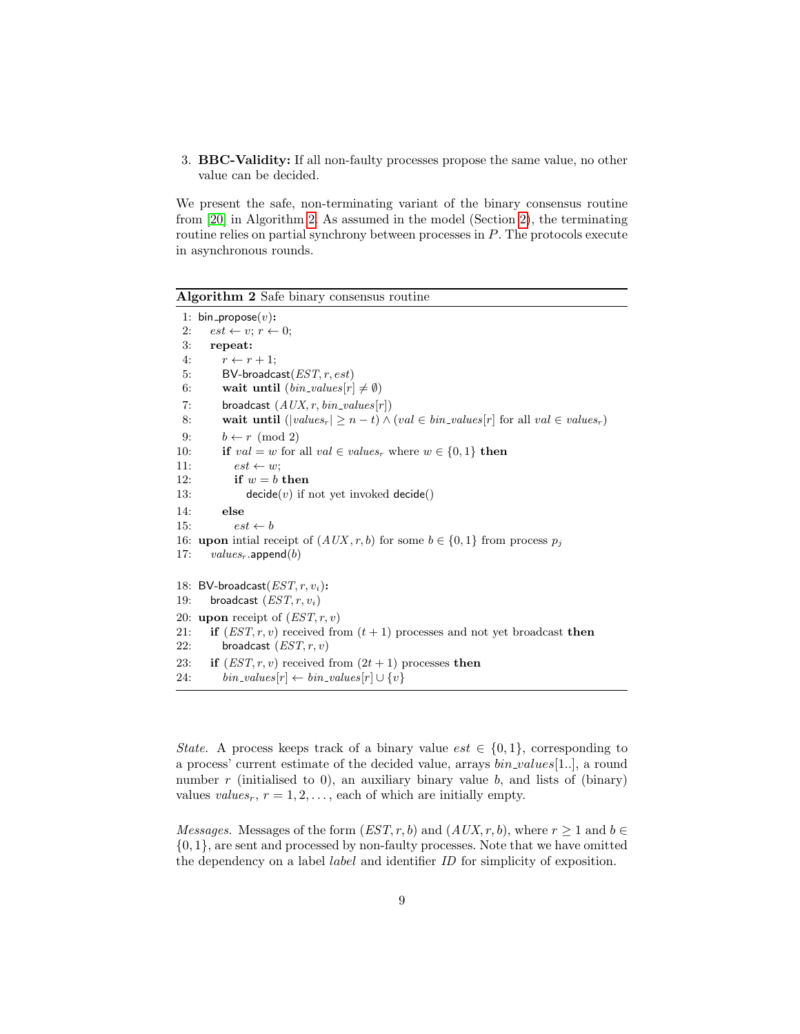3. **BBC-Validity:** If all non-faulty processes propose the same value, no other value can be decided.

We present the safe, non-terminating variant of the binary consensus routine from [20] in Algorithm 2. As assumed in the model (Section 2), the terminating routine relies on partial synchrony between processes in $P$. The protocols execute in asynchronous rounds.

**Algorithm 2** Safe binary consensus routine

```
1:  bin_propose(v):
2:     est ← v; r ← 0;
3:     repeat:
4:        r ← r + 1;
5:        BV-broadcast(EST, r, est)
6:        wait until (bin_values[r] ≠ ∅)
7:        broadcast (AUX, r, bin_values[r])
8:        wait until (|values_r| ≥ n − t) ∧ (val ∈ bin_values[r] for all val ∈ values_r)
9:        b ← r (mod 2)
10:       if val = w for all val ∈ values_r where w ∈ {0, 1} then
11:          est ← w;
12:          if w = b then
13:             decide(v) if not yet invoked decide()
14:       else
15:          est ← b
16: upon intial receipt of (AUX, r, b) for some b ∈ {0, 1} from process p_j
17:    values_r.append(b)

18: BV-broadcast(EST, r, v_i):
19:    broadcast (EST, r, v_i)
20: upon receipt of (EST, r, v)
21:    if (EST, r, v) received from (t + 1) processes and not yet broadcast then
22:       broadcast (EST, r, v)
23:    if (EST, r, v) received from (2t + 1) processes then
24:       bin_values[r] ← bin_values[r] ∪ {v}
```

*State.* A process keeps track of a binary value $est \in \{0, 1\}$, corresponding to a process' current estimate of the decided value, arrays $bin\_values[1..]$, a round number $r$ (initialised to 0), an auxiliary binary value $b$, and lists of (binary) values $values_r$, $r = 1, 2, \ldots$, each of which are initially empty.

*Messages.* Messages of the form $(EST, r, b)$ and $(AUX, r, b)$, where $r \geq 1$ and $b \in \{0, 1\}$, are sent and processed by non-faulty processes. Note that we have omitted the dependency on a label *label* and identifier *ID* for simplicity of exposition.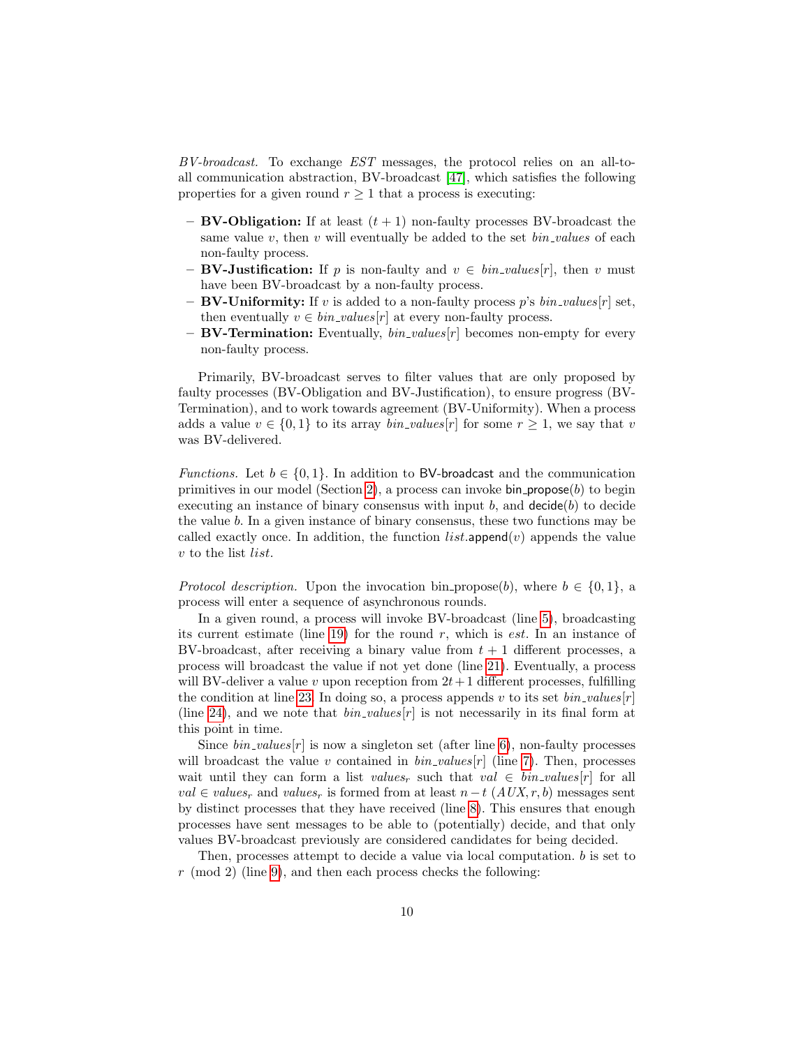*BV-broadcast.* To exchange *EST* messages, the protocol relies on an all-to-all communication abstraction, BV-broadcast [47], which satisfies the following properties for a given round $r \geq 1$ that a process is executing:

- **BV-Obligation:** If at least $(t+1)$ non-faulty processes BV-broadcast the same value $v$, then $v$ will eventually be added to the set $bin\_values$ of each non-faulty process.
- **BV-Justification:** If $p$ is non-faulty and $v \in bin\_values[r]$, then $v$ must have been BV-broadcast by a non-faulty process.
- **BV-Uniformity:** If $v$ is added to a non-faulty process $p$'s $bin\_values[r]$ set, then eventually $v \in bin\_values[r]$ at every non-faulty process.
- **BV-Termination:** Eventually, $bin\_values[r]$ becomes non-empty for every non-faulty process.

Primarily, BV-broadcast serves to filter values that are only proposed by faulty processes (BV-Obligation and BV-Justification), to ensure progress (BV-Termination), and to work towards agreement (BV-Uniformity). When a process adds a value $v \in \{0, 1\}$ to its array $bin\_values[r]$ for some $r \geq 1$, we say that $v$ was BV-delivered.

*Functions.* Let $b \in \{0, 1\}$. In addition to BV-broadcast and the communication primitives in our model (Section 2), a process can invoke bin_propose($b$) to begin executing an instance of binary consensus with input $b$, and decide($b$) to decide the value $b$. In a given instance of binary consensus, these two functions may be called exactly once. In addition, the function $list$.append($v$) appends the value $v$ to the list $list$.

*Protocol description.* Upon the invocation bin_propose($b$), where $b \in \{0, 1\}$, a process will enter a sequence of asynchronous rounds.

In a given round, a process will invoke BV-broadcast (line 5), broadcasting its current estimate (line 19) for the round $r$, which is $est$. In an instance of BV-broadcast, after receiving a binary value from $t+1$ different processes, a process will broadcast the value if not yet done (line 21). Eventually, a process will BV-deliver a value $v$ upon reception from $2t+1$ different processes, fulfilling the condition at line 23. In doing so, a process appends $v$ to its set $bin\_values[r]$ (line 24), and we note that $bin\_values[r]$ is not necessarily in its final form at this point in time.

Since $bin\_values[r]$ is now a singleton set (after line 6), non-faulty processes will broadcast the value $v$ contained in $bin\_values[r]$ (line 7). Then, processes wait until they can form a list $values_r$ such that $val \in bin\_values[r]$ for all $val \in values_r$ and $values_r$ is formed from at least $n-t$ $(AUX, r, b)$ messages sent by distinct processes that they have received (line 8). This ensures that enough processes have sent messages to be able to (potentially) decide, and that only values BV-broadcast previously are considered candidates for being decided.

Then, processes attempt to decide a value via local computation. $b$ is set to $r \pmod 2$ (line 9), and then each process checks the following: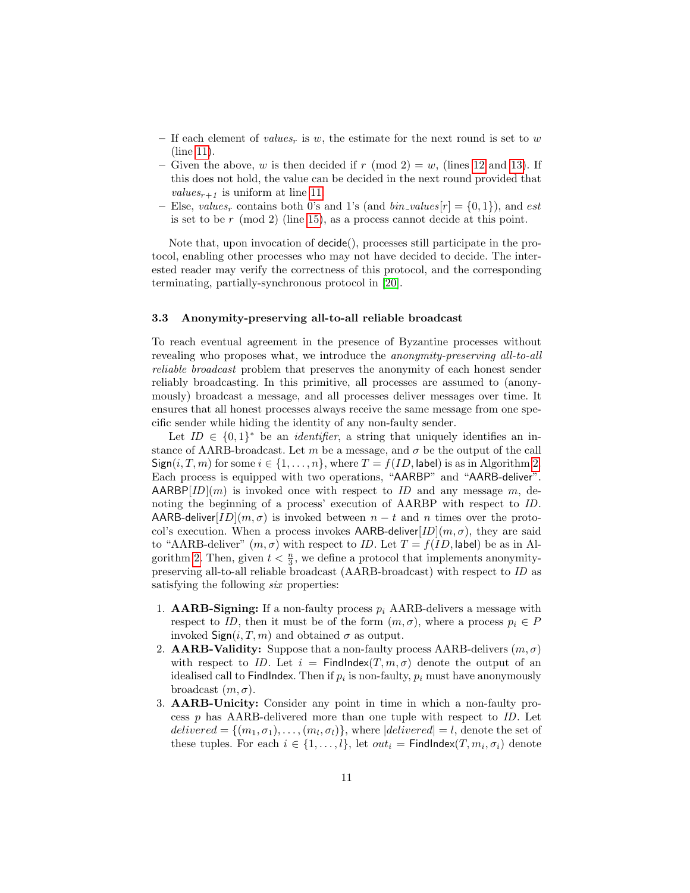– If each element of $values_r$ is $w$, the estimate for the next round is set to $w$ (line 11).
– Given the above, $w$ is then decided if $r \pmod 2 = w$, (lines 12 and 13). If this does not hold, the value can be decided in the next round provided that $values_{r+1}$ is uniform at line 11.
– Else, $values_r$ contains both 0's and 1's (and $bin\_values[r] = \{0, 1\}$), and $est$ is set to be $r \pmod 2$ (line 15), as a process cannot decide at this point.

Note that, upon invocation of decide(), processes still participate in the protocol, enabling other processes who may not have decided to decide. The interested reader may verify the correctness of this protocol, and the corresponding terminating, partially-synchronous protocol in [20].

### 3.3 Anonymity-preserving all-to-all reliable broadcast

To reach eventual agreement in the presence of Byzantine processes without revealing who proposes what, we introduce the *anonymity-preserving all-to-all reliable broadcast* problem that preserves the anonymity of each honest sender reliably broadcasting. In this primitive, all processes are assumed to (anonymously) broadcast a message, and all processes deliver messages over time. It ensures that all honest processes always receive the same message from one specific sender while hiding the identity of any non-faulty sender.

Let $ID \in \{0, 1\}^*$ be an *identifier*, a string that uniquely identifies an instance of AARB-broadcast. Let $m$ be a message, and $\sigma$ be the output of the call $\mathsf{Sign}(i, T, m)$ for some $i \in \{1, \dots, n\}$, where $T = f(ID, \mathsf{label})$ is as in Algorithm 2. Each process is equipped with two operations, "AARBP" and "AARB-deliver". $\mathsf{AARBP}[ID](m)$ is invoked once with respect to $ID$ and any message $m$, denoting the beginning of a process' execution of AARBP with respect to $ID$. $\mathsf{AARB\text{-}deliver}[ID](m, \sigma)$ is invoked between $n - t$ and $n$ times over the protocol's execution. When a process invokes $\mathsf{AARB\text{-}deliver}[ID](m, \sigma)$, they are said to "AARB-deliver" $(m, \sigma)$ with respect to $ID$. Let $T = f(ID, \mathsf{label})$ be as in Algorithm 2. Then, given $t < \frac{n}{3}$, we define a protocol that implements anonymity-preserving all-to-all reliable broadcast (AARB-broadcast) with respect to $ID$ as satisfying the following *six* properties:

1. **AARB-Signing:** If a non-faulty process $p_i$ AARB-delivers a message with respect to $ID$, then it must be of the form $(m, \sigma)$, where a process $p_i \in P$ invoked $\mathsf{Sign}(i, T, m)$ and obtained $\sigma$ as output.
2. **AARB-Validity:** Suppose that a non-faulty process AARB-delivers $(m, \sigma)$ with respect to $ID$. Let $i = \mathsf{FindIndex}(T, m, \sigma)$ denote the output of an idealised call to FindIndex. Then if $p_i$ is non-faulty, $p_i$ must have anonymously broadcast $(m, \sigma)$.
3. **AARB-Unicity:** Consider any point in time in which a non-faulty process $p$ has AARB-delivered more than one tuple with respect to $ID$. Let $delivered = \{(m_1, \sigma_1), \dots, (m_l, \sigma_l)\}$, where $|delivered| = l$, denote the set of these tuples. For each $i \in \{1, \dots, l\}$, let $out_i = \mathsf{FindIndex}(T, m_i, \sigma_i)$ denote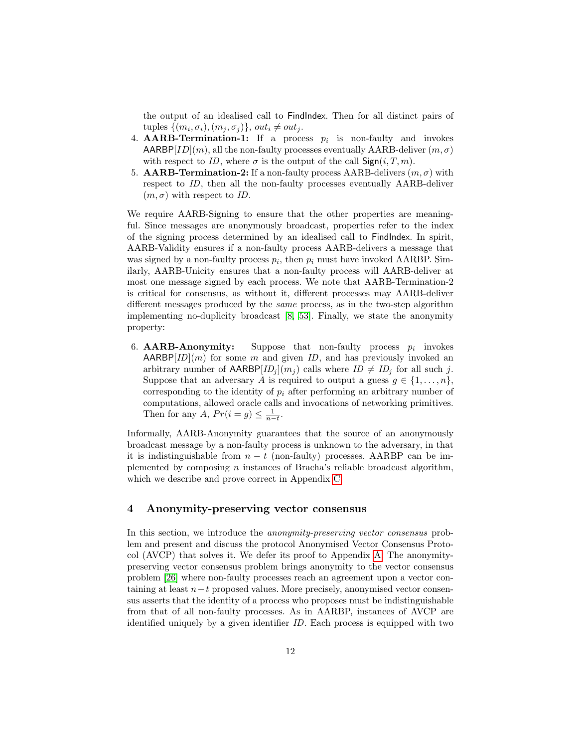the output of an idealised call to FindIndex. Then for all distinct pairs of tuples $\{(m_i, \sigma_i), (m_j, \sigma_j)\}$, $out_i \neq out_j$.

4. **AARB-Termination-1:** If a process $p_i$ is non-faulty and invokes $\mathsf{AARBP}[ID](m)$, all the non-faulty processes eventually AARB-deliver $(m, \sigma)$ with respect to $ID$, where $\sigma$ is the output of the call $\mathsf{Sign}(i, T, m)$.
5. **AARB-Termination-2:** If a non-faulty process AARB-delivers $(m, \sigma)$ with respect to $ID$, then all the non-faulty processes eventually AARB-deliver $(m, \sigma)$ with respect to $ID$.

We require AARB-Signing to ensure that the other properties are meaningful. Since messages are anonymously broadcast, properties refer to the index of the signing process determined by an idealised call to FindIndex. In spirit, AARB-Validity ensures if a non-faulty process AARB-delivers a message that was signed by a non-faulty process $p_i$, then $p_i$ must have invoked AARBP. Similarly, AARB-Unicity ensures that a non-faulty process will AARB-deliver at most one message signed by each process. We note that AARB-Termination-2 is critical for consensus, as without it, different processes may AARB-deliver different messages produced by the *same* process, as in the two-step algorithm implementing no-duplicity broadcast [8, 53]. Finally, we state the anonymity property:

6. **AARB-Anonymity:** Suppose that non-faulty process $p_i$ invokes $\mathsf{AARBP}[ID](m)$ for some $m$ and given $ID$, and has previously invoked an arbitrary number of $\mathsf{AARBP}[ID_j](m_j)$ calls where $ID \neq ID_j$ for all such $j$. Suppose that an adversary $A$ is required to output a guess $g \in \{1, \ldots, n\}$, corresponding to the identity of $p_i$ after performing an arbitrary number of computations, allowed oracle calls and invocations of networking primitives. Then for any $A$, $Pr(i = g) \leq \frac{1}{n-t}$.

Informally, AARB-Anonymity guarantees that the source of an anonymously broadcast message by a non-faulty process is unknown to the adversary, in that it is indistinguishable from $n - t$ (non-faulty) processes. AARBP can be implemented by composing $n$ instances of Bracha's reliable broadcast algorithm, which we describe and prove correct in Appendix C.

## 4 Anonymity-preserving vector consensus

In this section, we introduce the *anonymity-preserving vector consensus* problem and present and discuss the protocol Anonymised Vector Consensus Protocol (AVCP) that solves it. We defer its proof to Appendix A. The anonymity-preserving vector consensus problem brings anonymity to the vector consensus problem [26] where non-faulty processes reach an agreement upon a vector containing at least $n-t$ proposed values. More precisely, anonymised vector consensus asserts that the identity of a process who proposes must be indistinguishable from that of all non-faulty processes. As in AARBP, instances of AVCP are identified uniquely by a given identifier $ID$. Each process is equipped with two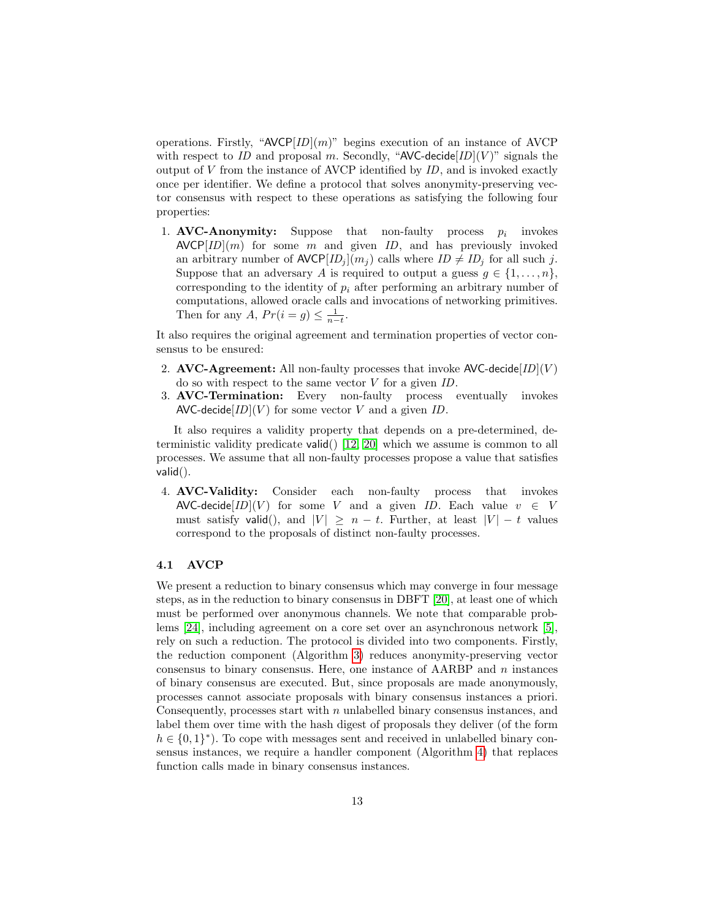operations. Firstly, "AVCP$[ID](m)$" begins execution of an instance of AVCP with respect to $ID$ and proposal $m$. Secondly, "AVC-decide$[ID](V)$" signals the output of $V$ from the instance of AVCP identified by $ID$, and is invoked exactly once per identifier. We define a protocol that solves anonymity-preserving vector consensus with respect to these operations as satisfying the following four properties:

1. **AVC-Anonymity:** Suppose that non-faulty process $p_i$ invokes AVCP$[ID](m)$ for some $m$ and given $ID$, and has previously invoked an arbitrary number of AVCP$[ID_j](m_j)$ calls where $ID \neq ID_j$ for all such $j$. Suppose that an adversary $A$ is required to output a guess $g \in \{1, \dots, n\}$, corresponding to the identity of $p_i$ after performing an arbitrary number of computations, allowed oracle calls and invocations of networking primitives. Then for any $A$, $Pr(i = g) \leq \frac{1}{n-t}$.

It also requires the original agreement and termination properties of vector consensus to be ensured:

2. **AVC-Agreement:** All non-faulty processes that invoke AVC-decide$[ID](V)$ do so with respect to the same vector $V$ for a given $ID$.
3. **AVC-Termination:** Every non-faulty process eventually invokes AVC-decide$[ID](V)$ for some vector $V$ and a given $ID$.

It also requires a validity property that depends on a pre-determined, deterministic validity predicate valid() [12,20] which we assume is common to all processes. We assume that all non-faulty processes propose a value that satisfies valid().

4. **AVC-Validity:** Consider each non-faulty process that invokes AVC-decide$[ID](V)$ for some $V$ and a given $ID$. Each value $v \in V$ must satisfy valid(), and $|V| \geq n - t$. Further, at least $|V| - t$ values correspond to the proposals of distinct non-faulty processes.

### 4.1 AVCP

We present a reduction to binary consensus which may converge in four message steps, as in the reduction to binary consensus in DBFT [20], at least one of which must be performed over anonymous channels. We note that comparable problems [24], including agreement on a core set over an asynchronous network [5], rely on such a reduction. The protocol is divided into two components. Firstly, the reduction component (Algorithm 3) reduces anonymity-preserving vector consensus to binary consensus. Here, one instance of AARBP and $n$ instances of binary consensus are executed. But, since proposals are made anonymously, processes cannot associate proposals with binary consensus instances a priori. Consequently, processes start with $n$ unlabelled binary consensus instances, and label them over time with the hash digest of proposals they deliver (of the form $h \in \{0, 1\}^*$). To cope with messages sent and received in unlabelled binary consensus instances, we require a handler component (Algorithm 4) that replaces function calls made in binary consensus instances.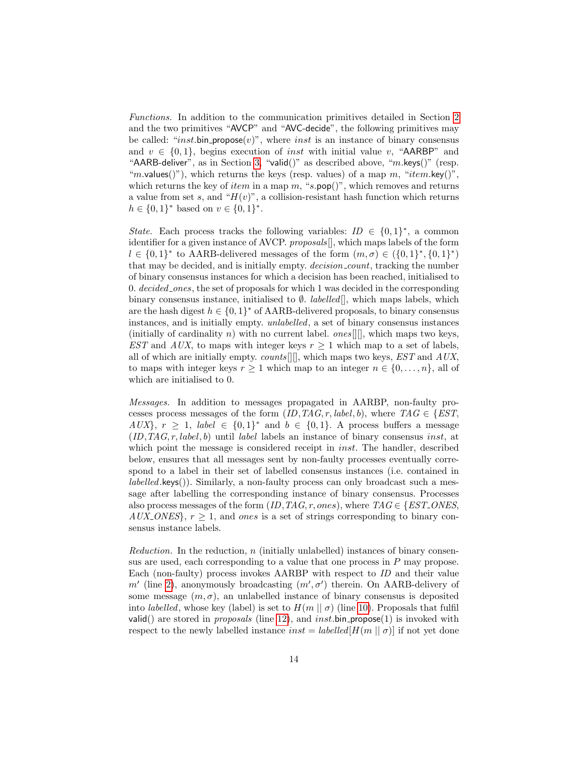*Functions.* In addition to the communication primitives detailed in Section 2 and the two primitives "AVCP" and "AVC-decide", the following primitives may be called: "$inst$.bin_propose($v$)", where $inst$ is an instance of binary consensus and $v \in \{0, 1\}$, begins execution of $inst$ with initial value $v$, "AARBP" and "AARB-deliver", as in Section 3, "valid()" as described above, "$m$.keys()" (resp. "$m$.values()"), which returns the keys (resp. values) of a map $m$, "$item$.key()", which returns the key of $item$ in a map $m$, "$s$.pop()", which removes and returns a value from set $s$, and "$H(v)$", a collision-resistant hash function which returns $h \in \{0, 1\}^*$ based on $v \in \{0, 1\}^*$.

*State.* Each process tracks the following variables: $ID \in \{0, 1\}^*$, a common identifier for a given instance of AVCP. $proposals$[], which maps labels of the form $l \in \{0, 1\}^*$ to AARB-delivered messages of the form $(m, \sigma) \in (\{0, 1\}^*, \{0, 1\}^*)$ that may be decided, and is initially empty. $decision\_count$, tracking the number of binary consensus instances for which a decision has been reached, initialised to 0. $decided\_ones$, the set of proposals for which 1 was decided in the corresponding binary consensus instance, initialised to $\emptyset$. $labelled$[], which maps labels, which are the hash digest $h \in \{0, 1\}^*$ of AARB-delivered proposals, to binary consensus instances, and is initially empty. $unlabelled$, a set of binary consensus instances (initially of cardinality $n$) with no current label. $ones$[][], which maps two keys, $EST$ and $AUX$, to maps with integer keys $r \geq 1$ which map to a set of labels, all of which are initially empty. $counts$[][], which maps two keys, $EST$ and $AUX$, to maps with integer keys $r \geq 1$ which map to an integer $n \in \{0, \ldots, n\}$, all of which are initialised to 0.

*Messages.* In addition to messages propagated in AARBP, non-faulty processes process messages of the form $(ID, TAG, r, label, b)$, where $TAG \in \{EST, AUX\}$, $r \geq 1$, $label \in \{0, 1\}^*$ and $b \in \{0, 1\}$. A process buffers a message $(ID, TAG, r, label, b)$ until $label$ labels an instance of binary consensus $inst$, at which point the message is considered receipt in $inst$. The handler, described below, ensures that all messages sent by non-faulty processes eventually correspond to a label in their set of labelled consensus instances (i.e. contained in $labelled$.keys()). Similarly, a non-faulty process can only broadcast such a message after labelling the corresponding instance of binary consensus. Processes also process messages of the form $(ID, TAG, r, ones)$, where $TAG \in \{EST\_ONES, AUX\_ONES\}$, $r \geq 1$, and $ones$ is a set of strings corresponding to binary consensus instance labels.

*Reduction.* In the reduction, $n$ (initially unlabelled) instances of binary consensus are used, each corresponding to a value that one process in $P$ may propose. Each (non-faulty) process invokes AARBP with respect to $ID$ and their value $m'$ (line 2), anonymously broadcasting $(m', \sigma')$ therein. On AARB-delivery of some message $(m, \sigma)$, an unlabelled instance of binary consensus is deposited into $labelled$, whose key (label) is set to $H(m \mid\mid \sigma)$ (line 10). Proposals that fulfil valid() are stored in $proposals$ (line 12), and $inst$.bin_propose(1) is invoked with respect to the newly labelled instance $inst = labelled[H(m \mid\mid \sigma)]$ if not yet done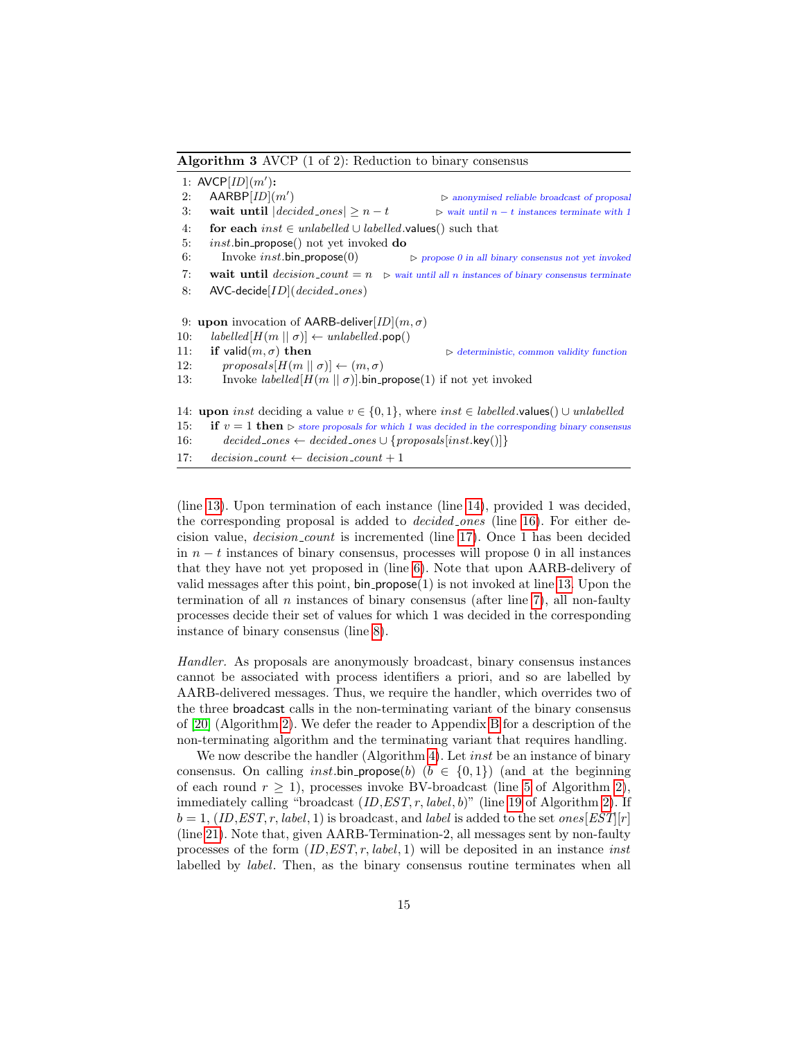**Algorithm 3** AVCP (1 of 2): Reduction to binary consensus

```
 1: AVCP[ID](m'):
 2:   AARBP[ID](m')                          ▷ anonymised reliable broadcast of proposal
 3:   wait until |decided_ones| ≥ n − t      ▷ wait until n − t instances terminate with 1
 4:   for each inst ∈ unlabelled ∪ labelled.values() such that
 5:   inst.bin_propose() not yet invoked do
 6:      Invoke inst.bin_propose(0)          ▷ propose 0 in all binary consensus not yet invoked
 7:   wait until decision_count = n          ▷ wait until all n instances of binary consensus terminate
 8:   AVC-decide[ID](decided_ones)

 9: upon invocation of AARB-deliver[ID](m, σ)
10:   labelled[H(m || σ)] ← unlabelled.pop()
11:   if valid(m, σ) then                    ▷ deterministic, common validity function
12:      proposals[H(m || σ)] ← (m, σ)
13:      Invoke labelled[H(m || σ)].bin_propose(1) if not yet invoked

14: upon inst deciding a value v ∈ {0, 1}, where inst ∈ labelled.values() ∪ unlabelled
15:   if v = 1 then ▷ store proposals for which 1 was decided in the corresponding binary consensus
16:      decided_ones ← decided_ones ∪ {proposals[inst.key()]}
17:   decision_count ← decision_count + 1
```

(line 13). Upon termination of each instance (line 14), provided 1 was decided, the corresponding proposal is added to *decided_ones* (line 16). For either decision value, *decision_count* is incremented (line 17). Once 1 has been decided in $n - t$ instances of binary consensus, processes will propose 0 in all instances that they have not yet proposed in (line 6). Note that upon AARB-delivery of valid messages after this point, bin_propose(1) is not invoked at line 13. Upon the termination of all $n$ instances of binary consensus (after line 7), all non-faulty processes decide their set of values for which 1 was decided in the corresponding instance of binary consensus (line 8).

*Handler.* As proposals are anonymously broadcast, binary consensus instances cannot be associated with process identifiers a priori, and so are labelled by AARB-delivered messages. Thus, we require the handler, which overrides two of the three broadcast calls in the non-terminating variant of the binary consensus of [20] (Algorithm 2). We defer the reader to Appendix B for a description of the non-terminating algorithm and the terminating variant that requires handling.

We now describe the handler (Algorithm 4). Let *inst* be an instance of binary consensus. On calling *inst*.bin_propose($b$) ($b \in \{0, 1\}$) (and at the beginning of each round $r \geq 1$), processes invoke BV-broadcast (line 5 of Algorithm 2), immediately calling "broadcast $(ID, EST, r, label, b)$" (line 19 of Algorithm 2). If $b = 1$, $(ID, EST, r, label, 1)$ is broadcast, and *label* is added to the set $ones[EST][r]$ (line 21). Note that, given AARB-Termination-2, all messages sent by non-faulty processes of the form $(ID, EST, r, label, 1)$ will be deposited in an instance *inst* labelled by *label*. Then, as the binary consensus routine terminates when all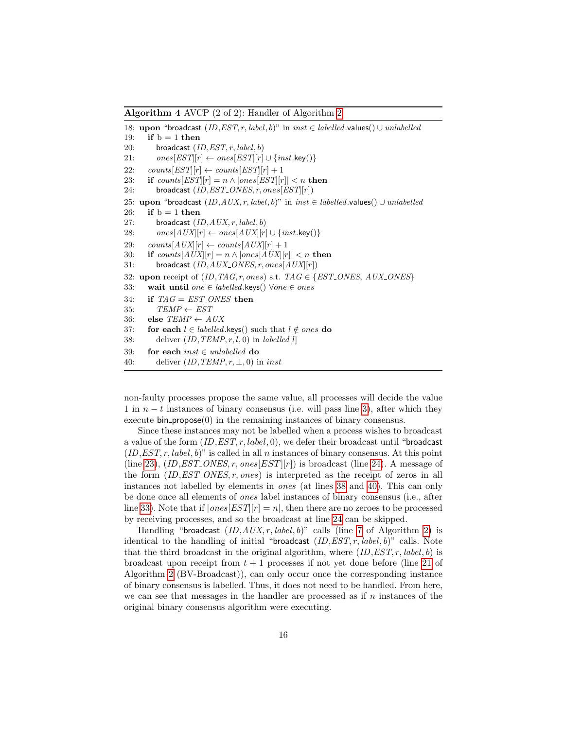**Algorithm 4** AVCP (2 of 2): Handler of Algorithm 2

```
18: upon "broadcast (ID, EST, r, label, b)" in inst ∈ labelled.values() ∪ unlabelled
19:   if b = 1 then
20:     broadcast (ID, EST, r, label, b)
21:     ones[EST][r] ← ones[EST][r] ∪ {inst.key()}
22:   counts[EST][r] ← counts[EST][r] + 1
23:   if counts[EST][r] = n ∧ |ones[EST][r]| < n then
24:     broadcast (ID, EST_ONES, r, ones[EST][r])
25: upon "broadcast (ID, AUX, r, label, b)" in inst ∈ labelled.values() ∪ unlabelled
26:   if b = 1 then
27:     broadcast (ID, AUX, r, label, b)
28:     ones[AUX][r] ← ones[AUX][r] ∪ {inst.key()}
29:   counts[AUX][r] ← counts[AUX][r] + 1
30:   if counts[AUX][r] = n ∧ |ones[AUX][r]| < n then
31:     broadcast (ID, AUX_ONES, r, ones[AUX][r])
32: upon receipt of (ID, TAG, r, ones) s.t. TAG ∈ {EST_ONES, AUX_ONES}
33:   wait until one ∈ labelled.keys() ∀one ∈ ones
34:   if TAG = EST_ONES then
35:     TEMP ← EST
36:   else TEMP ← AUX
37:   for each l ∈ labelled.keys() such that l ∉ ones do
38:     deliver (ID, TEMP, r, l, 0) in labelled[l]
39:   for each inst ∈ unlabelled do
40:     deliver (ID, TEMP, r, ⊥, 0) in inst
```

non-faulty processes propose the same value, all processes will decide the value 1 in $n-t$ instances of binary consensus (i.e. will pass line 3), after which they execute bin_propose(0) in the remaining instances of binary consensus.

Since these instances may not be labelled when a process wishes to broadcast a value of the form $(ID, EST, r, label, 0)$, we defer their broadcast until "broadcast $(ID, EST, r, label, b)$" is called in all $n$ instances of binary consensus. At this point (line 23), $(ID, EST\_ONES, r, ones[EST][r])$ is broadcast (line 24). A message of the form $(ID, EST\_ONES, r, ones)$ is interpreted as the receipt of zeros in all instances not labelled by elements in $ones$ (at lines 38 and 40). This can only be done once all elements of $ones$ label instances of binary consensus (i.e., after line 33). Note that if $|ones[EST][r] = n|$, then there are no zeroes to be processed by receiving processes, and so the broadcast at line 24 can be skipped.

Handling "broadcast $(ID, AUX, r, label, b)$" calls (line 7 of Algorithm 2) is identical to the handling of initial "broadcast $(ID, EST, r, label, b)$" calls. Note that the third broadcast in the original algorithm, where $(ID, EST, r, label, b)$ is broadcast upon receipt from $t+1$ processes if not yet done before (line 21 of Algorithm 2 (BV-Broadcast)), can only occur once the corresponding instance of binary consensus is labelled. Thus, it does not need to be handled. From here, we can see that messages in the handler are processed as if $n$ instances of the original binary consensus algorithm were executing.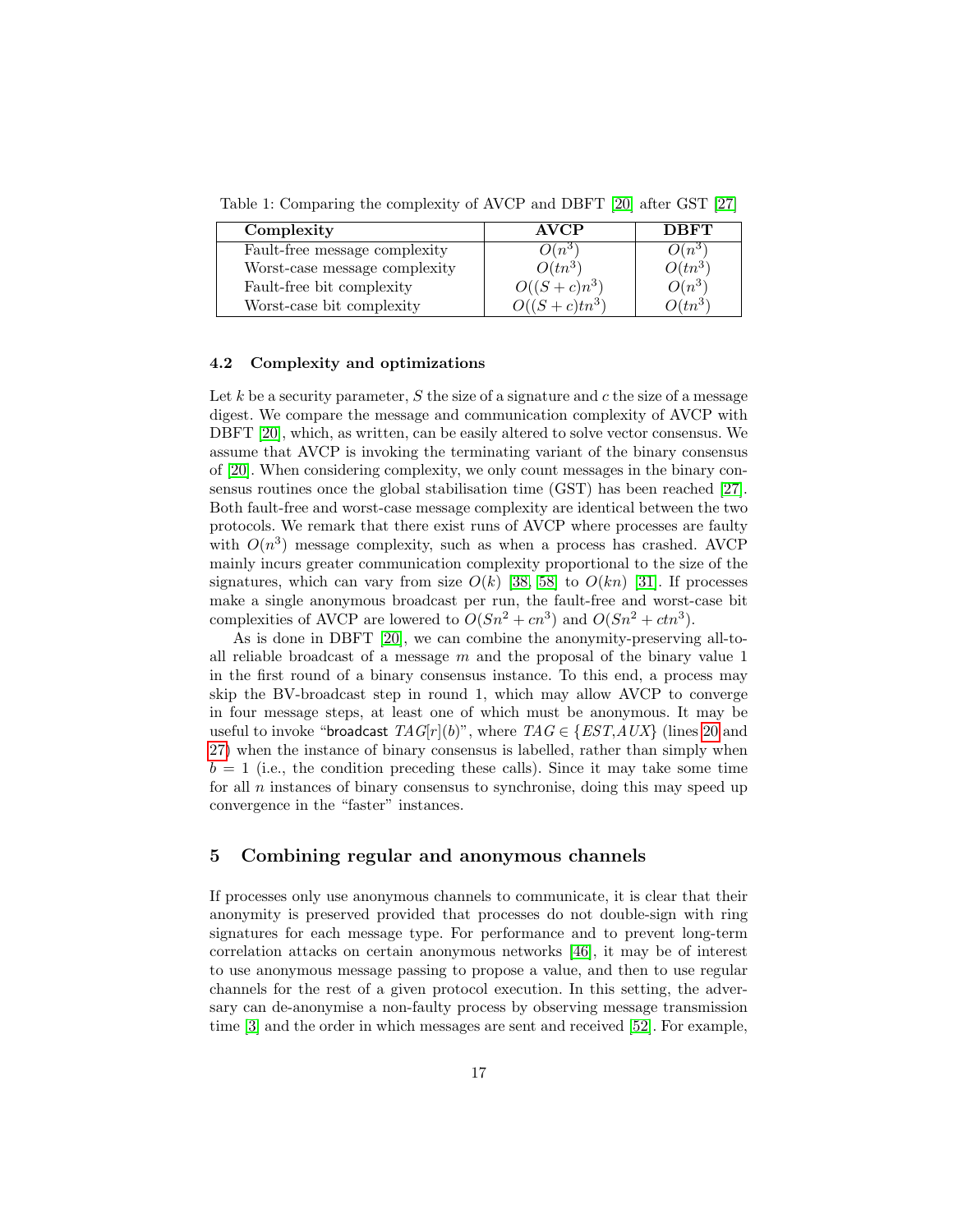Table 1: Comparing the complexity of AVCP and DBFT [20] after GST [27]

| Complexity | AVCP | DBFT |
|---|---|---|
| Fault-free message complexity | $O(n^3)$ | $O(n^3)$ |
| Worst-case message complexity | $O(tn^3)$ | $O(tn^3)$ |
| Fault-free bit complexity | $O((S+c)n^3)$ | $O(n^3)$ |
| Worst-case bit complexity | $O((S+c)tn^3)$ | $O(tn^3)$ |

### 4.2 Complexity and optimizations

Let $k$ be a security parameter, $S$ the size of a signature and $c$ the size of a message digest. We compare the message and communication complexity of AVCP with DBFT [20], which, as written, can be easily altered to solve vector consensus. We assume that AVCP is invoking the terminating variant of the binary consensus of [20]. When considering complexity, we only count messages in the binary consensus routines once the global stabilisation time (GST) has been reached [27]. Both fault-free and worst-case message complexity are identical between the two protocols. We remark that there exist runs of AVCP where processes are faulty with $O(n^3)$ message complexity, such as when a process has crashed. AVCP mainly incurs greater communication complexity proportional to the size of the signatures, which can vary from size $O(k)$ [38, 58] to $O(kn)$ [31]. If processes make a single anonymous broadcast per run, the fault-free and worst-case bit complexities of AVCP are lowered to $O(Sn^2 + cn^3)$ and $O(Sn^2 + ctn^3)$.

As is done in DBFT [20], we can combine the anonymity-preserving all-to-all reliable broadcast of a message $m$ and the proposal of the binary value 1 in the first round of a binary consensus instance. To this end, a process may skip the BV-broadcast step in round 1, which may allow AVCP to converge in four message steps, at least one of which must be anonymous. It may be useful to invoke "broadcast $TAG[r](b)$", where $TAG \in \{EST, AUX\}$ (lines 20 and 27) when the instance of binary consensus is labelled, rather than simply when $b = 1$ (i.e., the condition preceding these calls). Since it may take some time for all $n$ instances of binary consensus to synchronise, doing this may speed up convergence in the "faster" instances.

## 5 Combining regular and anonymous channels

If processes only use anonymous channels to communicate, it is clear that their anonymity is preserved provided that processes do not double-sign with ring signatures for each message type. For performance and to prevent long-term correlation attacks on certain anonymous networks [46], it may be of interest to use anonymous message passing to propose a value, and then to use regular channels for the rest of a given protocol execution. In this setting, the adversary can de-anonymise a non-faulty process by observing message transmission time [3] and the order in which messages are sent and received [52]. For example,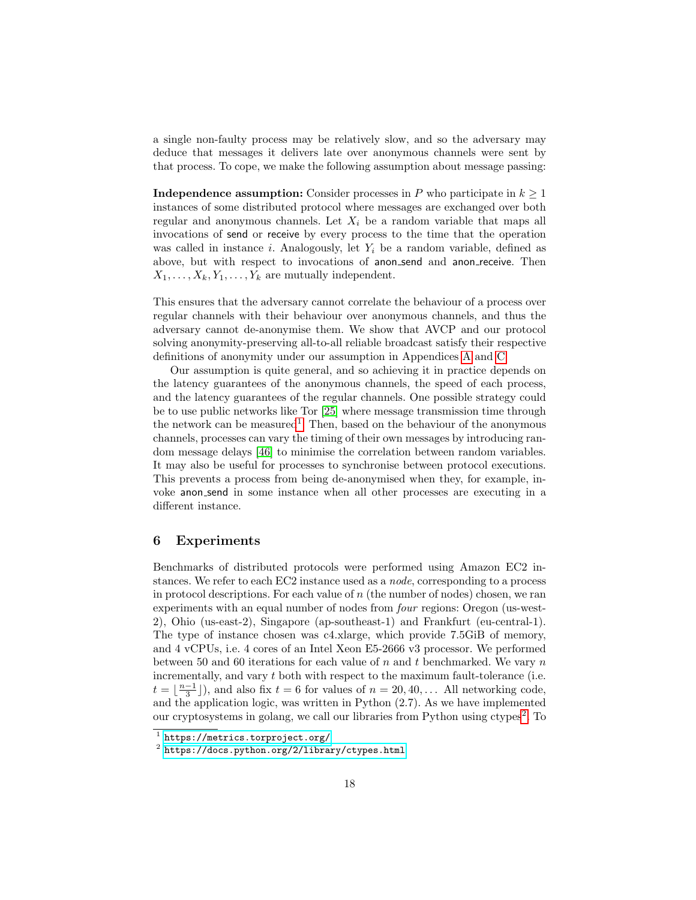a single non-faulty process may be relatively slow, and so the adversary may deduce that messages it delivers late over anonymous channels were sent by that process. To cope, we make the following assumption about message passing:

**Independence assumption:** Consider processes in $P$ who participate in $k \geq 1$ instances of some distributed protocol where messages are exchanged over both regular and anonymous channels. Let $X_i$ be a random variable that maps all invocations of send or receive by every process to the time that the operation was called in instance $i$. Analogously, let $Y_i$ be a random variable, defined as above, but with respect to invocations of anon_send and anon_receive. Then $X_1, \dots, X_k, Y_1, \dots, Y_k$ are mutually independent.

This ensures that the adversary cannot correlate the behaviour of a process over regular channels with their behaviour over anonymous channels, and thus the adversary cannot de-anonymise them. We show that AVCP and our protocol solving anonymity-preserving all-to-all reliable broadcast satisfy their respective definitions of anonymity under our assumption in Appendices A and C.

Our assumption is quite general, and so achieving it in practice depends on the latency guarantees of the anonymous channels, the speed of each process, and the latency guarantees of the regular channels. One possible strategy could be to use public networks like Tor [25] where message transmission time through the network can be measured[1]. Then, based on the behaviour of the anonymous channels, processes can vary the timing of their own messages by introducing random message delays [46] to minimise the correlation between random variables. It may also be useful for processes to synchronise between protocol executions. This prevents a process from being de-anonymised when they, for example, invoke anon_send in some instance when all other processes are executing in a different instance.

## 6 Experiments

Benchmarks of distributed protocols were performed using Amazon EC2 instances. We refer to each EC2 instance used as a *node*, corresponding to a process in protocol descriptions. For each value of $n$ (the number of nodes) chosen, we ran experiments with an equal number of nodes from *four* regions: Oregon (us-west-2), Ohio (us-east-2), Singapore (ap-southeast-1) and Frankfurt (eu-central-1). The type of instance chosen was c4.xlarge, which provide 7.5GiB of memory, and 4 vCPUs, i.e. 4 cores of an Intel Xeon E5-2666 v3 processor. We performed between 50 and 60 iterations for each value of $n$ and $t$ benchmarked. We vary $n$ incrementally, and vary $t$ both with respect to the maximum fault-tolerance (i.e. $t = \lfloor \frac{n-1}{3} \rfloor$), and also fix $t = 6$ for values of $n = 20, 40, \dots$ All networking code, and the application logic, was written in Python (2.7). As we have implemented our cryptosystems in golang, we call our libraries from Python using ctypes[2]. To

[1] https://metrics.torproject.org/

[2] https://docs.python.org/2/library/ctypes.html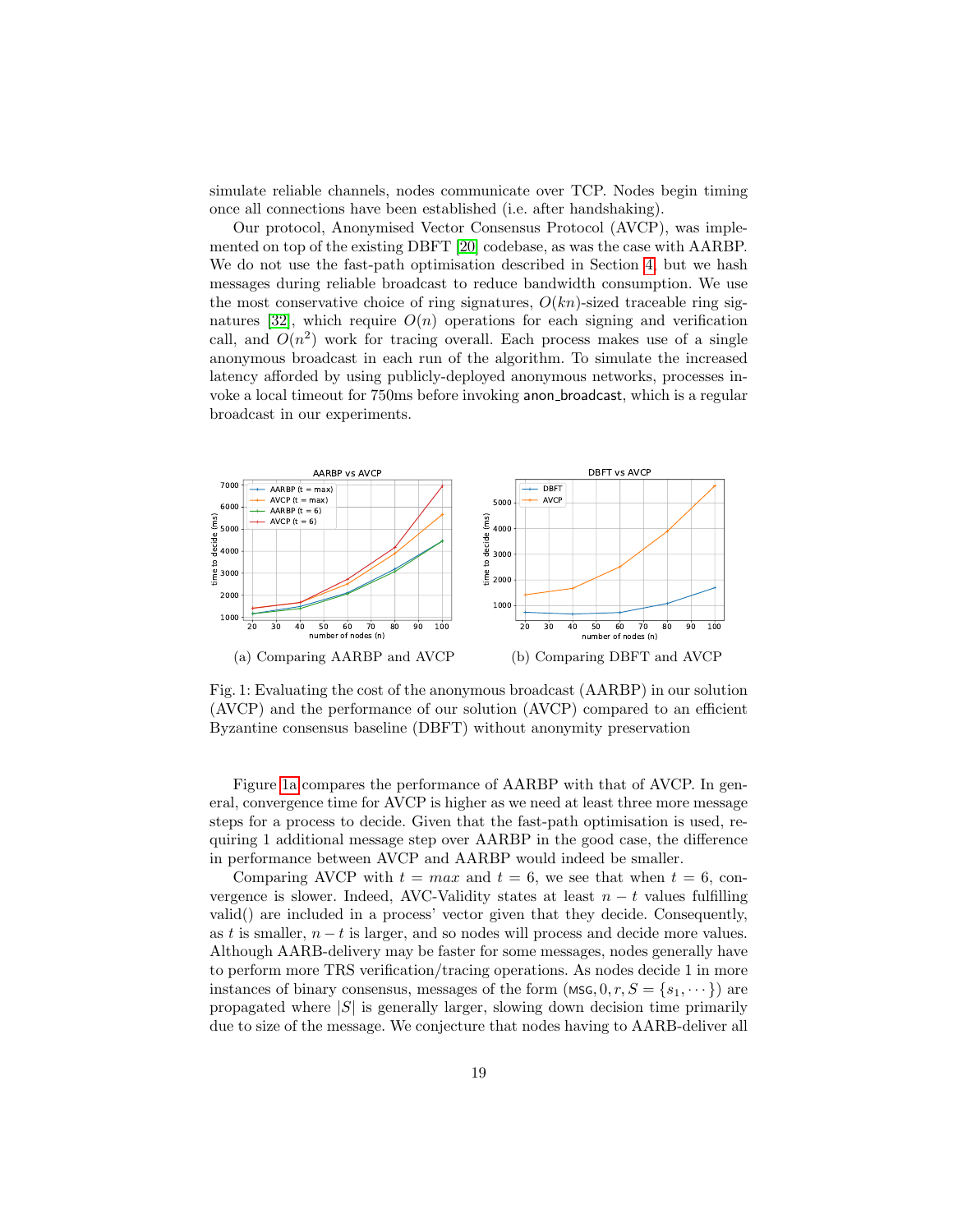simulate reliable channels, nodes communicate over TCP. Nodes begin timing once all connections have been established (i.e. after handshaking).

Our protocol, Anonymised Vector Consensus Protocol (AVCP), was implemented on top of the existing DBFT [20] codebase, as was the case with AARBP. We do not use the fast-path optimisation described in Section 4, but we hash messages during reliable broadcast to reduce bandwidth consumption. We use the most conservative choice of ring signatures, $O(kn)$-sized traceable ring signatures [32], which require $O(n)$ operations for each signing and verification call, and $O(n^2)$ work for tracing overall. Each process makes use of a single anonymous broadcast in each run of the algorithm. To simulate the increased latency afforded by using publicly-deployed anonymous networks, processes invoke a local timeout for 750ms before invoking anon_broadcast, which is a regular broadcast in our experiments.

(a) Comparing AARBP and AVCP

(b) Comparing DBFT and AVCP

Fig. 1: Evaluating the cost of the anonymous broadcast (AARBP) in our solution (AVCP) and the performance of our solution (AVCP) compared to an efficient Byzantine consensus baseline (DBFT) without anonymity preservation

Figure 1a compares the performance of AARBP with that of AVCP. In general, convergence time for AVCP is higher as we need at least three more message steps for a process to decide. Given that the fast-path optimisation is used, requiring 1 additional message step over AARBP in the good case, the difference in performance between AVCP and AARBP would indeed be smaller.

Comparing AVCP with $t = max$ and $t = 6$, we see that when $t = 6$, convergence is slower. Indeed, AVC-Validity states at least $n - t$ values fulfilling valid() are included in a process' vector given that they decide. Consequently, as $t$ is smaller, $n - t$ is larger, and so nodes will process and decide more values. Although AARB-delivery may be faster for some messages, nodes generally have to perform more TRS verification/tracing operations. As nodes decide 1 in more instances of binary consensus, messages of the form $(\text{MSG}, 0, r, S = \{s_1, \cdots\})$ are propagated where $|S|$ is generally larger, slowing down decision time primarily due to size of the message. We conjecture that nodes having to AARB-deliver all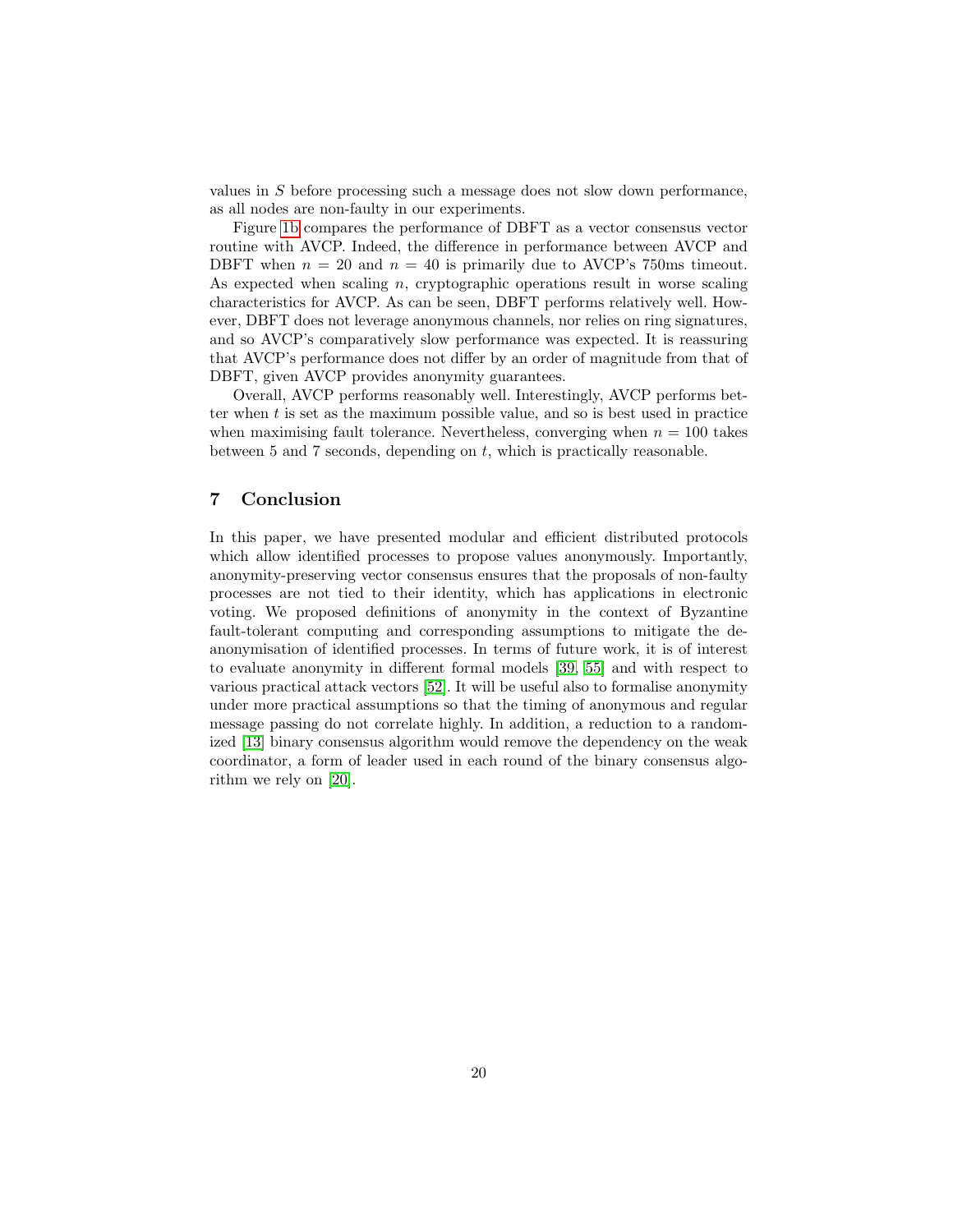values in $S$ before processing such a message does not slow down performance, as all nodes are non-faulty in our experiments.

Figure 1b compares the performance of DBFT as a vector consensus vector routine with AVCP. Indeed, the difference in performance between AVCP and DBFT when $n = 20$ and $n = 40$ is primarily due to AVCP's 750ms timeout. As expected when scaling $n$, cryptographic operations result in worse scaling characteristics for AVCP. As can be seen, DBFT performs relatively well. However, DBFT does not leverage anonymous channels, nor relies on ring signatures, and so AVCP's comparatively slow performance was expected. It is reassuring that AVCP's performance does not differ by an order of magnitude from that of DBFT, given AVCP provides anonymity guarantees.

Overall, AVCP performs reasonably well. Interestingly, AVCP performs better when $t$ is set as the maximum possible value, and so is best used in practice when maximising fault tolerance. Nevertheless, converging when $n = 100$ takes between 5 and 7 seconds, depending on $t$, which is practically reasonable.

## 7 Conclusion

In this paper, we have presented modular and efficient distributed protocols which allow identified processes to propose values anonymously. Importantly, anonymity-preserving vector consensus ensures that the proposals of non-faulty processes are not tied to their identity, which has applications in electronic voting. We proposed definitions of anonymity in the context of Byzantine fault-tolerant computing and corresponding assumptions to mitigate the de-anonymisation of identified processes. In terms of future work, it is of interest to evaluate anonymity in different formal models [39, 55] and with respect to various practical attack vectors [52]. It will be useful also to formalise anonymity under more practical assumptions so that the timing of anonymous and regular message passing do not correlate highly. In addition, a reduction to a randomized [13] binary consensus algorithm would remove the dependency on the weak coordinator, a form of leader used in each round of the binary consensus algorithm we rely on [20].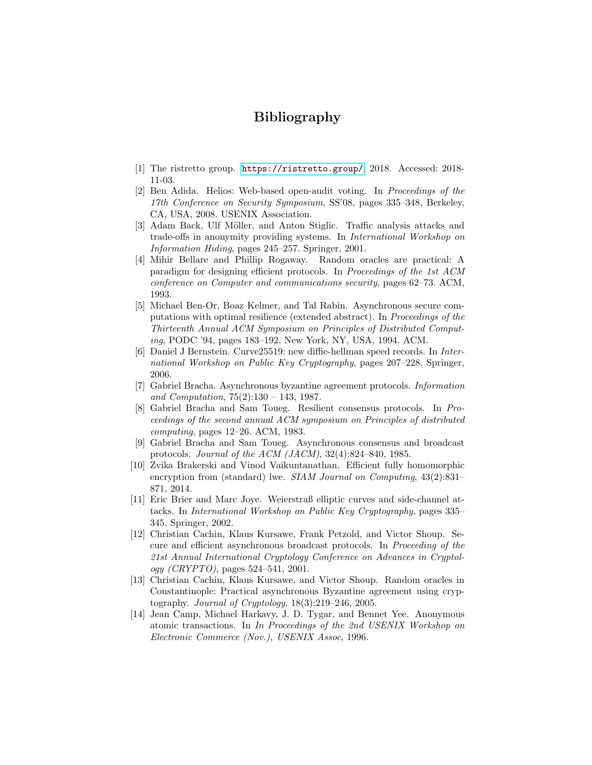# Bibliography

[1] The ristretto group. https://ristretto.group/, 2018. Accessed: 2018-11-03.

[2] Ben Adida. Helios: Web-based open-audit voting. In *Proceedings of the 17th Conference on Security Symposium*, SS'08, pages 335–348, Berkeley, CA, USA, 2008. USENIX Association.

[3] Adam Back, Ulf Möller, and Anton Stiglic. Traffic analysis attacks and trade-offs in anonymity providing systems. In *International Workshop on Information Hiding*, pages 245–257. Springer, 2001.

[4] Mihir Bellare and Phillip Rogaway. Random oracles are practical: A paradigm for designing efficient protocols. In *Proceedings of the 1st ACM conference on Computer and communications security*, pages 62–73. ACM, 1993.

[5] Michael Ben-Or, Boaz Kelmer, and Tal Rabin. Asynchronous secure computations with optimal resilience (extended abstract). In *Proceedings of the Thirteenth Annual ACM Symposium on Principles of Distributed Computing*, PODC '94, pages 183–192, New York, NY, USA, 1994. ACM.

[6] Daniel J Bernstein. Curve25519: new diffie-hellman speed records. In *International Workshop on Public Key Cryptography*, pages 207–228. Springer, 2006.

[7] Gabriel Bracha. Asynchronous byzantine agreement protocols. *Information and Computation*, 75(2):130 – 143, 1987.

[8] Gabriel Bracha and Sam Toueg. Resilient consensus protocols. In *Proceedings of the second annual ACM symposium on Principles of distributed computing*, pages 12–26. ACM, 1983.

[9] Gabriel Bracha and Sam Toueg. Asynchronous consensus and broadcast protocols. *Journal of the ACM (JACM)*, 32(4):824–840, 1985.

[10] Zvika Brakerski and Vinod Vaikuntanathan. Efficient fully homomorphic encryption from (standard) lwe. *SIAM Journal on Computing*, 43(2):831–871, 2014.

[11] Eric Brier and Marc Joye. Weierstraß elliptic curves and side-channel attacks. In *International Workshop on Public Key Cryptography*, pages 335–345. Springer, 2002.

[12] Christian Cachin, Klaus Kursawe, Frank Petzold, and Victor Shoup. Secure and efficient asynchronous broadcast protocols. In *Proceeding of the 21st Annual International Cryptology Conference on Advances in Cryptology (CRYPTO)*, pages 524–541, 2001.

[13] Christian Cachin, Klaus Kursawe, and Victor Shoup. Random oracles in Constantinople: Practical asynchronous Byzantine agreement using cryptography. *Journal of Cryptology*, 18(3):219–246, 2005.

[14] Jean Camp, Michael Harkavy, J. D. Tygar, and Bennet Yee. Anonymous atomic transactions. In *In Proceedings of the 2nd USENIX Workshop on Electronic Commerce (Nov.), USENIX Assoc*, 1996.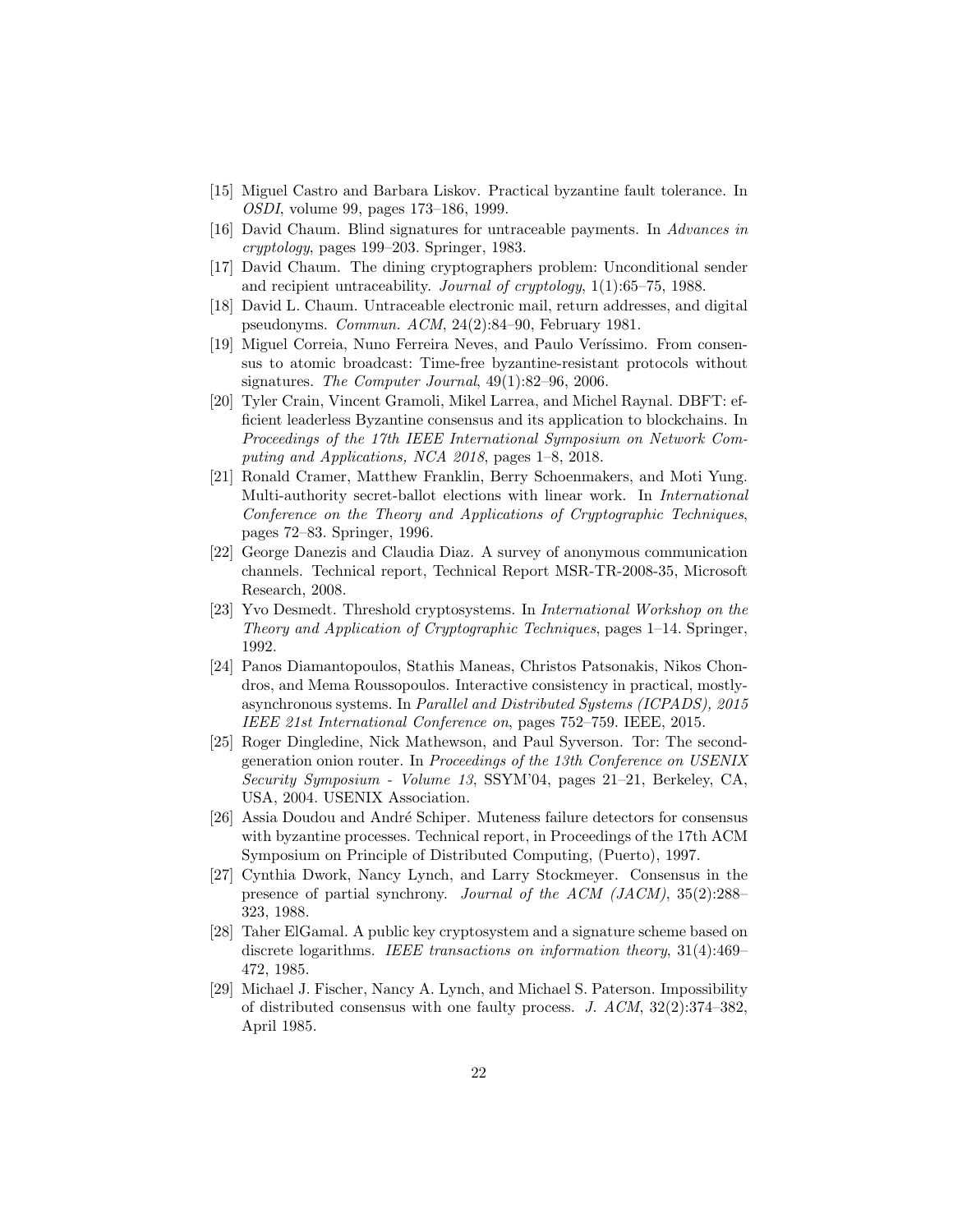[15] Miguel Castro and Barbara Liskov. Practical byzantine fault tolerance. In *OSDI*, volume 99, pages 173–186, 1999.

[16] David Chaum. Blind signatures for untraceable payments. In *Advances in cryptology*, pages 199–203. Springer, 1983.

[17] David Chaum. The dining cryptographers problem: Unconditional sender and recipient untraceability. *Journal of cryptology*, 1(1):65–75, 1988.

[18] David L. Chaum. Untraceable electronic mail, return addresses, and digital pseudonyms. *Commun. ACM*, 24(2):84–90, February 1981.

[19] Miguel Correia, Nuno Ferreira Neves, and Paulo Veríssimo. From consensus to atomic broadcast: Time-free byzantine-resistant protocols without signatures. *The Computer Journal*, 49(1):82–96, 2006.

[20] Tyler Crain, Vincent Gramoli, Mikel Larrea, and Michel Raynal. DBFT: efficient leaderless Byzantine consensus and its application to blockchains. In *Proceedings of the 17th IEEE International Symposium on Network Computing and Applications, NCA 2018*, pages 1–8, 2018.

[21] Ronald Cramer, Matthew Franklin, Berry Schoenmakers, and Moti Yung. Multi-authority secret-ballot elections with linear work. In *International Conference on the Theory and Applications of Cryptographic Techniques*, pages 72–83. Springer, 1996.

[22] George Danezis and Claudia Diaz. A survey of anonymous communication channels. Technical report, Technical Report MSR-TR-2008-35, Microsoft Research, 2008.

[23] Yvo Desmedt. Threshold cryptosystems. In *International Workshop on the Theory and Application of Cryptographic Techniques*, pages 1–14. Springer, 1992.

[24] Panos Diamantopoulos, Stathis Maneas, Christos Patsonakis, Nikos Chondros, and Mema Roussopoulos. Interactive consistency in practical, mostly-asynchronous systems. In *Parallel and Distributed Systems (ICPADS), 2015 IEEE 21st International Conference on*, pages 752–759. IEEE, 2015.

[25] Roger Dingledine, Nick Mathewson, and Paul Syverson. Tor: The second-generation onion router. In *Proceedings of the 13th Conference on USENIX Security Symposium - Volume 13*, SSYM'04, pages 21–21, Berkeley, CA, USA, 2004. USENIX Association.

[26] Assia Doudou and André Schiper. Muteness failure detectors for consensus with byzantine processes. Technical report, in Proceedings of the 17th ACM Symposium on Principle of Distributed Computing, (Puerto), 1997.

[27] Cynthia Dwork, Nancy Lynch, and Larry Stockmeyer. Consensus in the presence of partial synchrony. *Journal of the ACM (JACM)*, 35(2):288–323, 1988.

[28] Taher ElGamal. A public key cryptosystem and a signature scheme based on discrete logarithms. *IEEE transactions on information theory*, 31(4):469–472, 1985.

[29] Michael J. Fischer, Nancy A. Lynch, and Michael S. Paterson. Impossibility of distributed consensus with one faulty process. *J. ACM*, 32(2):374–382, April 1985.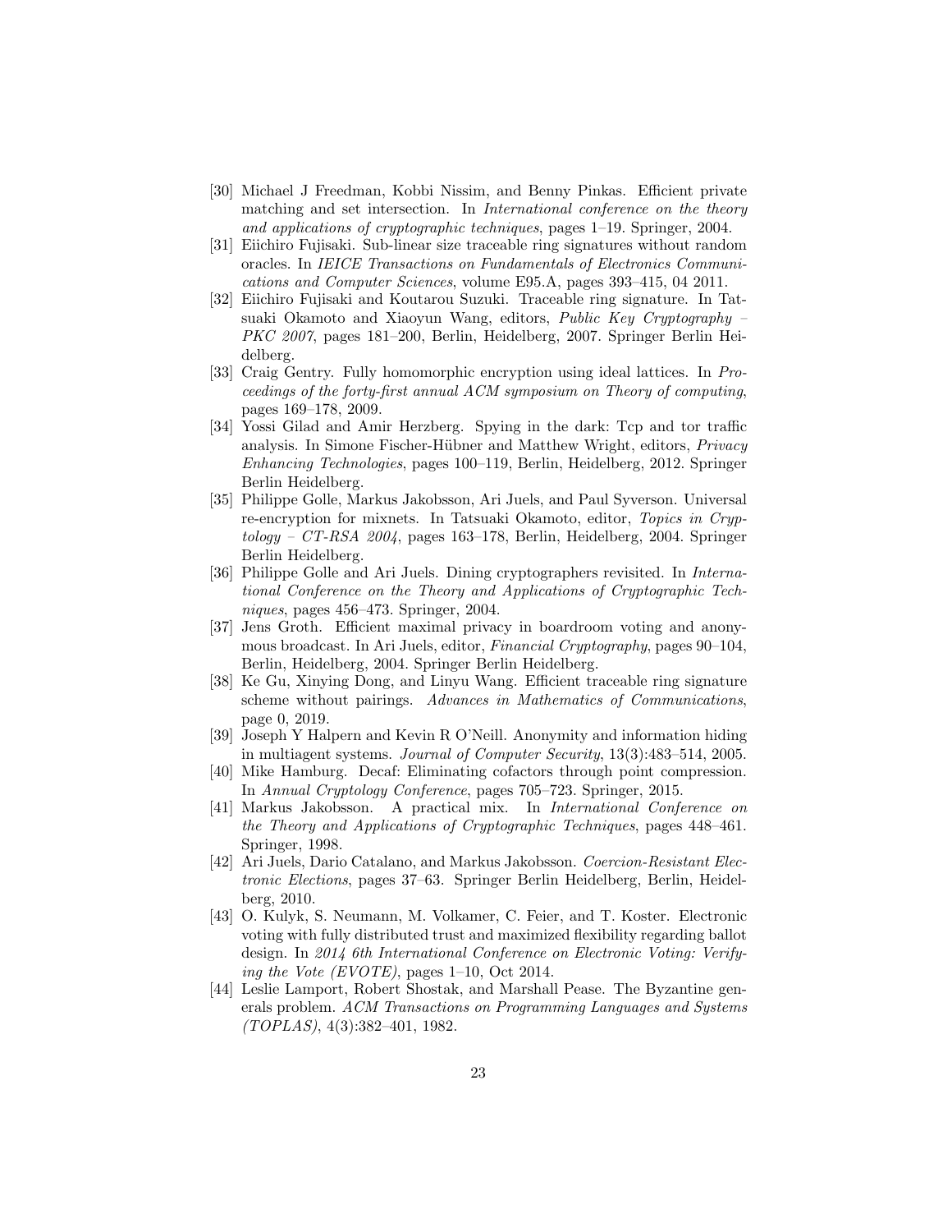[30] Michael J Freedman, Kobbi Nissim, and Benny Pinkas. Efficient private matching and set intersection. In *International conference on the theory and applications of cryptographic techniques*, pages 1–19. Springer, 2004.

[31] Eiichiro Fujisaki. Sub-linear size traceable ring signatures without random oracles. In *IEICE Transactions on Fundamentals of Electronics Communications and Computer Sciences*, volume E95.A, pages 393–415, 04 2011.

[32] Eiichiro Fujisaki and Koutarou Suzuki. Traceable ring signature. In Tatsuaki Okamoto and Xiaoyun Wang, editors, *Public Key Cryptography – PKC 2007*, pages 181–200, Berlin, Heidelberg, 2007. Springer Berlin Heidelberg.

[33] Craig Gentry. Fully homomorphic encryption using ideal lattices. In *Proceedings of the forty-first annual ACM symposium on Theory of computing*, pages 169–178, 2009.

[34] Yossi Gilad and Amir Herzberg. Spying in the dark: Tcp and tor traffic analysis. In Simone Fischer-Hübner and Matthew Wright, editors, *Privacy Enhancing Technologies*, pages 100–119, Berlin, Heidelberg, 2012. Springer Berlin Heidelberg.

[35] Philippe Golle, Markus Jakobsson, Ari Juels, and Paul Syverson. Universal re-encryption for mixnets. In Tatsuaki Okamoto, editor, *Topics in Cryptology – CT-RSA 2004*, pages 163–178, Berlin, Heidelberg, 2004. Springer Berlin Heidelberg.

[36] Philippe Golle and Ari Juels. Dining cryptographers revisited. In *International Conference on the Theory and Applications of Cryptographic Techniques*, pages 456–473. Springer, 2004.

[37] Jens Groth. Efficient maximal privacy in boardroom voting and anonymous broadcast. In Ari Juels, editor, *Financial Cryptography*, pages 90–104, Berlin, Heidelberg, 2004. Springer Berlin Heidelberg.

[38] Ke Gu, Xinying Dong, and Linyu Wang. Efficient traceable ring signature scheme without pairings. *Advances in Mathematics of Communications*, page 0, 2019.

[39] Joseph Y Halpern and Kevin R O'Neill. Anonymity and information hiding in multiagent systems. *Journal of Computer Security*, 13(3):483–514, 2005.

[40] Mike Hamburg. Decaf: Eliminating cofactors through point compression. In *Annual Cryptology Conference*, pages 705–723. Springer, 2015.

[41] Markus Jakobsson. A practical mix. In *International Conference on the Theory and Applications of Cryptographic Techniques*, pages 448–461. Springer, 1998.

[42] Ari Juels, Dario Catalano, and Markus Jakobsson. *Coercion-Resistant Electronic Elections*, pages 37–63. Springer Berlin Heidelberg, Berlin, Heidelberg, 2010.

[43] O. Kulyk, S. Neumann, M. Volkamer, C. Feier, and T. Koster. Electronic voting with fully distributed trust and maximized flexibility regarding ballot design. In *2014 6th International Conference on Electronic Voting: Verifying the Vote (EVOTE)*, pages 1–10, Oct 2014.

[44] Leslie Lamport, Robert Shostak, and Marshall Pease. The Byzantine generals problem. *ACM Transactions on Programming Languages and Systems (TOPLAS)*, 4(3):382–401, 1982.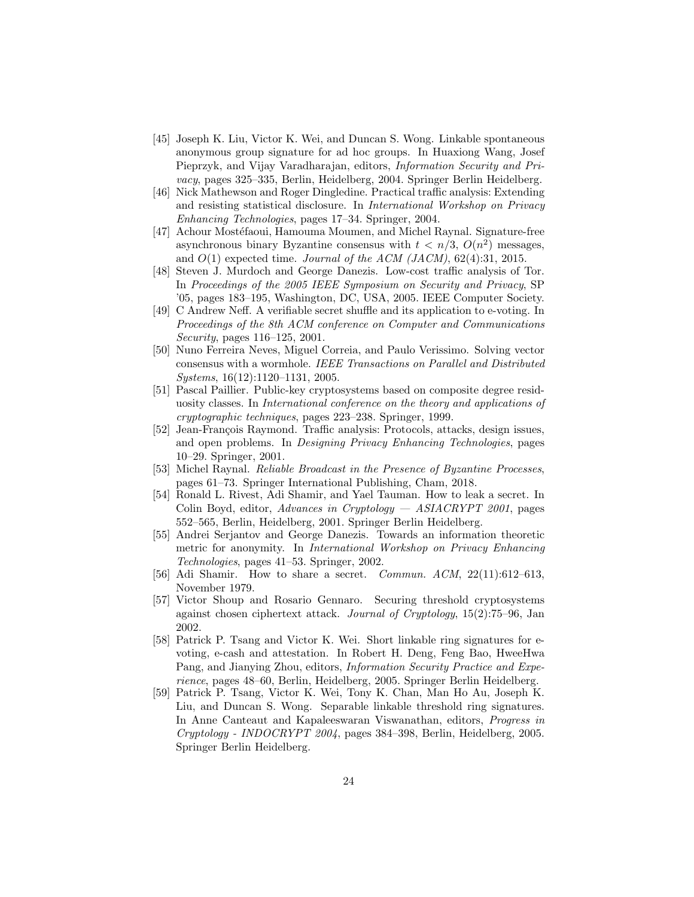[45] Joseph K. Liu, Victor K. Wei, and Duncan S. Wong. Linkable spontaneous anonymous group signature for ad hoc groups. In Huaxiong Wang, Josef Pieprzyk, and Vijay Varadharajan, editors, *Information Security and Privacy*, pages 325–335, Berlin, Heidelberg, 2004. Springer Berlin Heidelberg.

[46] Nick Mathewson and Roger Dingledine. Practical traffic analysis: Extending and resisting statistical disclosure. In *International Workshop on Privacy Enhancing Technologies*, pages 17–34. Springer, 2004.

[47] Achour Mostéfaoui, Hamouma Moumen, and Michel Raynal. Signature-free asynchronous binary Byzantine consensus with $t < n/3$, $O(n^2)$ messages, and $O(1)$ expected time. *Journal of the ACM (JACM)*, 62(4):31, 2015.

[48] Steven J. Murdoch and George Danezis. Low-cost traffic analysis of Tor. In *Proceedings of the 2005 IEEE Symposium on Security and Privacy*, SP '05, pages 183–195, Washington, DC, USA, 2005. IEEE Computer Society.

[49] C Andrew Neff. A verifiable secret shuffle and its application to e-voting. In *Proceedings of the 8th ACM conference on Computer and Communications Security*, pages 116–125, 2001.

[50] Nuno Ferreira Neves, Miguel Correia, and Paulo Verissimo. Solving vector consensus with a wormhole. *IEEE Transactions on Parallel and Distributed Systems*, 16(12):1120–1131, 2005.

[51] Pascal Paillier. Public-key cryptosystems based on composite degree residuosity classes. In *International conference on the theory and applications of cryptographic techniques*, pages 223–238. Springer, 1999.

[52] Jean-François Raymond. Traffic analysis: Protocols, attacks, design issues, and open problems. In *Designing Privacy Enhancing Technologies*, pages 10–29. Springer, 2001.

[53] Michel Raynal. *Reliable Broadcast in the Presence of Byzantine Processes*, pages 61–73. Springer International Publishing, Cham, 2018.

[54] Ronald L. Rivest, Adi Shamir, and Yael Tauman. How to leak a secret. In Colin Boyd, editor, *Advances in Cryptology — ASIACRYPT 2001*, pages 552–565, Berlin, Heidelberg, 2001. Springer Berlin Heidelberg.

[55] Andrei Serjantov and George Danezis. Towards an information theoretic metric for anonymity. In *International Workshop on Privacy Enhancing Technologies*, pages 41–53. Springer, 2002.

[56] Adi Shamir. How to share a secret. *Commun. ACM*, 22(11):612–613, November 1979.

[57] Victor Shoup and Rosario Gennaro. Securing threshold cryptosystems against chosen ciphertext attack. *Journal of Cryptology*, 15(2):75–96, Jan 2002.

[58] Patrick P. Tsang and Victor K. Wei. Short linkable ring signatures for e-voting, e-cash and attestation. In Robert H. Deng, Feng Bao, HweeHwa Pang, and Jianying Zhou, editors, *Information Security Practice and Experience*, pages 48–60, Berlin, Heidelberg, 2005. Springer Berlin Heidelberg.

[59] Patrick P. Tsang, Victor K. Wei, Tony K. Chan, Man Ho Au, Joseph K. Liu, and Duncan S. Wong. Separable linkable threshold ring signatures. In Anne Canteaut and Kapaleeswaran Viswanathan, editors, *Progress in Cryptology - INDOCRYPT 2004*, pages 384–398, Berlin, Heidelberg, 2005. Springer Berlin Heidelberg.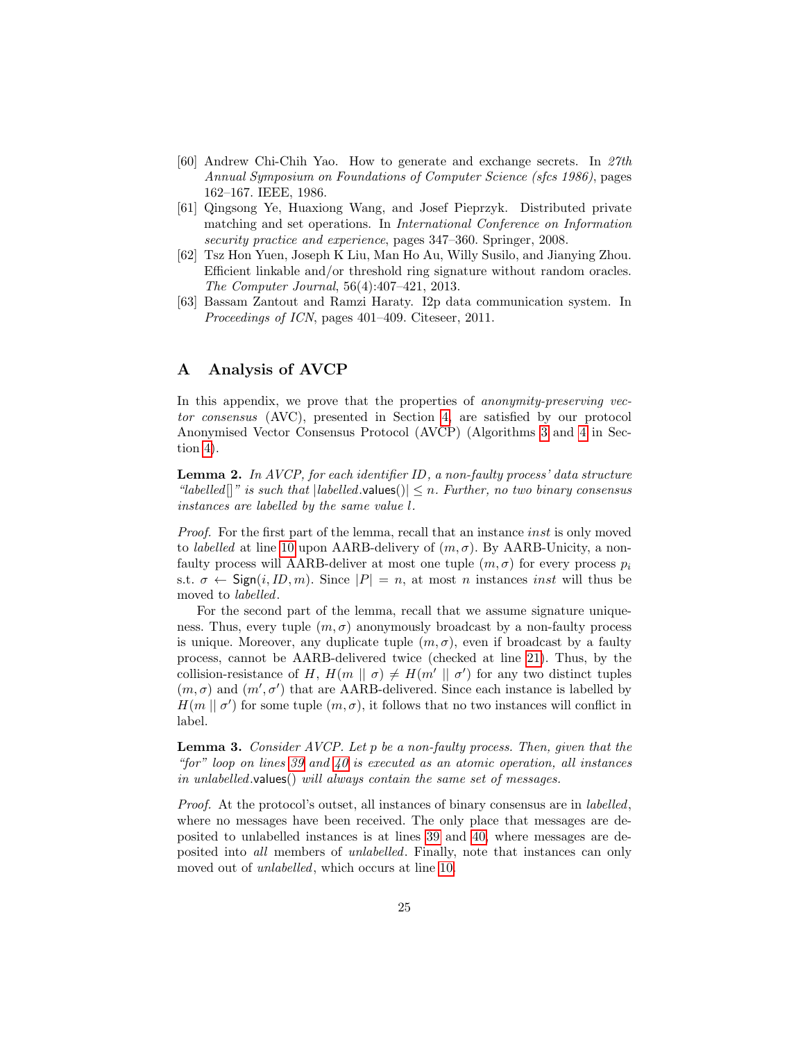[60] Andrew Chi-Chih Yao. How to generate and exchange secrets. In *27th Annual Symposium on Foundations of Computer Science (sfcs 1986)*, pages 162–167. IEEE, 1986.

[61] Qingsong Ye, Huaxiong Wang, and Josef Pieprzyk. Distributed private matching and set operations. In *International Conference on Information security practice and experience*, pages 347–360. Springer, 2008.

[62] Tsz Hon Yuen, Joseph K Liu, Man Ho Au, Willy Susilo, and Jianying Zhou. Efficient linkable and/or threshold ring signature without random oracles. *The Computer Journal*, 56(4):407–421, 2013.

[63] Bassam Zantout and Ramzi Haraty. I2p data communication system. In *Proceedings of ICN*, pages 401–409. Citeseer, 2011.

# A Analysis of AVCP

In this appendix, we prove that the properties of *anonymity-preserving vector consensus* (AVC), presented in Section 4, are satisfied by our protocol Anonymised Vector Consensus Protocol (AVCP) (Algorithms 3 and 4 in Section 4).

**Lemma 2.** *In AVCP, for each identifier ID, a non-faulty process' data structure "labelled[]" is such that $|labelled.\mathsf{values}()| \leq n$. Further, no two binary consensus instances are labelled by the same value $l$.*

*Proof.* For the first part of the lemma, recall that an instance *inst* is only moved to *labelled* at line 10 upon AARB-delivery of $(m, \sigma)$. By AARB-Unicity, a non-faulty process will AARB-deliver at most one tuple $(m, \sigma)$ for every process $p_i$ s.t. $\sigma \leftarrow \mathsf{Sign}(i, ID, m)$. Since $|P| = n$, at most $n$ instances *inst* will thus be moved to *labelled*.

For the second part of the lemma, recall that we assume signature uniqueness. Thus, every tuple $(m, \sigma)$ anonymously broadcast by a non-faulty process is unique. Moreover, any duplicate tuple $(m, \sigma)$, even if broadcast by a faulty process, cannot be AARB-delivered twice (checked at line 21). Thus, by the collision-resistance of $H$, $H(m \mid\mid \sigma) \neq H(m' \mid\mid \sigma')$ for any two distinct tuples $(m, \sigma)$ and $(m', \sigma')$ that are AARB-delivered. Since each instance is labelled by $H(m \mid\mid \sigma')$ for some tuple $(m, \sigma)$, it follows that no two instances will conflict in label.

**Lemma 3.** *Consider AVCP. Let $p$ be a non-faulty process. Then, given that the "for" loop on lines 39 and 40 is executed as an atomic operation, all instances in unlabelled.*values() *will always contain the same set of messages.*

*Proof.* At the protocol's outset, all instances of binary consensus are in *labelled*, where no messages have been received. The only place that messages are deposited to unlabelled instances is at lines 39 and 40, where messages are deposited into *all* members of *unlabelled*. Finally, note that instances can only moved out of *unlabelled*, which occurs at line 10.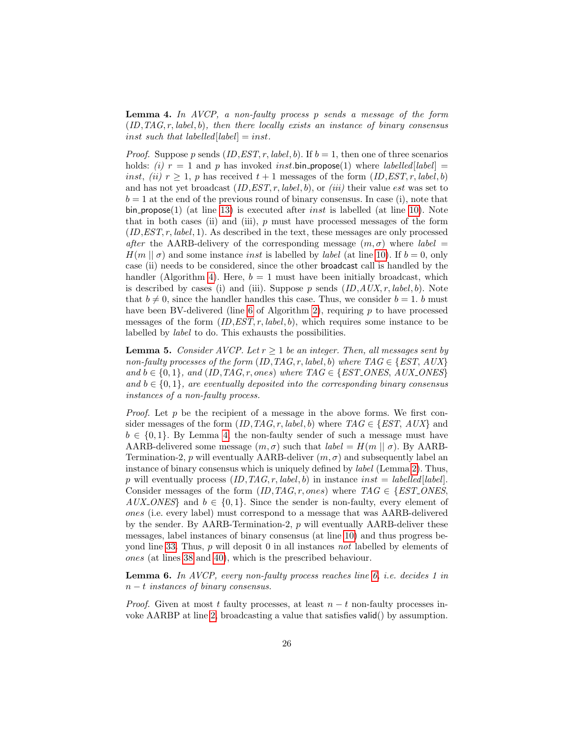**Lemma 4.** *In AVCP, a non-faulty process $p$ sends a message of the form $(ID, TAG, r, label, b)$, then there locally exists an instance of binary consensus $inst$ such that $labelled[label] = inst$.*

*Proof.* Suppose $p$ sends $(ID, EST, r, label, b)$. If $b = 1$, then one of three scenarios holds: *(i)* $r = 1$ and $p$ has invoked $inst.\mathsf{bin\_propose}(1)$ where $labelled[label] = inst$, *(ii)* $r \geq 1$, $p$ has received $t + 1$ messages of the form $(ID, EST, r, label, b)$ and has not yet broadcast $(ID, EST, r, label, b)$, or *(iii)* their value $est$ was set to $b = 1$ at the end of the previous round of binary consensus. In case (i), note that $\mathsf{bin\_propose}(1)$ (at line 13) is executed after $inst$ is labelled (at line 10). Note that in both cases (ii) and (iii), $p$ must have processed messages of the form $(ID, EST, r, label, 1)$. As described in the text, these messages are only processed *after* the AARB-delivery of the corresponding message $(m, \sigma)$ where $label = H(m \mid\mid \sigma)$ and some instance $inst$ is labelled by $label$ (at line 10). If $b = 0$, only case (ii) needs to be considered, since the other $\mathsf{broadcast}$ call is handled by the handler (Algorithm 4). Here, $b = 1$ must have been initially broadcast, which is described by cases (i) and (iii). Suppose $p$ sends $(ID, AUX, r, label, b)$. Note that $b \neq 0$, since the handler handles this case. Thus, we consider $b = 1$. $b$ must have been BV-delivered (line 6 of Algorithm 2), requiring $p$ to have processed messages of the form $(ID, EST, r, label, b)$, which requires some instance to be labelled by $label$ to do. This exhausts the possibilities.

**Lemma 5.** *Consider AVCP. Let $r \geq 1$ be an integer. Then, all messages sent by non-faulty processes of the form $(ID, TAG, r, label, b)$ where $TAG \in \{EST,\ AUX\}$ and $b \in \{0, 1\}$, and $(ID, TAG, r, ones)$ where $TAG \in \{EST\_ONES,\ AUX\_ONES\}$ and $b \in \{0, 1\}$, are eventually deposited into the corresponding binary consensus instances of a non-faulty process.*

*Proof.* Let $p$ be the recipient of a message in the above forms. We first consider messages of the form $(ID, TAG, r, label, b)$ where $TAG \in \{EST,\ AUX\}$ and $b \in \{0, 1\}$. By Lemma 4, the non-faulty sender of such a message must have AARB-delivered some message $(m, \sigma)$ such that $label = H(m \mid\mid \sigma)$. By AARB-Termination-2, $p$ will eventually AARB-deliver $(m, \sigma)$ and subsequently label an instance of binary consensus which is uniquely defined by $label$ (Lemma 2). Thus, $p$ will eventually process $(ID, TAG, r, label, b)$ in instance $inst = labelled[label]$. Consider messages of the form $(ID, TAG, r, ones)$ where $TAG \in \{EST\_ONES,\ AUX\_ONES\}$ and $b \in \{0, 1\}$. Since the sender is non-faulty, every element of $ones$ (i.e. every label) must correspond to a message that was AARB-delivered by the sender. By AARB-Termination-2, $p$ will eventually AARB-deliver these messages, label instances of binary consensus (at line 10) and thus progress beyond line 33. Thus, $p$ will deposit 0 in all instances *not* labelled by elements of $ones$ (at lines 38 and 40), which is the prescribed behaviour.

**Lemma 6.** *In AVCP, every non-faulty process reaches line 6, i.e. decides 1 in $n - t$ instances of binary consensus.*

*Proof.* Given at most $t$ faulty processes, at least $n - t$ non-faulty processes invoke AARBP at line 2, broadcasting a value that satisfies $\mathsf{valid}()$ by assumption.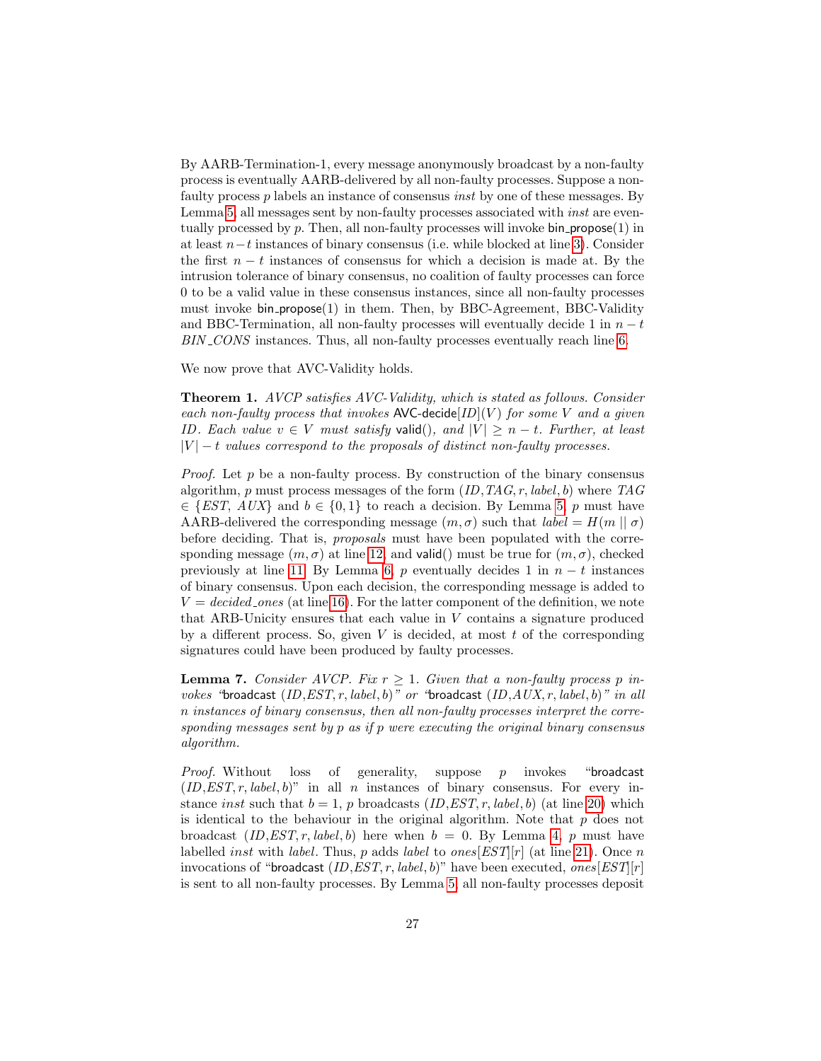By AARB-Termination-1, every message anonymously broadcast by a non-faulty process is eventually AARB-delivered by all non-faulty processes. Suppose a non-faulty process $p$ labels an instance of consensus *inst* by one of these messages. By Lemma 5, all messages sent by non-faulty processes associated with *inst* are eventually processed by $p$. Then, all non-faulty processes will invoke bin_propose(1) in at least $n-t$ instances of binary consensus (i.e. while blocked at line 3). Consider the first $n-t$ instances of consensus for which a decision is made at. By the intrusion tolerance of binary consensus, no coalition of faulty processes can force 0 to be a valid value in these consensus instances, since all non-faulty processes must invoke bin_propose(1) in them. Then, by BBC-Agreement, BBC-Validity and BBC-Termination, all non-faulty processes will eventually decide 1 in $n-t$ *BIN_CONS* instances. Thus, all non-faulty processes eventually reach line 6.

We now prove that AVC-Validity holds.

**Theorem 1.** *AVCP satisfies AVC-Validity, which is stated as follows. Consider each non-faulty process that invokes* AVC-decide$[ID](V)$ *for some* $V$ *and a given* $ID$. *Each value* $v \in V$ *must satisfy* valid(), *and* $|V| \geq n-t$. *Further, at least* $|V|-t$ *values correspond to the proposals of distinct non-faulty processes.*

*Proof.* Let $p$ be a non-faulty process. By construction of the binary consensus algorithm, $p$ must process messages of the form $(ID, TAG, r, label, b)$ where $TAG \in \{EST,\ AUX\}$ and $b \in \{0,1\}$ to reach a decision. By Lemma 5, $p$ must have AARB-delivered the corresponding message $(m, \sigma)$ such that $label = H(m \mid\mid \sigma)$ before deciding. That is, *proposals* must have been populated with the corresponding message $(m, \sigma)$ at line 12, and valid() must be true for $(m, \sigma)$, checked previously at line 11. By Lemma 6, $p$ eventually decides 1 in $n-t$ instances of binary consensus. Upon each decision, the corresponding message is added to $V = decided\_ones$ (at line 16). For the latter component of the definition, we note that ARB-Unicity ensures that each value in $V$ contains a signature produced by a different process. So, given $V$ is decided, at most $t$ of the corresponding signatures could have been produced by faulty processes.

**Lemma 7.** *Consider AVCP. Fix* $r \geq 1$. *Given that a non-faulty process* $p$ *invokes "*broadcast $(ID, EST, r, label, b)$*" or "*broadcast $(ID, AUX, r, label, b)$*" in all* $n$ *instances of binary consensus, then all non-faulty processes interpret the corresponding messages sent by* $p$ *as if* $p$ *were executing the original binary consensus algorithm.*

*Proof.* Without loss of generality, suppose $p$ invokes "broadcast $(ID, EST, r, label, b)$" in all $n$ instances of binary consensus. For every instance *inst* such that $b = 1$, $p$ broadcasts $(ID, EST, r, label, b)$ (at line 20) which is identical to the behaviour in the original algorithm. Note that $p$ does not broadcast $(ID, EST, r, label, b)$ here when $b = 0$. By Lemma 4, $p$ must have labelled *inst* with *label*. Thus, $p$ adds *label* to $ones[EST][r]$ (at line 21). Once $n$ invocations of "broadcast $(ID, EST, r, label, b)$" have been executed, $ones[EST][r]$ is sent to all non-faulty processes. By Lemma 5, all non-faulty processes deposit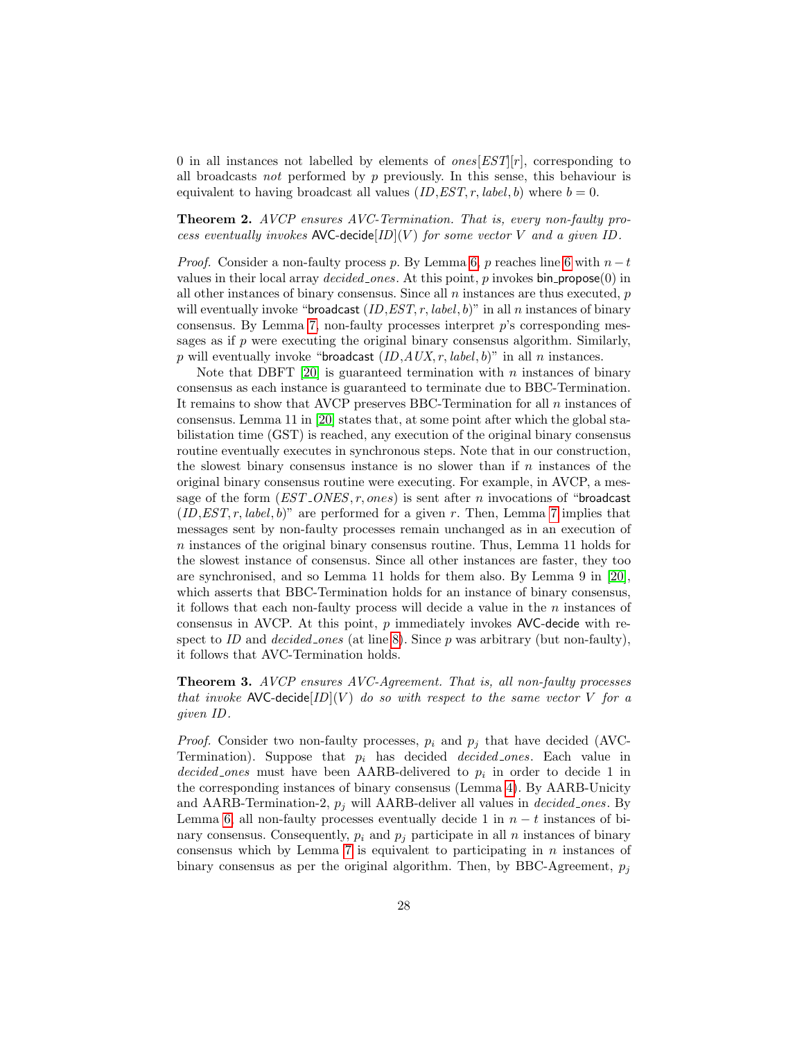0 in all instances not labelled by elements of $ones[EST][r]$, corresponding to all broadcasts *not* performed by $p$ previously. In this sense, this behaviour is equivalent to having broadcast all values $(ID, EST, r, label, b)$ where $b = 0$.

**Theorem 2.** *AVCP ensures AVC-Termination. That is, every non-faulty process eventually invokes* AVC-decide$[ID](V)$ *for some vector $V$ and a given $ID$.*

*Proof.* Consider a non-faulty process $p$. By Lemma 6, $p$ reaches line 6 with $n-t$ values in their local array *decided_ones*. At this point, $p$ invokes bin_propose(0) in all other instances of binary consensus. Since all $n$ instances are thus executed, $p$ will eventually invoke "broadcast $(ID, EST, r, label, b)$" in all $n$ instances of binary consensus. By Lemma 7, non-faulty processes interpret $p$'s corresponding messages as if $p$ were executing the original binary consensus algorithm. Similarly, $p$ will eventually invoke "broadcast $(ID, AUX, r, label, b)$" in all $n$ instances.

Note that DBFT [20] is guaranteed termination with $n$ instances of binary consensus as each instance is guaranteed to terminate due to BBC-Termination. It remains to show that AVCP preserves BBC-Termination for all $n$ instances of consensus. Lemma 11 in [20] states that, at some point after which the global stabilistation time (GST) is reached, any execution of the original binary consensus routine eventually executes in synchronous steps. Note that in our construction, the slowest binary consensus instance is no slower than if $n$ instances of the original binary consensus routine were executing. For example, in AVCP, a message of the form $(EST\_ONES, r, ones)$ is sent after $n$ invocations of "broadcast $(ID, EST, r, label, b)$" are performed for a given $r$. Then, Lemma 7 implies that messages sent by non-faulty processes remain unchanged as in an execution of $n$ instances of the original binary consensus routine. Thus, Lemma 11 holds for the slowest instance of consensus. Since all other instances are faster, they too are synchronised, and so Lemma 11 holds for them also. By Lemma 9 in [20], which asserts that BBC-Termination holds for an instance of binary consensus, it follows that each non-faulty process will decide a value in the $n$ instances of consensus in AVCP. At this point, $p$ immediately invokes AVC-decide with respect to $ID$ and *decided_ones* (at line 8). Since $p$ was arbitrary (but non-faulty), it follows that AVC-Termination holds.

**Theorem 3.** *AVCP ensures AVC-Agreement. That is, all non-faulty processes that invoke* AVC-decide$[ID](V)$ *do so with respect to the same vector $V$ for a given $ID$.*

*Proof.* Consider two non-faulty processes, $p_i$ and $p_j$ that have decided (AVC-Termination). Suppose that $p_i$ has decided *decided_ones*. Each value in *decided_ones* must have been AARB-delivered to $p_i$ in order to decide 1 in the corresponding instances of binary consensus (Lemma 4). By AARB-Unicity and AARB-Termination-2, $p_j$ will AARB-deliver all values in *decided_ones*. By Lemma 6, all non-faulty processes eventually decide 1 in $n-t$ instances of binary consensus. Consequently, $p_i$ and $p_j$ participate in all $n$ instances of binary consensus which by Lemma 7 is equivalent to participating in $n$ instances of binary consensus as per the original algorithm. Then, by BBC-Agreement, $p_j$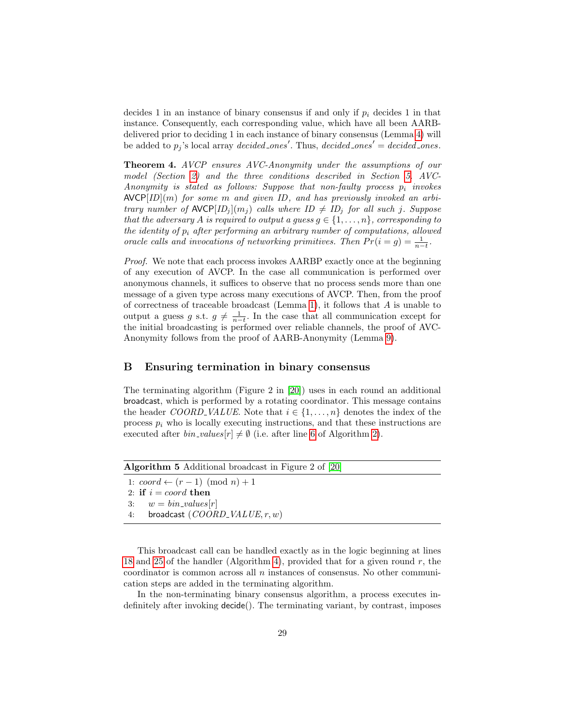decides 1 in an instance of binary consensus if and only if $p_i$ decides 1 in that instance. Consequently, each corresponding value, which have all been AARB-delivered prior to deciding 1 in each instance of binary consensus (Lemma 4) will be added to $p_j$'s local array $decided\_ones'$. Thus, $decided\_ones' = decided\_ones$.

**Theorem 4.** *AVCP ensures AVC-Anonymity under the assumptions of our model (Section 2) and the three conditions described in Section 5. AVC-Anonymity is stated as follows: Suppose that non-faulty process $p_i$ invokes* $\mathsf{AVCP}[ID](m)$ *for some $m$ and given $ID$, and has previously invoked an arbitrary number of* $\mathsf{AVCP}[ID_j](m_j)$ *calls where $ID \neq ID_j$ for all such $j$. Suppose that the adversary $A$ is required to output a guess $g \in \{1, \ldots, n\}$, corresponding to the identity of $p_i$ after performing an arbitrary number of computations, allowed oracle calls and invocations of networking primitives. Then $Pr(i = g) = \frac{1}{n-t}$.*

*Proof.* We note that each process invokes AARBP exactly once at the beginning of any execution of AVCP. In the case all communication is performed over anonymous channels, it suffices to observe that no process sends more than one message of a given type across many executions of AVCP. Then, from the proof of correctness of traceable broadcast (Lemma 1), it follows that $A$ is unable to output a guess $g$ s.t. $g \neq \frac{1}{n-t}$. In the case that all communication except for the initial broadcasting is performed over reliable channels, the proof of AVC-Anonymity follows from the proof of AARB-Anonymity (Lemma 9).

## B Ensuring termination in binary consensus

The terminating algorithm (Figure 2 in [20]) uses in each round an additional broadcast, which is performed by a rotating coordinator. This message contains the header $COORD\_VALUE$. Note that $i \in \{1, \ldots, n\}$ denotes the index of the process $p_i$ who is locally executing instructions, and that these instructions are executed after $bin\_values[r] \neq \emptyset$ (i.e. after line 6 of Algorithm 2).

**Algorithm 5** Additional broadcast in Figure 2 of [20]

```
1: coord ← (r − 1) (mod n) + 1
2: if i = coord then
3:     w = bin_values[r]
4:     broadcast (COORD_VALUE, r, w)
```

This broadcast call can be handled exactly as in the logic beginning at lines 18 and 25 of the handler (Algorithm 4), provided that for a given round $r$, the coordinator is common across all $n$ instances of consensus. No other communication steps are added in the terminating algorithm.

In the non-terminating binary consensus algorithm, a process executes indefinitely after invoking decide(). The terminating variant, by contrast, imposes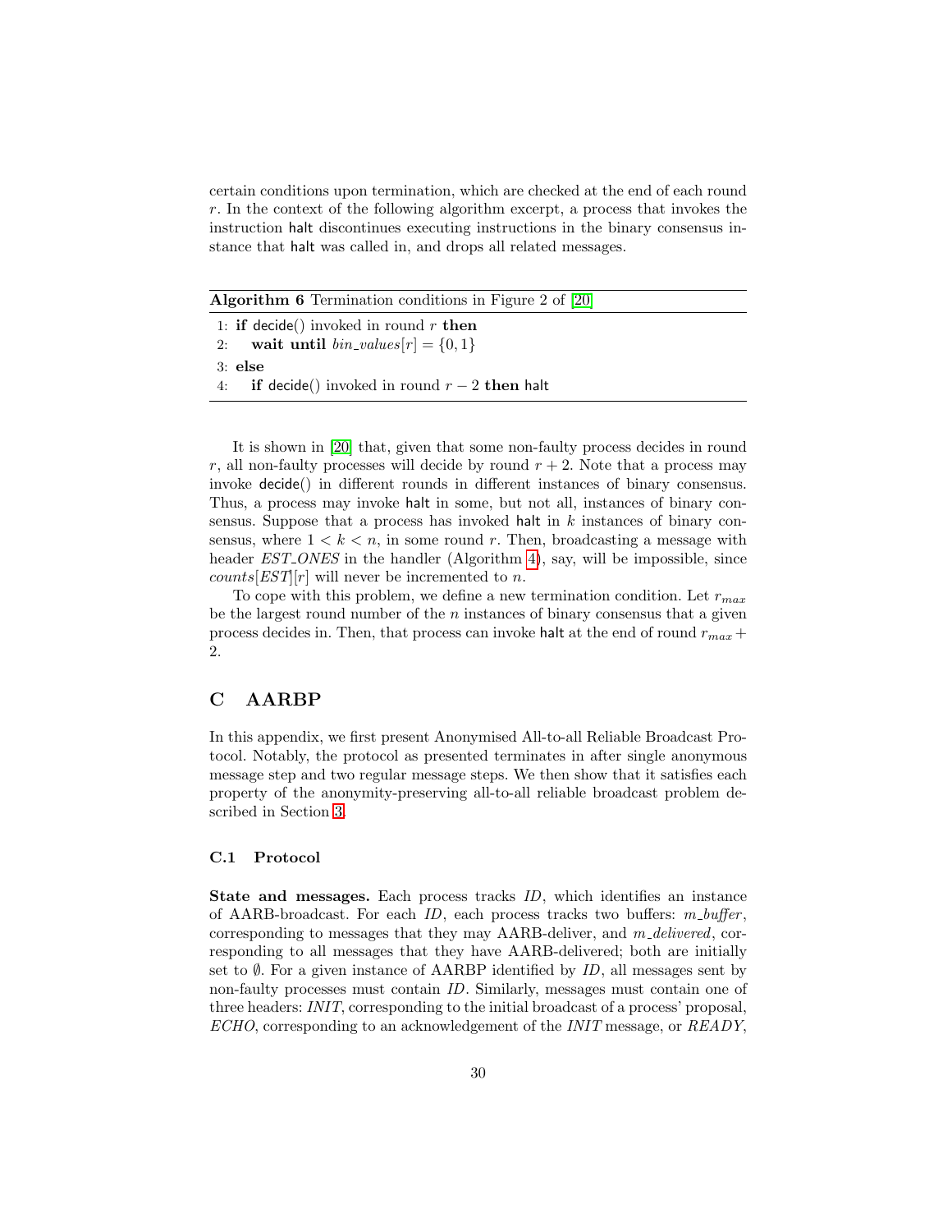certain conditions upon termination, which are checked at the end of each round $r$. In the context of the following algorithm excerpt, a process that invokes the instruction halt discontinues executing instructions in the binary consensus instance that halt was called in, and drops all related messages.

**Algorithm 6** Termination conditions in Figure 2 of [20]

```
1: if decide() invoked in round r then
2:     wait until bin_values[r] = {0, 1}
3: else
4:     if decide() invoked in round r − 2 then halt
```

It is shown in [20] that, given that some non-faulty process decides in round $r$, all non-faulty processes will decide by round $r+2$. Note that a process may invoke decide() in different rounds in different instances of binary consensus. Thus, a process may invoke halt in some, but not all, instances of binary consensus. Suppose that a process has invoked halt in $k$ instances of binary consensus, where $1 < k < n$, in some round $r$. Then, broadcasting a message with header *EST_ONES* in the handler (Algorithm 4), say, will be impossible, since $counts[EST][r]$ will never be incremented to $n$.

To cope with this problem, we define a new termination condition. Let $r_{max}$ be the largest round number of the $n$ instances of binary consensus that a given process decides in. Then, that process can invoke halt at the end of round $r_{max}+2$.

## C AARBP

In this appendix, we first present Anonymised All-to-all Reliable Broadcast Protocol. Notably, the protocol as presented terminates in after single anonymous message step and two regular message steps. We then show that it satisfies each property of the anonymity-preserving all-to-all reliable broadcast problem described in Section 3.

### C.1 Protocol

**State and messages.** Each process tracks *ID*, which identifies an instance of AARB-broadcast. For each *ID*, each process tracks two buffers: *m_buffer*, corresponding to messages that they may AARB-deliver, and *m_delivered*, corresponding to all messages that they have AARB-delivered; both are initially set to $\emptyset$. For a given instance of AARBP identified by *ID*, all messages sent by non-faulty processes must contain *ID*. Similarly, messages must contain one of three headers: *INIT*, corresponding to the initial broadcast of a process' proposal, *ECHO*, corresponding to an acknowledgement of the *INIT* message, or *READY*,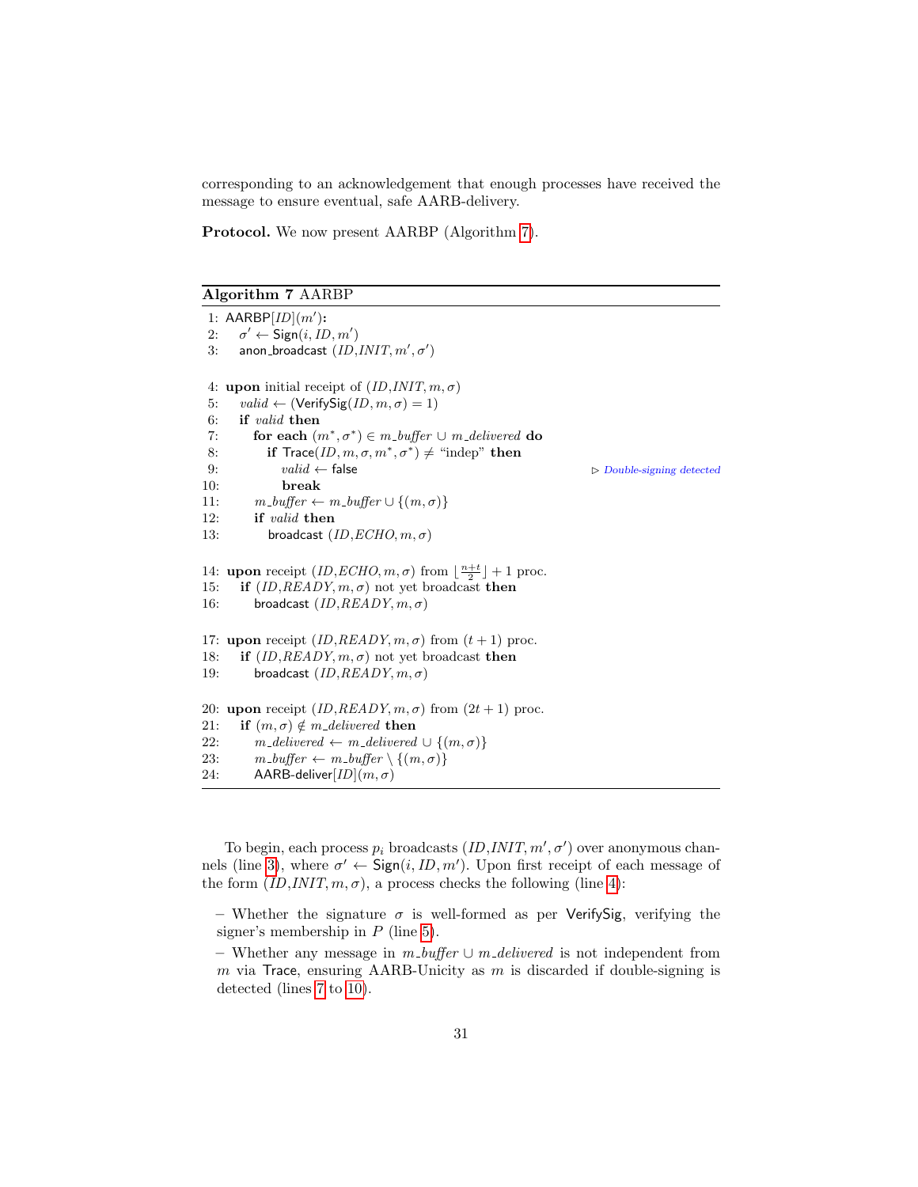corresponding to an acknowledgement that enough processes have received the message to ensure eventual, safe AARB-delivery.

**Protocol.** We now present AARBP (Algorithm 7).

**Algorithm 7** AARBP

```
1: AARBP[ID](m'):
2:    σ' ← Sign(i, ID, m')
3:    anon_broadcast (ID, INIT, m', σ')

4: upon initial receipt of (ID, INIT, m, σ)
5:    valid ← (VerifySig(ID, m, σ) = 1)
6:    if valid then
7:       for each (m*, σ*) ∈ m_buffer ∪ m_delivered do
8:          if Trace(ID, m, σ, m*, σ*) ≠ "indep" then
9:             valid ← false                          ▷ Double-signing detected
10:            break
11:      m_buffer ← m_buffer ∪ {(m, σ)}
12:      if valid then
13:         broadcast (ID, ECHO, m, σ)

14: upon receipt (ID, ECHO, m, σ) from ⌊(n+t)/2⌋ + 1 proc.
15:    if (ID, READY, m, σ) not yet broadcast then
16:       broadcast (ID, READY, m, σ)

17: upon receipt (ID, READY, m, σ) from (t + 1) proc.
18:    if (ID, READY, m, σ) not yet broadcast then
19:       broadcast (ID, READY, m, σ)

20: upon receipt (ID, READY, m, σ) from (2t + 1) proc.
21:    if (m, σ) ∉ m_delivered then
22:       m_delivered ← m_delivered ∪ {(m, σ)}
23:       m_buffer ← m_buffer \ {(m, σ)}
24:       AARB-deliver[ID](m, σ)
```

To begin, each process $p_i$ broadcasts $(ID, INIT, m', \sigma')$ over anonymous channels (line 3), where $\sigma' \leftarrow \mathsf{Sign}(i, ID, m')$. Upon first receipt of each message of the form $(ID, INIT, m, \sigma)$, a process checks the following (line 4):

- Whether the signature $\sigma$ is well-formed as per VerifySig, verifying the signer's membership in $P$ (line 5).
- Whether any message in $m\_buffer \cup m\_delivered$ is not independent from $m$ via Trace, ensuring AARB-Unicity as $m$ is discarded if double-signing is detected (lines 7 to 10).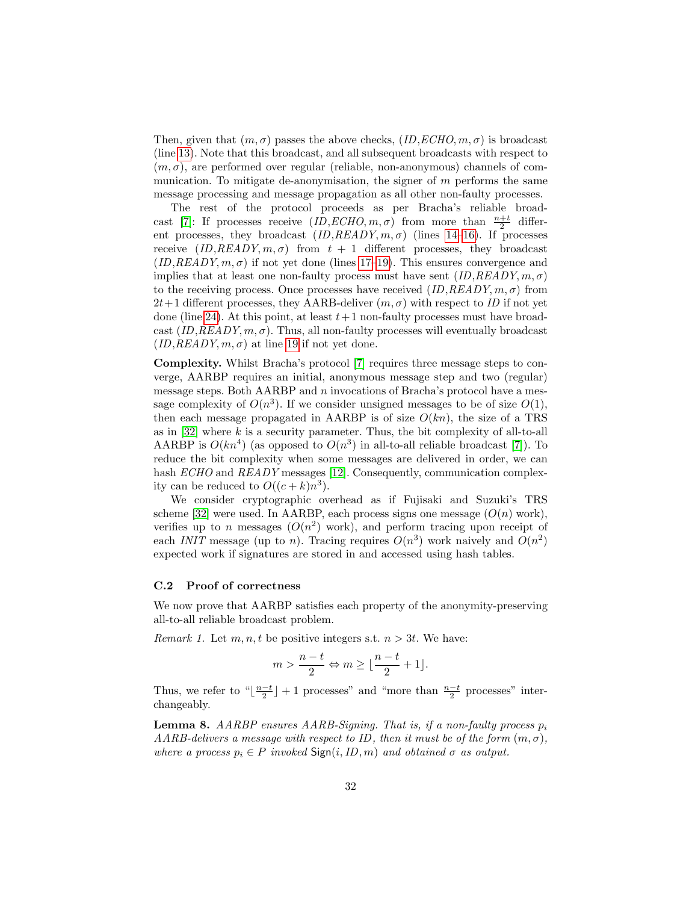Then, given that $(m, \sigma)$ passes the above checks, $(ID, ECHO, m, \sigma)$ is broadcast (line 13). Note that this broadcast, and all subsequent broadcasts with respect to $(m, \sigma)$, are performed over regular (reliable, non-anonymous) channels of communication. To mitigate de-anonymisation, the signer of $m$ performs the same message processing and message propagation as all other non-faulty processes.

The rest of the protocol proceeds as per Bracha's reliable broadcast [7]: If processes receive $(ID, ECHO, m, \sigma)$ from more than $\frac{n+t}{2}$ different processes, they broadcast $(ID, READY, m, \sigma)$ (lines 14–16). If processes receive $(ID, READY, m, \sigma)$ from $t+1$ different processes, they broadcast $(ID, READY, m, \sigma)$ if not yet done (lines 17–19). This ensures convergence and implies that at least one non-faulty process must have sent $(ID, READY, m, \sigma)$ to the receiving process. Once processes have received $(ID, READY, m, \sigma)$ from $2t+1$ different processes, they AARB-deliver $(m, \sigma)$ with respect to $ID$ if not yet done (line 24). At this point, at least $t+1$ non-faulty processes must have broadcast $(ID, READY, m, \sigma)$. Thus, all non-faulty processes will eventually broadcast $(ID, READY, m, \sigma)$ at line 19 if not yet done.

**Complexity.** Whilst Bracha's protocol [7] requires three message steps to converge, AARBP requires an initial, anonymous message step and two (regular) message steps. Both AARBP and $n$ invocations of Bracha's protocol have a message complexity of $O(n^3)$. If we consider unsigned messages to be of size $O(1)$, then each message propagated in AARBP is of size $O(kn)$, the size of a TRS as in [32] where $k$ is a security parameter. Thus, the bit complexity of all-to-all AARBP is $O(kn^4)$ (as opposed to $O(n^3)$ in all-to-all reliable broadcast [7]). To reduce the bit complexity when some messages are delivered in order, we can hash *ECHO* and *READY* messages [12]. Consequently, communication complexity can be reduced to $O((c+k)n^3)$.

We consider cryptographic overhead as if Fujisaki and Suzuki's TRS scheme [32] were used. In AARBP, each process signs one message ($O(n)$ work), verifies up to $n$ messages ($O(n^2)$ work), and perform tracing upon receipt of each *INIT* message (up to $n$). Tracing requires $O(n^3)$ work naively and $O(n^2)$ expected work if signatures are stored in and accessed using hash tables.

### C.2 Proof of correctness

We now prove that AARBP satisfies each property of the anonymity-preserving all-to-all reliable broadcast problem.

*Remark 1.* Let $m, n, t$ be positive integers s.t. $n > 3t$. We have:

$$m > \frac{n-t}{2} \Leftrightarrow m \geq \lfloor \frac{n-t}{2} + 1 \rfloor.$$

Thus, we refer to "$\lfloor \frac{n-t}{2} \rfloor + 1$ processes" and "more than $\frac{n-t}{2}$ processes" interchangeably.

**Lemma 8.** *AARBP ensures AARB-Signing. That is, if a non-faulty process $p_i$ AARB-delivers a message with respect to $ID$, then it must be of the form $(m, \sigma)$, where a process $p_i \in P$ invoked $\mathsf{Sign}(i, ID, m)$ and obtained $\sigma$ as output.*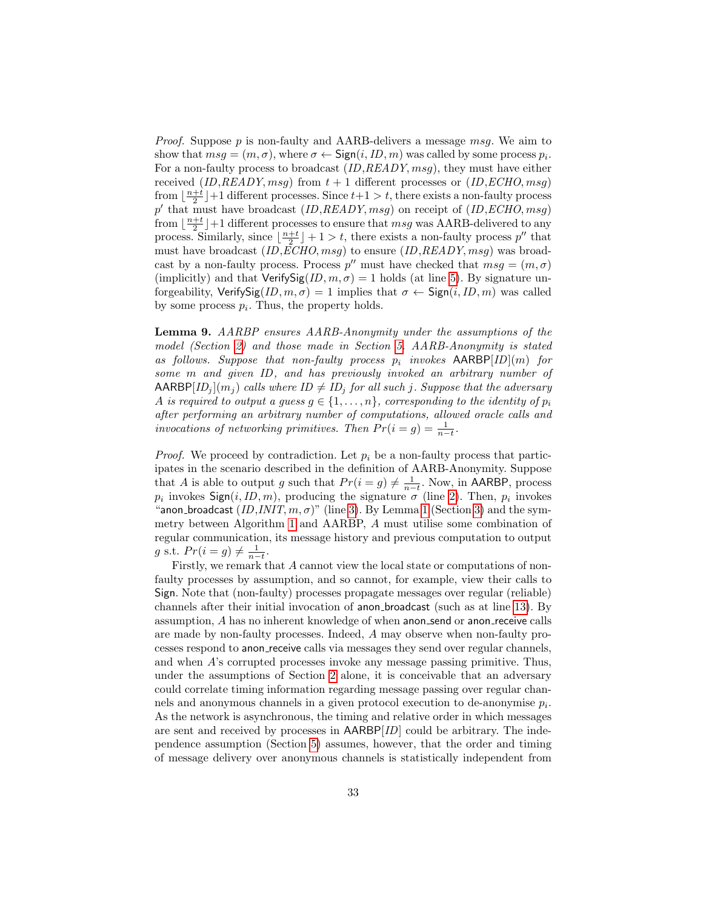*Proof.* Suppose $p$ is non-faulty and AARB-delivers a message $msg$. We aim to show that $msg = (m, \sigma)$, where $\sigma \leftarrow \mathsf{Sign}(i, ID, m)$ was called by some process $p_i$. For a non-faulty process to broadcast $(ID, READY, msg)$, they must have either received $(ID, READY, msg)$ from $t+1$ different processes or $(ID, ECHO, msg)$ from $\lfloor \frac{n+t}{2} \rfloor + 1$ different processes. Since $t+1 > t$, there exists a non-faulty process $p'$ that must have broadcast $(ID, READY, msg)$ on receipt of $(ID, ECHO, msg)$ from $\lfloor \frac{n+t}{2} \rfloor + 1$ different processes to ensure that $msg$ was AARB-delivered to any process. Similarly, since $\lfloor \frac{n+t}{2} \rfloor + 1 > t$, there exists a non-faulty process $p''$ that must have broadcast $(ID, ECHO, msg)$ to ensure $(ID, READY, msg)$ was broadcast by a non-faulty process. Process $p''$ must have checked that $msg = (m, \sigma)$ (implicitly) and that $\mathsf{VerifySig}(ID, m, \sigma) = 1$ holds (at line 5). By signature unforgeability, $\mathsf{VerifySig}(ID, m, \sigma) = 1$ implies that $\sigma \leftarrow \mathsf{Sign}(i, ID, m)$ was called by some process $p_i$. Thus, the property holds.

**Lemma 9.** *AARBP ensures AARB-Anonymity under the assumptions of the model (Section 2) and those made in Section 5. AARB-Anonymity is stated as follows. Suppose that non-faulty process $p_i$ invokes $\mathsf{AARBP}[ID](m)$ for some $m$ and given $ID$, and has previously invoked an arbitrary number of $\mathsf{AARBP}[ID_j](m_j)$ calls where $ID \neq ID_j$ for all such $j$. Suppose that the adversary $A$ is required to output a guess $g \in \{1, \dots, n\}$, corresponding to the identity of $p_i$ after performing an arbitrary number of computations, allowed oracle calls and invocations of networking primitives. Then $Pr(i = g) = \frac{1}{n-t}$.*

*Proof.* We proceed by contradiction. Let $p_i$ be a non-faulty process that participates in the scenario described in the definition of AARB-Anonymity. Suppose that $A$ is able to output $g$ such that $Pr(i = g) \neq \frac{1}{n-t}$. Now, in $\mathsf{AARBP}$, process $p_i$ invokes $\mathsf{Sign}(i, ID, m)$, producing the signature $\sigma$ (line 2). Then, $p_i$ invokes "$\mathsf{anon\_broadcast}$ $(ID, INIT, m, \sigma)$" (line 3). By Lemma 1 (Section 3) and the symmetry between Algorithm 1 and AARBP, $A$ must utilise some combination of regular communication, its message history and previous computation to output $g$ s.t. $Pr(i = g) \neq \frac{1}{n-t}$.

Firstly, we remark that $A$ cannot view the local state or computations of non-faulty processes by assumption, and so cannot, for example, view their calls to $\mathsf{Sign}$. Note that (non-faulty) processes propagate messages over regular (reliable) channels after their initial invocation of $\mathsf{anon\_broadcast}$ (such as at line 13). By assumption, $A$ has no inherent knowledge of when $\mathsf{anon\_send}$ or $\mathsf{anon\_receive}$ calls are made by non-faulty processes. Indeed, $A$ may observe when non-faulty processes respond to $\mathsf{anon\_receive}$ calls via messages they send over regular channels, and when $A$'s corrupted processes invoke any message passing primitive. Thus, under the assumptions of Section 2 alone, it is conceivable that an adversary could correlate timing information regarding message passing over regular channels and anonymous channels in a given protocol execution to de-anonymise $p_i$. As the network is asynchronous, the timing and relative order in which messages are sent and received by processes in $\mathsf{AARBP}[ID]$ could be arbitrary. The independence assumption (Section 5) assumes, however, that the order and timing of message delivery over anonymous channels is statistically independent from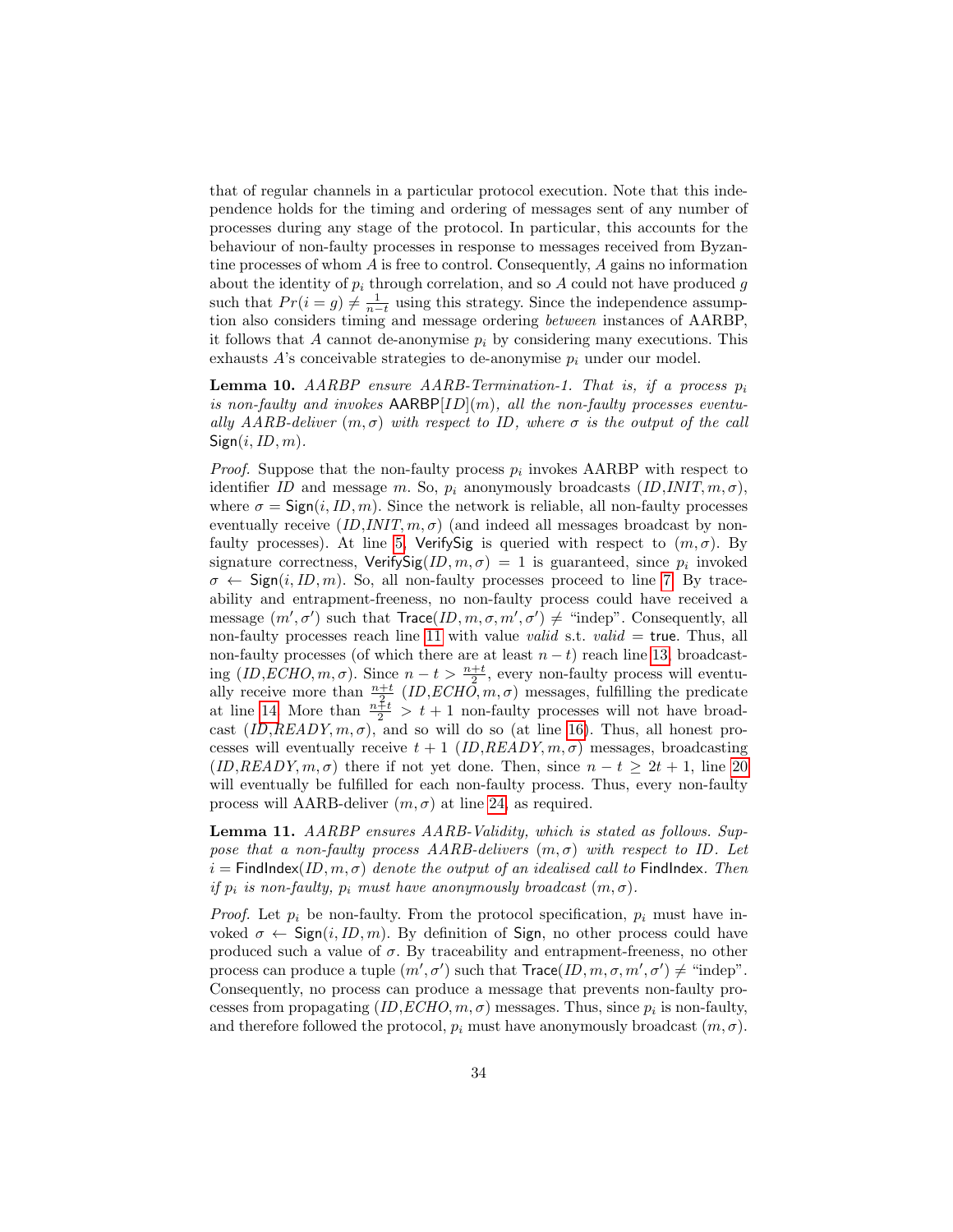that of regular channels in a particular protocol execution. Note that this independence holds for the timing and ordering of messages sent of any number of processes during any stage of the protocol. In particular, this accounts for the behaviour of non-faulty processes in response to messages received from Byzantine processes of whom $A$ is free to control. Consequently, $A$ gains no information about the identity of $p_i$ through correlation, and so $A$ could not have produced $g$ such that $Pr(i = g) \neq \frac{1}{n-t}$ using this strategy. Since the independence assumption also considers timing and message ordering *between* instances of AARBP, it follows that $A$ cannot de-anonymise $p_i$ by considering many executions. This exhausts $A$'s conceivable strategies to de-anonymise $p_i$ under our model.

**Lemma 10.** *AARBP ensure AARB-Termination-1. That is, if a process $p_i$ is non-faulty and invokes $\mathsf{AARBP}[ID](m)$, all the non-faulty processes eventually AARB-deliver $(m, \sigma)$ with respect to ID, where $\sigma$ is the output of the call $\mathsf{Sign}(i, ID, m)$.*

*Proof.* Suppose that the non-faulty process $p_i$ invokes AARBP with respect to identifier $ID$ and message $m$. So, $p_i$ anonymously broadcasts $(ID, INIT, m, \sigma)$, where $\sigma = \mathsf{Sign}(i, ID, m)$. Since the network is reliable, all non-faulty processes eventually receive $(ID, INIT, m, \sigma)$ (and indeed all messages broadcast by non-faulty processes). At line 5, $\mathsf{VerifySig}$ is queried with respect to $(m, \sigma)$. By signature correctness, $\mathsf{VerifySig}(ID, m, \sigma) = 1$ is guaranteed, since $p_i$ invoked $\sigma \leftarrow \mathsf{Sign}(i, ID, m)$. So, all non-faulty processes proceed to line 7. By traceability and entrapment-freeness, no non-faulty process could have received a message $(m', \sigma')$ such that $\mathsf{Trace}(ID, m, \sigma, m', \sigma') \neq$ "indep". Consequently, all non-faulty processes reach line 11 with value *valid* s.t. *valid* $=$ $\mathsf{true}$. Thus, all non-faulty processes (of which there are at least $n - t$) reach line 13, broadcasting $(ID, ECHO, m, \sigma)$. Since $n - t > \frac{n+t}{2}$, every non-faulty process will eventually receive more than $\frac{n+t}{2}$ $(ID, ECHO, m, \sigma)$ messages, fulfilling the predicate at line 14. More than $\frac{n+t}{2} > t + 1$ non-faulty processes will not have broadcast $(ID, READY, m, \sigma)$, and so will do so (at line 16). Thus, all honest processes will eventually receive $t + 1$ $(ID, READY, m, \sigma)$ messages, broadcasting $(ID, READY, m, \sigma)$ there if not yet done. Then, since $n - t \geq 2t + 1$, line 20 will eventually be fulfilled for each non-faulty process. Thus, every non-faulty process will AARB-deliver $(m, \sigma)$ at line 24, as required.

**Lemma 11.** *AARBP ensures AARB-Validity, which is stated as follows. Suppose that a non-faulty process AARB-delivers $(m, \sigma)$ with respect to ID. Let $i = \mathsf{FindIndex}(ID, m, \sigma)$ denote the output of an idealised call to $\mathsf{FindIndex}$. Then if $p_i$ is non-faulty, $p_i$ must have anonymously broadcast $(m, \sigma)$.*

*Proof.* Let $p_i$ be non-faulty. From the protocol specification, $p_i$ must have invoked $\sigma \leftarrow \mathsf{Sign}(i, ID, m)$. By definition of $\mathsf{Sign}$, no other process could have produced such a value of $\sigma$. By traceability and entrapment-freeness, no other process can produce a tuple $(m', \sigma')$ such that $\mathsf{Trace}(ID, m, \sigma, m', \sigma') \neq$ "indep". Consequently, no process can produce a message that prevents non-faulty processes from propagating $(ID, ECHO, m, \sigma)$ messages. Thus, since $p_i$ is non-faulty, and therefore followed the protocol, $p_i$ must have anonymously broadcast $(m, \sigma)$.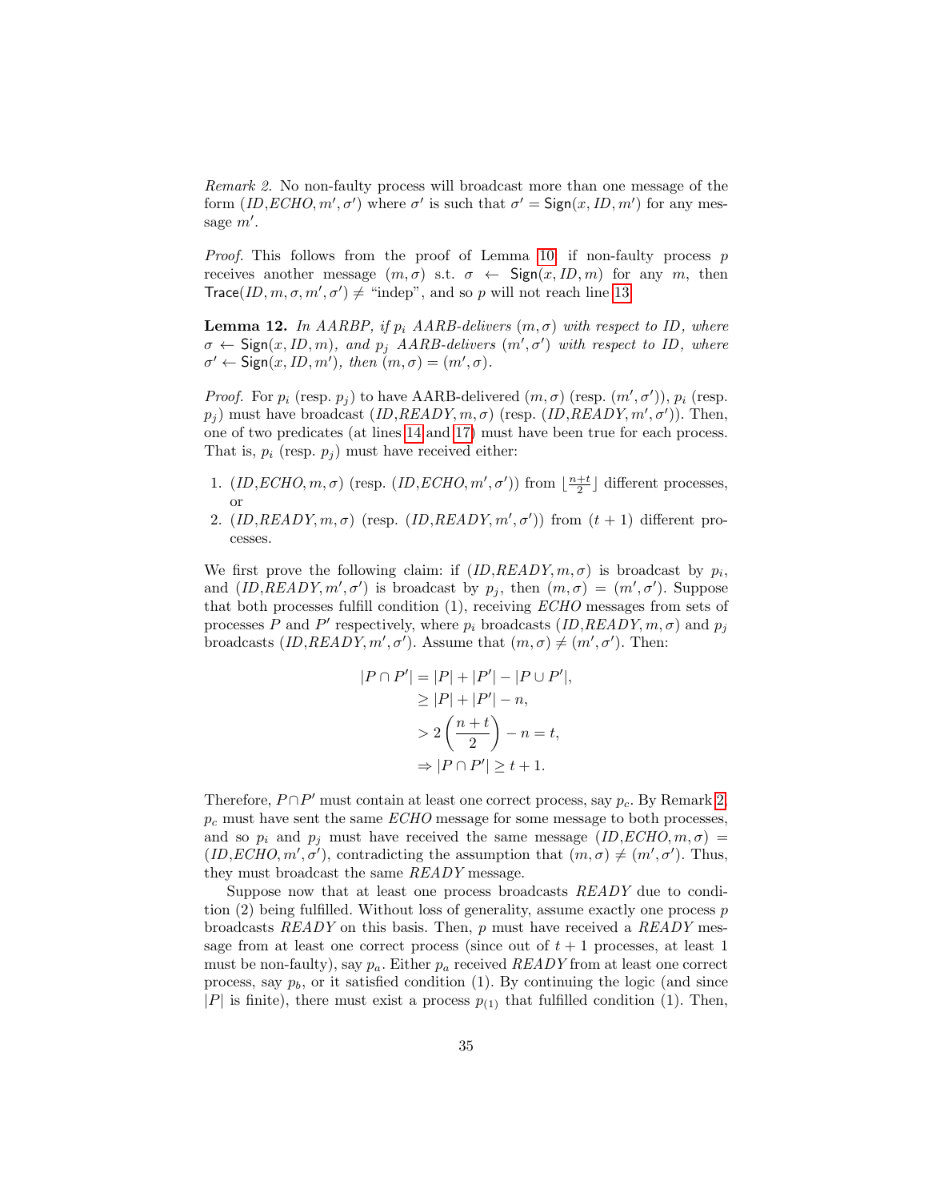*Remark 2.* No non-faulty process will broadcast more than one message of the form $(ID, ECHO, m', \sigma')$ where $\sigma'$ is such that $\sigma' = \mathsf{Sign}(x, ID, m')$ for any message $m'$.

*Proof.* This follows from the proof of Lemma 10: if non-faulty process $p$ receives another message $(m, \sigma)$ s.t. $\sigma \leftarrow \mathsf{Sign}(x, ID, m)$ for any $m$, then $\mathsf{Trace}(ID, m, \sigma, m', \sigma') \neq$ "indep", and so $p$ will not reach line 13.

**Lemma 12.** *In AARBP, if $p_i$ AARB-delivers $(m, \sigma)$ with respect to ID, where $\sigma \leftarrow \mathsf{Sign}(x, ID, m)$, and $p_j$ AARB-delivers $(m', \sigma')$ with respect to ID, where $\sigma' \leftarrow \mathsf{Sign}(x, ID, m')$, then $(m, \sigma) = (m', \sigma)$.*

*Proof.* For $p_i$ (resp. $p_j$) to have AARB-delivered $(m, \sigma)$ (resp. $(m', \sigma')$), $p_i$ (resp. $p_j$) must have broadcast $(ID, READY, m, \sigma)$ (resp. $(ID, READY, m', \sigma')$). Then, one of two predicates (at lines 14 and 17) must have been true for each process. That is, $p_i$ (resp. $p_j$) must have received either:

1. $(ID, ECHO, m, \sigma)$ (resp. $(ID, ECHO, m', \sigma')$) from $\lfloor \frac{n+t}{2} \rfloor$ different processes, or
2. $(ID, READY, m, \sigma)$ (resp. $(ID, READY, m', \sigma')$) from $(t+1)$ different processes.

We first prove the following claim: if $(ID, READY, m, \sigma)$ is broadcast by $p_i$, and $(ID, READY, m', \sigma')$ is broadcast by $p_j$, then $(m, \sigma) = (m', \sigma')$. Suppose that both processes fulfill condition (1), receiving *ECHO* messages from sets of processes $P$ and $P'$ respectively, where $p_i$ broadcasts $(ID, READY, m, \sigma)$ and $p_j$ broadcasts $(ID, READY, m', \sigma')$. Assume that $(m, \sigma) \neq (m', \sigma')$. Then:

$$
\begin{aligned}
|P \cap P'| &= |P| + |P'| - |P \cup P'|, \\
&\geq |P| + |P'| - n, \\
&> 2\left(\frac{n+t}{2}\right) - n = t, \\
&\Rightarrow |P \cap P'| \geq t + 1.
\end{aligned}
$$

Therefore, $P \cap P'$ must contain at least one correct process, say $p_c$. By Remark 2, $p_c$ must have sent the same *ECHO* message for some message to both processes, and so $p_i$ and $p_j$ must have received the same message $(ID, ECHO, m, \sigma) = (ID, ECHO, m', \sigma')$, contradicting the assumption that $(m, \sigma) \neq (m', \sigma')$. Thus, they must broadcast the same *READY* message.

Suppose now that at least one process broadcasts *READY* due to condition (2) being fulfilled. Without loss of generality, assume exactly one process $p$ broadcasts *READY* on this basis. Then, $p$ must have received a *READY* message from at least one correct process (since out of $t+1$ processes, at least 1 must be non-faulty), say $p_a$. Either $p_a$ received *READY* from at least one correct process, say $p_b$, or it satisfied condition (1). By continuing the logic (and since $|P|$ is finite), there must exist a process $p_{(1)}$ that fulfilled condition (1). Then,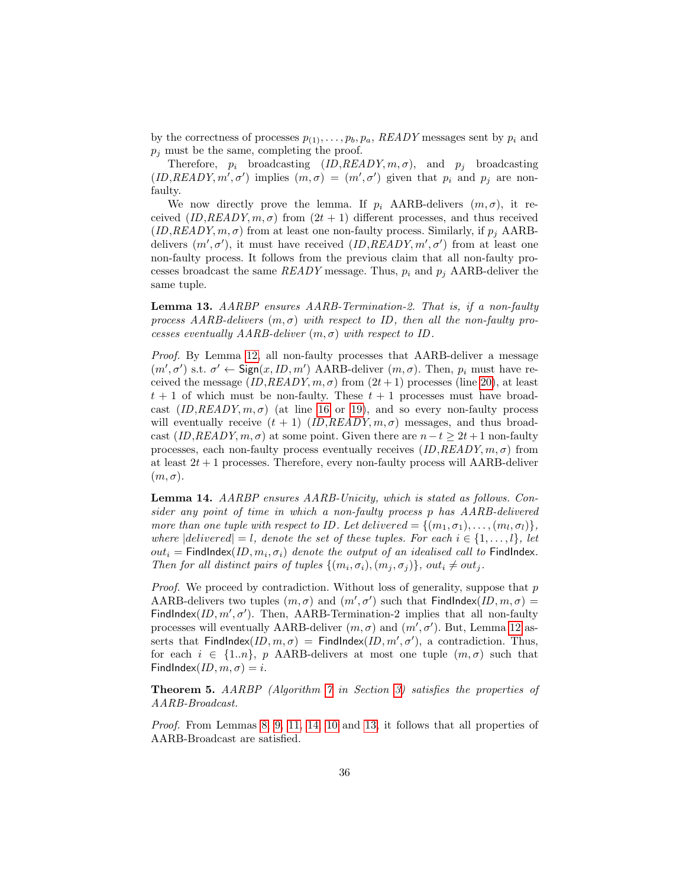by the correctness of processes $p_{(1)}, \ldots, p_b, p_a$, *READY* messages sent by $p_i$ and $p_j$ must be the same, completing the proof.

Therefore, $p_i$ broadcasting $(ID, READY, m, \sigma)$, and $p_j$ broadcasting $(ID, READY, m', \sigma')$ implies $(m, \sigma) = (m', \sigma')$ given that $p_i$ and $p_j$ are non-faulty.

We now directly prove the lemma. If $p_i$ AARB-delivers $(m, \sigma)$, it received $(ID, READY, m, \sigma)$ from $(2t+1)$ different processes, and thus received $(ID, READY, m, \sigma)$ from at least one non-faulty process. Similarly, if $p_j$ AARB-delivers $(m', \sigma')$, it must have received $(ID, READY, m', \sigma')$ from at least one non-faulty process. It follows from the previous claim that all non-faulty processes broadcast the same *READY* message. Thus, $p_i$ and $p_j$ AARB-deliver the same tuple.

**Lemma 13.** *AARBP ensures AARB-Termination-2. That is, if a non-faulty process AARB-delivers $(m, \sigma)$ with respect to ID, then all the non-faulty processes eventually AARB-deliver $(m, \sigma)$ with respect to ID.*

*Proof.* By Lemma 12, all non-faulty processes that AARB-deliver a message $(m', \sigma')$ s.t. $\sigma' \leftarrow \mathsf{Sign}(x, ID, m')$ AARB-deliver $(m, \sigma)$. Then, $p_i$ must have received the message $(ID, READY, m, \sigma)$ from $(2t+1)$ processes (line 20), at least $t+1$ of which must be non-faulty. These $t+1$ processes must have broadcast $(ID, READY, m, \sigma)$ (at line 16 or 19), and so every non-faulty process will eventually receive $(t+1)$ $(ID, READY, m, \sigma)$ messages, and thus broadcast $(ID, READY, m, \sigma)$ at some point. Given there are $n - t \geq 2t+1$ non-faulty processes, each non-faulty process eventually receives $(ID, READY, m, \sigma)$ from at least $2t+1$ processes. Therefore, every non-faulty process will AARB-deliver $(m, \sigma)$.

**Lemma 14.** *AARBP ensures AARB-Unicity, which is stated as follows. Consider any point of time in which a non-faulty process $p$ has AARB-delivered more than one tuple with respect to ID. Let $delivered = \{(m_1, \sigma_1), \ldots, (m_l, \sigma_l)\}$, where $|delivered| = l$, denote the set of these tuples. For each $i \in \{1, \ldots, l\}$, let $out_i = \mathsf{FindIndex}(ID, m_i, \sigma_i)$ denote the output of an idealised call to $\mathsf{FindIndex}$. Then for all distinct pairs of tuples $\{(m_i, \sigma_i), (m_j, \sigma_j)\}$, $out_i \neq out_j$.*

*Proof.* We proceed by contradiction. Without loss of generality, suppose that $p$ AARB-delivers two tuples $(m, \sigma)$ and $(m', \sigma')$ such that $\mathsf{FindIndex}(ID, m, \sigma) = \mathsf{FindIndex}(ID, m', \sigma')$. Then, AARB-Termination-2 implies that all non-faulty processes will eventually AARB-deliver $(m, \sigma)$ and $(m', \sigma')$. But, Lemma 12 asserts that $\mathsf{FindIndex}(ID, m, \sigma) = \mathsf{FindIndex}(ID, m', \sigma')$, a contradiction. Thus, for each $i \in \{1..n\}$, $p$ AARB-delivers at most one tuple $(m, \sigma)$ such that $\mathsf{FindIndex}(ID, m, \sigma) = i$.

**Theorem 5.** *AARBP (Algorithm 7 in Section 3) satisfies the properties of AARB-Broadcast.*

*Proof.* From Lemmas 8, 9, 11, 14, 10 and 13, it follows that all properties of AARB-Broadcast are satisfied.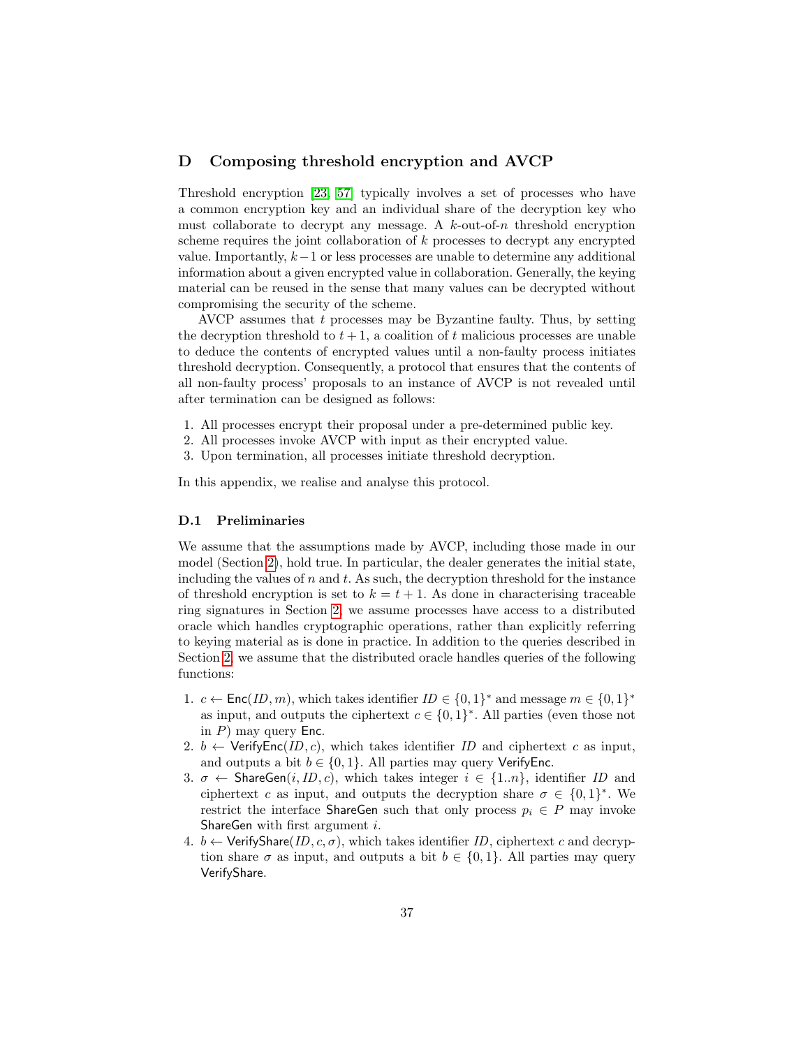# D Composing threshold encryption and AVCP

Threshold encryption [23, 57] typically involves a set of processes who have a common encryption key and an individual share of the decryption key who must collaborate to decrypt any message. A $k$-out-of-$n$ threshold encryption scheme requires the joint collaboration of $k$ processes to decrypt any encrypted value. Importantly, $k-1$ or less processes are unable to determine any additional information about a given encrypted value in collaboration. Generally, the keying material can be reused in the sense that many values can be decrypted without compromising the security of the scheme.

AVCP assumes that $t$ processes may be Byzantine faulty. Thus, by setting the decryption threshold to $t+1$, a coalition of $t$ malicious processes are unable to deduce the contents of encrypted values until a non-faulty process initiates threshold decryption. Consequently, a protocol that ensures that the contents of all non-faulty process' proposals to an instance of AVCP is not revealed until after termination can be designed as follows:

1. All processes encrypt their proposal under a pre-determined public key.
2. All processes invoke AVCP with input as their encrypted value.
3. Upon termination, all processes initiate threshold decryption.

In this appendix, we realise and analyse this protocol.

## D.1 Preliminaries

We assume that the assumptions made by AVCP, including those made in our model (Section 2), hold true. In particular, the dealer generates the initial state, including the values of $n$ and $t$. As such, the decryption threshold for the instance of threshold encryption is set to $k = t+1$. As done in characterising traceable ring signatures in Section 2, we assume processes have access to a distributed oracle which handles cryptographic operations, rather than explicitly referring to keying material as is done in practice. In addition to the queries described in Section 2, we assume that the distributed oracle handles queries of the following functions:

1. $c \leftarrow \mathsf{Enc}(ID, m)$, which takes identifier $ID \in \{0,1\}^*$ and message $m \in \{0,1\}^*$ as input, and outputs the ciphertext $c \in \{0,1\}^*$. All parties (even those not in $P$) may query $\mathsf{Enc}$.
2. $b \leftarrow \mathsf{VerifyEnc}(ID, c)$, which takes identifier $ID$ and ciphertext $c$ as input, and outputs a bit $b \in \{0,1\}$. All parties may query $\mathsf{VerifyEnc}$.
3. $\sigma \leftarrow \mathsf{ShareGen}(i, ID, c)$, which takes integer $i \in \{1..n\}$, identifier $ID$ and ciphertext $c$ as input, and outputs the decryption share $\sigma \in \{0,1\}^*$. We restrict the interface $\mathsf{ShareGen}$ such that only process $p_i \in P$ may invoke $\mathsf{ShareGen}$ with first argument $i$.
4. $b \leftarrow \mathsf{VerifyShare}(ID, c, \sigma)$, which takes identifier $ID$, ciphertext $c$ and decryption share $\sigma$ as input, and outputs a bit $b \in \{0,1\}$. All parties may query $\mathsf{VerifyShare}$.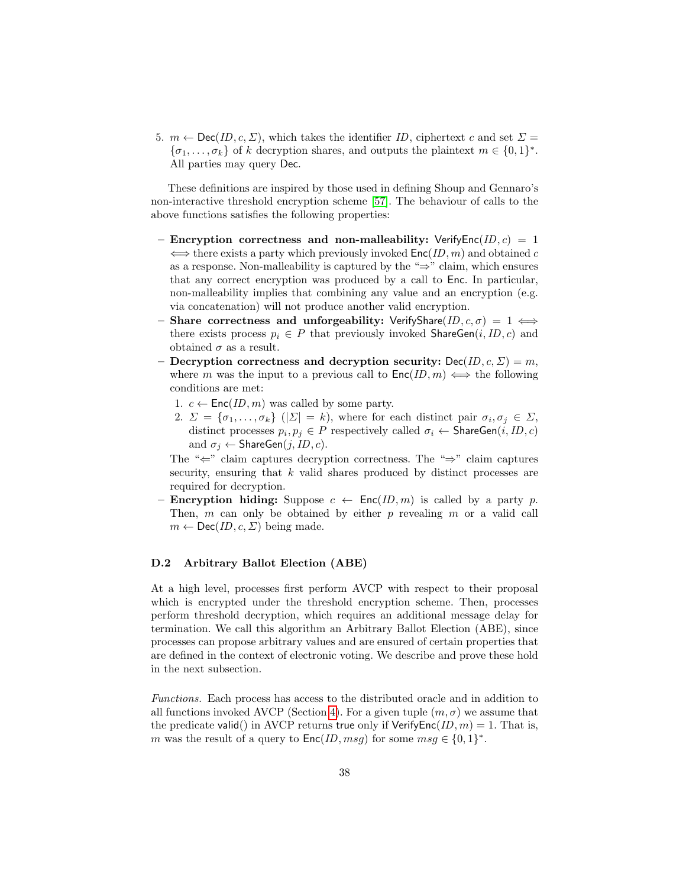5. $m \leftarrow \mathsf{Dec}(ID, c, \Sigma)$, which takes the identifier $ID$, ciphertext $c$ and set $\Sigma = \{\sigma_1, \ldots, \sigma_k\}$ of $k$ decryption shares, and outputs the plaintext $m \in \{0,1\}^*$. All parties may query $\mathsf{Dec}$.

These definitions are inspired by those used in defining Shoup and Gennaro's non-interactive threshold encryption scheme [57]. The behaviour of calls to the above functions satisfies the following properties:

- **Encryption correctness and non-malleability:** $\mathsf{VerifyEnc}(ID, c) = 1 \iff$ there exists a party which previously invoked $\mathsf{Enc}(ID, m)$ and obtained $c$ as a response. Non-malleability is captured by the "$\Rightarrow$" claim, which ensures that any correct encryption was produced by a call to $\mathsf{Enc}$. In particular, non-malleability implies that combining any value and an encryption (e.g. via concatenation) will not produce another valid encryption.
- **Share correctness and unforgeability:** $\mathsf{VerifyShare}(ID, c, \sigma) = 1 \iff$ there exists process $p_i \in P$ that previously invoked $\mathsf{ShareGen}(i, ID, c)$ and obtained $\sigma$ as a result.
- **Decryption correctness and decryption security:** $\mathsf{Dec}(ID, c, \Sigma) = m$, where $m$ was the input to a previous call to $\mathsf{Enc}(ID, m) \iff$ the following conditions are met:
  1. $c \leftarrow \mathsf{Enc}(ID, m)$ was called by some party.
  2. $\Sigma = \{\sigma_1, \ldots, \sigma_k\}$ ($|\Sigma| = k$), where for each distinct pair $\sigma_i, \sigma_j \in \Sigma$, distinct processes $p_i, p_j \in P$ respectively called $\sigma_i \leftarrow \mathsf{ShareGen}(i, ID, c)$ and $\sigma_j \leftarrow \mathsf{ShareGen}(j, ID, c)$.

  The "$\Leftarrow$" claim captures decryption correctness. The "$\Rightarrow$" claim captures security, ensuring that $k$ valid shares produced by distinct processes are required for decryption.
- **Encryption hiding:** Suppose $c \leftarrow \mathsf{Enc}(ID, m)$ is called by a party $p$. Then, $m$ can only be obtained by either $p$ revealing $m$ or a valid call $m \leftarrow \mathsf{Dec}(ID, c, \Sigma)$ being made.

### D.2 Arbitrary Ballot Election (ABE)

At a high level, processes first perform AVCP with respect to their proposal which is encrypted under the threshold encryption scheme. Then, processes perform threshold decryption, which requires an additional message delay for termination. We call this algorithm an Arbitrary Ballot Election (ABE), since processes can propose arbitrary values and are ensured of certain properties that are defined in the context of electronic voting. We describe and prove these hold in the next subsection.

*Functions.* Each process has access to the distributed oracle and in addition to all functions invoked AVCP (Section 4). For a given tuple $(m, \sigma)$ we assume that the predicate $\mathsf{valid}()$ in AVCP returns $\mathsf{true}$ only if $\mathsf{VerifyEnc}(ID, m) = 1$. That is, $m$ was the result of a query to $\mathsf{Enc}(ID, msg)$ for some $msg \in \{0,1\}^*$.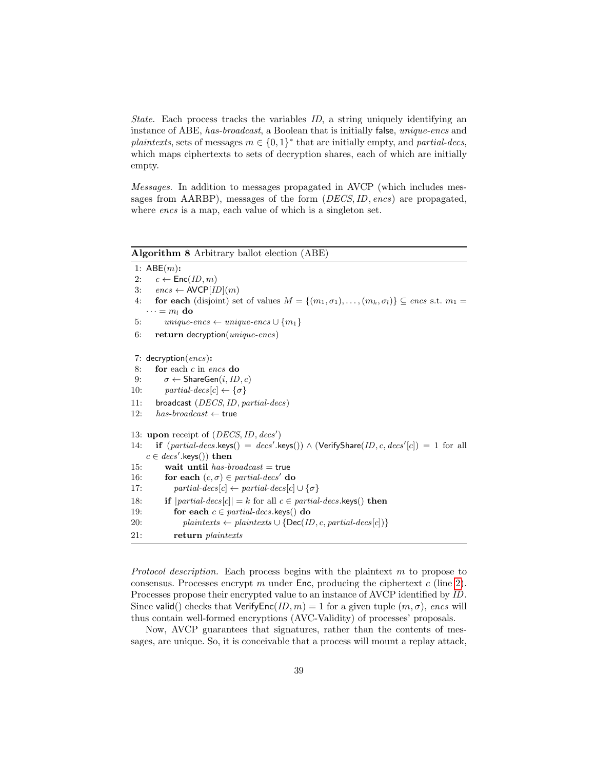*State.* Each process tracks the variables $ID$, a string uniquely identifying an instance of ABE, *has-broadcast*, a Boolean that is initially false, *unique-encs* and *plaintexts*, sets of messages $m \in \{0,1\}^*$ that are initially empty, and *partial-decs*, which maps ciphertexts to sets of decryption shares, each of which are initially empty.

*Messages.* In addition to messages propagated in AVCP (which includes messages from AARBP), messages of the form $(DECS, ID, encs)$ are propagated, where *encs* is a map, each value of which is a singleton set.

**Algorithm 8** Arbitrary ballot election (ABE)

```
1: ABE(m):
2:    c ← Enc(ID, m)
3:    encs ← AVCP[ID](m)
4:    for each (disjoint) set of values M = {(m_1, σ_1), ..., (m_k, σ_l)} ⊆ encs s.t. m_1 =
      ··· = m_l do
5:       unique-encs ← unique-encs ∪ {m_1}
6:    return decryption(unique-encs)

7: decryption(encs):
8:    for each c in encs do
9:       σ ← ShareGen(i, ID, c)
10:      partial-decs[c] ← {σ}
11:   broadcast (DECS, ID, partial-decs)
12:   has-broadcast ← true

13: upon receipt of (DECS, ID, decs')
14:   if (partial-decs.keys() = decs'.keys()) ∧ (VerifyShare(ID, c, decs'[c]) = 1 for all
      c ∈ decs'.keys()) then
15:      wait until has-broadcast = true
16:      for each (c, σ) ∈ partial-decs' do
17:         partial-decs[c] ← partial-decs[c] ∪ {σ}
18:      if |partial-decs[c]| = k for all c ∈ partial-decs.keys() then
19:         for each c ∈ partial-decs.keys() do
20:            plaintexts ← plaintexts ∪ {Dec(ID, c, partial-decs[c])}
21:         return plaintexts
```

*Protocol description.* Each process begins with the plaintext $m$ to propose to consensus. Processes encrypt $m$ under Enc, producing the ciphertext $c$ (line 2). Processes propose their encrypted value to an instance of AVCP identified by $ID$. Since valid() checks that $\mathsf{VerifyEnc}(ID, m) = 1$ for a given tuple $(m, \sigma)$, *encs* will thus contain well-formed encryptions (AVC-Validity) of processes' proposals.

Now, AVCP guarantees that signatures, rather than the contents of messages, are unique. So, it is conceivable that a process will mount a replay attack,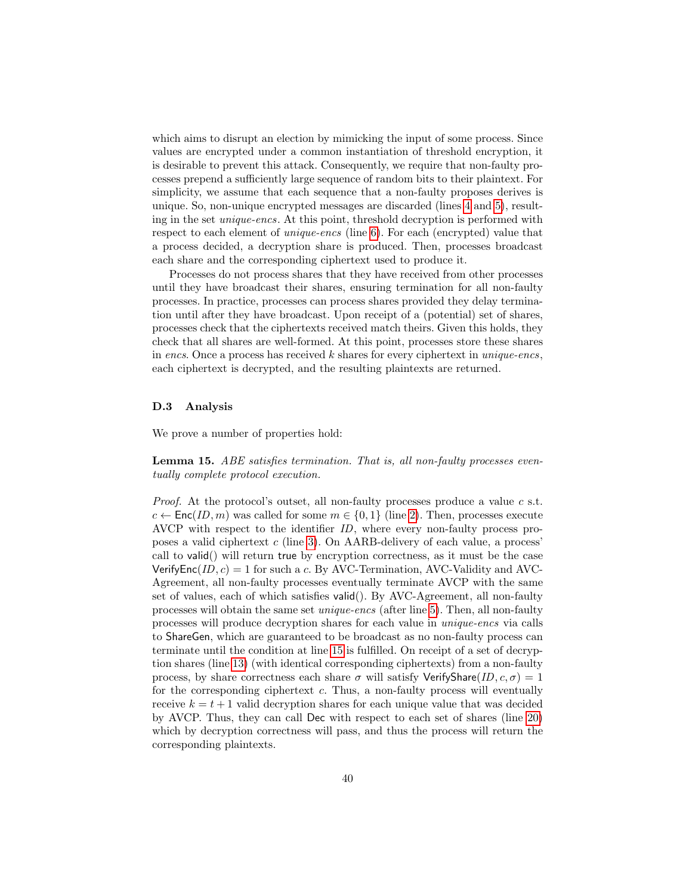which aims to disrupt an election by mimicking the input of some process. Since values are encrypted under a common instantiation of threshold encryption, it is desirable to prevent this attack. Consequently, we require that non-faulty processes prepend a sufficiently large sequence of random bits to their plaintext. For simplicity, we assume that each sequence that a non-faulty proposes derives is unique. So, non-unique encrypted messages are discarded (lines 4 and 5), resulting in the set *unique-encs*. At this point, threshold decryption is performed with respect to each element of *unique-encs* (line 6). For each (encrypted) value that a process decided, a decryption share is produced. Then, processes broadcast each share and the corresponding ciphertext used to produce it.

Processes do not process shares that they have received from other processes until they have broadcast their shares, ensuring termination for all non-faulty processes. In practice, processes can process shares provided they delay termination until after they have broadcast. Upon receipt of a (potential) set of shares, processes check that the ciphertexts received match theirs. Given this holds, they check that all shares are well-formed. At this point, processes store these shares in *encs*. Once a process has received $k$ shares for every ciphertext in *unique-encs*, each ciphertext is decrypted, and the resulting plaintexts are returned.

### D.3 Analysis

We prove a number of properties hold:

**Lemma 15.** *ABE satisfies termination. That is, all non-faulty processes eventually complete protocol execution.*

*Proof.* At the protocol's outset, all non-faulty processes produce a value $c$ s.t. $c \leftarrow \mathsf{Enc}(ID, m)$ was called for some $m \in \{0, 1\}$ (line 2). Then, processes execute AVCP with respect to the identifier $ID$, where every non-faulty process proposes a valid ciphertext $c$ (line 3). On AARB-delivery of each value, a process' call to $\mathsf{valid}()$ will return $\mathsf{true}$ by encryption correctness, as it must be the case $\mathsf{VerifyEnc}(ID, c) = 1$ for such a $c$. By AVC-Termination, AVC-Validity and AVC-Agreement, all non-faulty processes eventually terminate AVCP with the same set of values, each of which satisfies $\mathsf{valid}()$. By AVC-Agreement, all non-faulty processes will obtain the same set *unique-encs* (after line 5). Then, all non-faulty processes will produce decryption shares for each value in *unique-encs* via calls to $\mathsf{ShareGen}$, which are guaranteed to be broadcast as no non-faulty process can terminate until the condition at line 15 is fulfilled. On receipt of a set of decryption shares (line 13) (with identical corresponding ciphertexts) from a non-faulty process, by share correctness each share $\sigma$ will satisfy $\mathsf{VerifyShare}(ID, c, \sigma) = 1$ for the corresponding ciphertext $c$. Thus, a non-faulty process will eventually receive $k = t + 1$ valid decryption shares for each unique value that was decided by AVCP. Thus, they can call $\mathsf{Dec}$ with respect to each set of shares (line 20) which by decryption correctness will pass, and thus the process will return the corresponding plaintexts.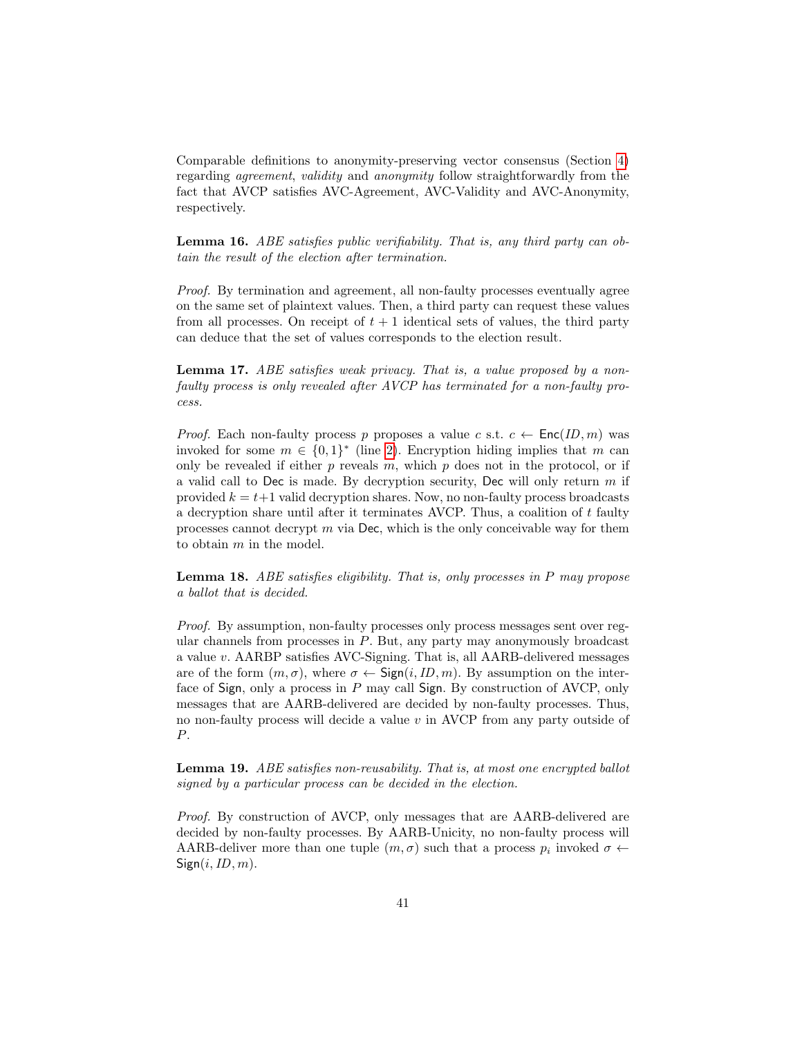Comparable definitions to anonymity-preserving vector consensus (Section 4) regarding *agreement*, *validity* and *anonymity* follow straightforwardly from the fact that AVCP satisfies AVC-Agreement, AVC-Validity and AVC-Anonymity, respectively.

**Lemma 16.** *ABE satisfies public verifiability. That is, any third party can obtain the result of the election after termination.*

*Proof.* By termination and agreement, all non-faulty processes eventually agree on the same set of plaintext values. Then, a third party can request these values from all processes. On receipt of $t+1$ identical sets of values, the third party can deduce that the set of values corresponds to the election result.

**Lemma 17.** *ABE satisfies weak privacy. That is, a value proposed by a non-faulty process is only revealed after AVCP has terminated for a non-faulty process.*

*Proof.* Each non-faulty process $p$ proposes a value $c$ s.t. $c \leftarrow \mathsf{Enc}(ID, m)$ was invoked for some $m \in \{0,1\}^*$ (line 2). Encryption hiding implies that $m$ can only be revealed if either $p$ reveals $m$, which $p$ does not in the protocol, or if a valid call to $\mathsf{Dec}$ is made. By decryption security, $\mathsf{Dec}$ will only return $m$ if provided $k = t+1$ valid decryption shares. Now, no non-faulty process broadcasts a decryption share until after it terminates AVCP. Thus, a coalition of $t$ faulty processes cannot decrypt $m$ via $\mathsf{Dec}$, which is the only conceivable way for them to obtain $m$ in the model.

**Lemma 18.** *ABE satisfies eligibility. That is, only processes in $P$ may propose a ballot that is decided.*

*Proof.* By assumption, non-faulty processes only process messages sent over regular channels from processes in $P$. But, any party may anonymously broadcast a value $v$. AARBP satisfies AVC-Signing. That is, all AARB-delivered messages are of the form $(m, \sigma)$, where $\sigma \leftarrow \mathsf{Sign}(i, ID, m)$. By assumption on the interface of $\mathsf{Sign}$, only a process in $P$ may call $\mathsf{Sign}$. By construction of AVCP, only messages that are AARB-delivered are decided by non-faulty processes. Thus, no non-faulty process will decide a value $v$ in AVCP from any party outside of $P$.

**Lemma 19.** *ABE satisfies non-reusability. That is, at most one encrypted ballot signed by a particular process can be decided in the election.*

*Proof.* By construction of AVCP, only messages that are AARB-delivered are decided by non-faulty processes. By AARB-Unicity, no non-faulty process will AARB-deliver more than one tuple $(m, \sigma)$ such that a process $p_i$ invoked $\sigma \leftarrow \mathsf{Sign}(i, ID, m)$.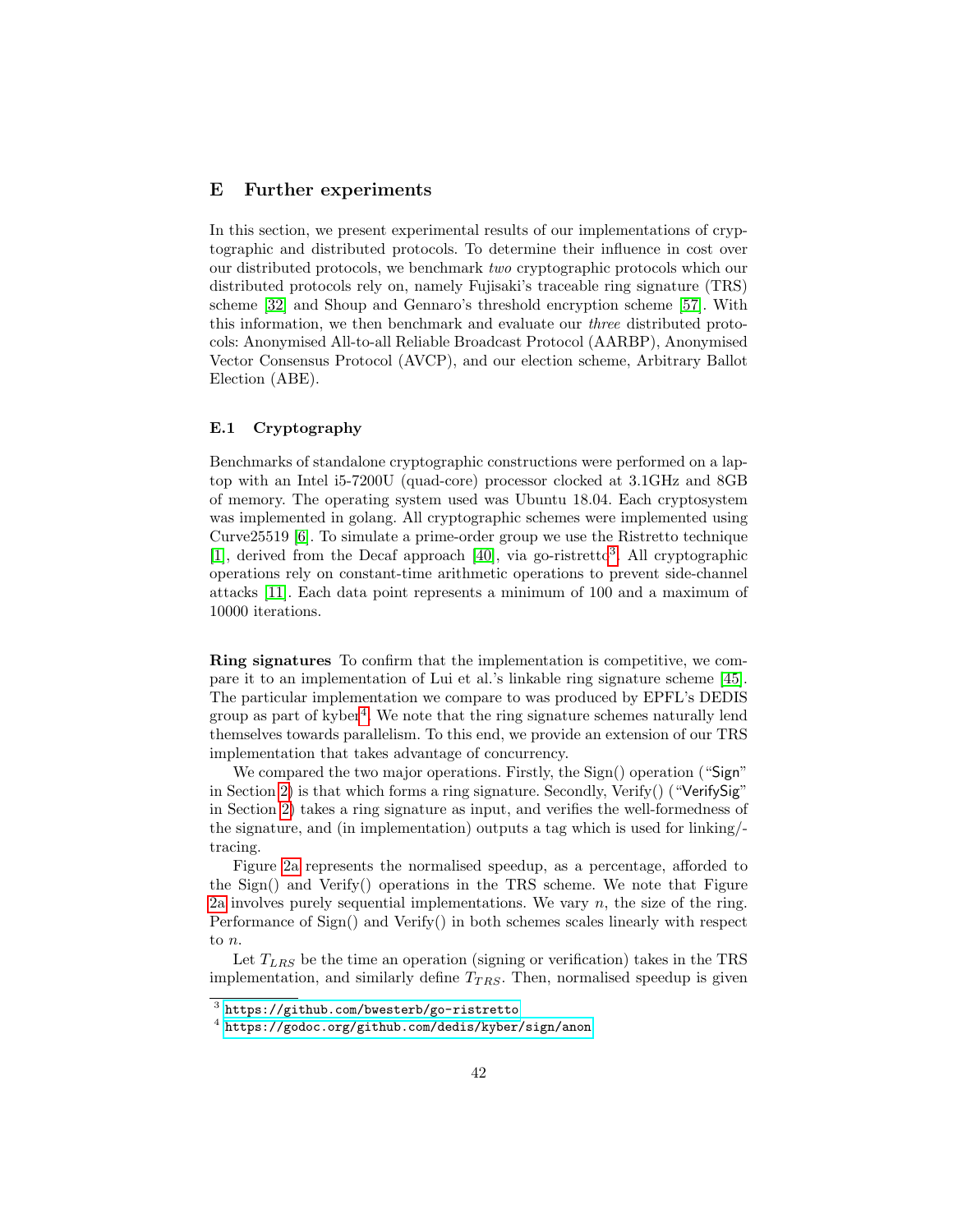## E Further experiments

In this section, we present experimental results of our implementations of cryptographic and distributed protocols. To determine their influence in cost over our distributed protocols, we benchmark *two* cryptographic protocols which our distributed protocols rely on, namely Fujisaki's traceable ring signature (TRS) scheme [32] and Shoup and Gennaro's threshold encryption scheme [57]. With this information, we then benchmark and evaluate our *three* distributed protocols: Anonymised All-to-all Reliable Broadcast Protocol (AARBP), Anonymised Vector Consensus Protocol (AVCP), and our election scheme, Arbitrary Ballot Election (ABE).

### E.1 Cryptography

Benchmarks of standalone cryptographic constructions were performed on a laptop with an Intel i5-7200U (quad-core) processor clocked at 3.1GHz and 8GB of memory. The operating system used was Ubuntu 18.04. Each cryptosystem was implemented in golang. All cryptographic schemes were implemented using Curve25519 [6]. To simulate a prime-order group we use the Ristretto technique [1], derived from the Decaf approach [40], via go-ristretto[3]. All cryptographic operations rely on constant-time arithmetic operations to prevent side-channel attacks [11]. Each data point represents a minimum of 100 and a maximum of 10000 iterations.

**Ring signatures** To confirm that the implementation is competitive, we compare it to an implementation of Lui et al.'s linkable ring signature scheme [45]. The particular implementation we compare to was produced by EPFL's DEDIS group as part of kyber[4]. We note that the ring signature schemes naturally lend themselves towards parallelism. To this end, we provide an extension of our TRS implementation that takes advantage of concurrency.

We compared the two major operations. Firstly, the Sign() operation ("Sign" in Section 2) is that which forms a ring signature. Secondly, Verify() ("VerifySig" in Section 2) takes a ring signature as input, and verifies the well-formedness of the signature, and (in implementation) outputs a tag which is used for linking/-tracing.

Figure 2a represents the normalised speedup, as a percentage, afforded to the Sign() and Verify() operations in the TRS scheme. We note that Figure 2a involves purely sequential implementations. We vary $n$, the size of the ring. Performance of Sign() and Verify() in both schemes scales linearly with respect to $n$.

Let $T_{LRS}$ be the time an operation (signing or verification) takes in the TRS implementation, and similarly define $T_{TRS}$. Then, normalised speedup is given

[3] https://github.com/bwesterb/go-ristretto

[4] https://godoc.org/github.com/dedis/kyber/sign/anon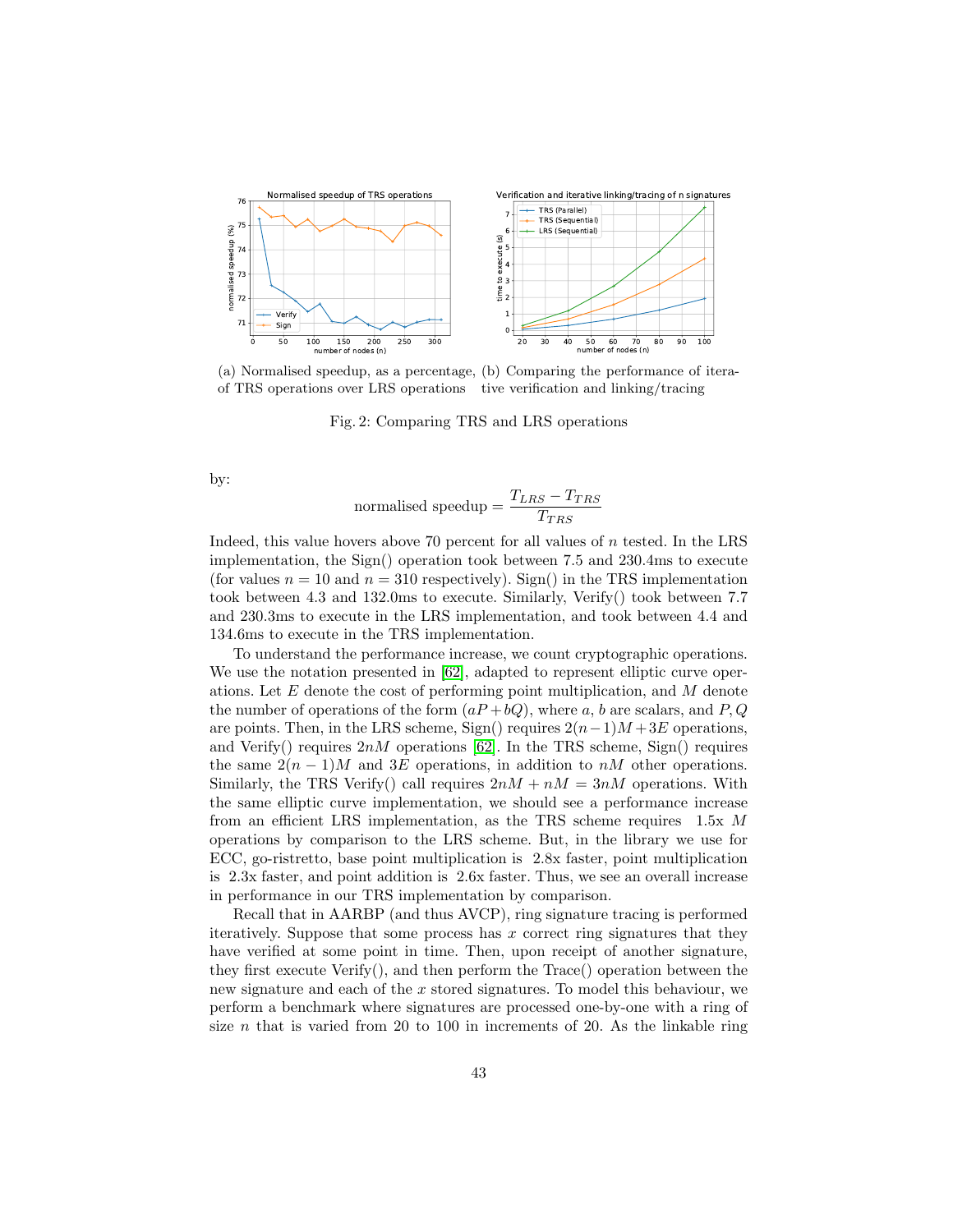(a) Normalised speedup, as a percentage, of TRS operations over LRS operations

(b) Comparing the performance of iterative verification and linking/tracing

Fig. 2: Comparing TRS and LRS operations

by:

$$\text{normalised speedup} = \frac{T_{LRS} - T_{TRS}}{T_{TRS}}$$

Indeed, this value hovers above 70 percent for all values of $n$ tested. In the LRS implementation, the Sign() operation took between 7.5 and 230.4ms to execute (for values $n = 10$ and $n = 310$ respectively). Sign() in the TRS implementation took between 4.3 and 132.0ms to execute. Similarly, Verify() took between 7.7 and 230.3ms to execute in the LRS implementation, and took between 4.4 and 134.6ms to execute in the TRS implementation.

To understand the performance increase, we count cryptographic operations. We use the notation presented in [62], adapted to represent elliptic curve operations. Let $E$ denote the cost of performing point multiplication, and $M$ denote the number of operations of the form $(aP + bQ)$, where $a, b$ are scalars, and $P, Q$ are points. Then, in the LRS scheme, Sign() requires $2(n-1)M + 3E$ operations, and Verify() requires $2nM$ operations [62]. In the TRS scheme, Sign() requires the same $2(n-1)M$ and $3E$ operations, in addition to $nM$ other operations. Similarly, the TRS Verify() call requires $2nM + nM = 3nM$ operations. With the same elliptic curve implementation, we should see a performance increase from an efficient LRS implementation, as the TRS scheme requires 1.5x $M$ operations by comparison to the LRS scheme. But, in the library we use for ECC, go-ristretto, base point multiplication is 2.8x faster, point multiplication is 2.3x faster, and point addition is 2.6x faster. Thus, we see an overall increase in performance in our TRS implementation by comparison.

Recall that in AARBP (and thus AVCP), ring signature tracing is performed iteratively. Suppose that some process has $x$ correct ring signatures that they have verified at some point in time. Then, upon receipt of another signature, they first execute Verify(), and then perform the Trace() operation between the new signature and each of the $x$ stored signatures. To model this behaviour, we perform a benchmark where signatures are processed one-by-one with a ring of size $n$ that is varied from 20 to 100 in increments of 20. As the linkable ring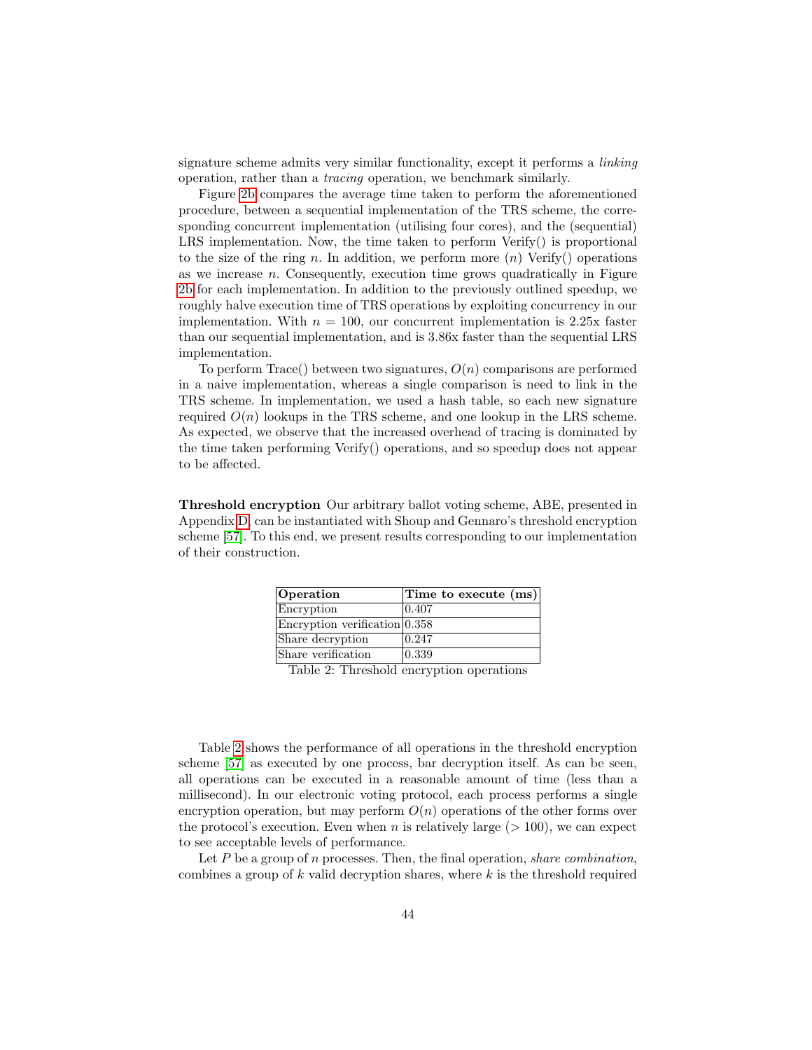signature scheme admits very similar functionality, except it performs a *linking* operation, rather than a *tracing* operation, we benchmark similarly.

Figure 2b compares the average time taken to perform the aforementioned procedure, between a sequential implementation of the TRS scheme, the corresponding concurrent implementation (utilising four cores), and the (sequential) LRS implementation. Now, the time taken to perform Verify() is proportional to the size of the ring $n$. In addition, we perform more ($n$) Verify() operations as we increase $n$. Consequently, execution time grows quadratically in Figure 2b for each implementation. In addition to the previously outlined speedup, we roughly halve execution time of TRS operations by exploiting concurrency in our implementation. With $n = 100$, our concurrent implementation is 2.25x faster than our sequential implementation, and is 3.86x faster than the sequential LRS implementation.

To perform Trace() between two signatures, $O(n)$ comparisons are performed in a naive implementation, whereas a single comparison is need to link in the TRS scheme. In implementation, we used a hash table, so each new signature required $O(n)$ lookups in the TRS scheme, and one lookup in the LRS scheme. As expected, we observe that the increased overhead of tracing is dominated by the time taken performing Verify() operations, and so speedup does not appear to be affected.

**Threshold encryption** Our arbitrary ballot voting scheme, ABE, presented in Appendix D, can be instantiated with Shoup and Gennaro's threshold encryption scheme [57]. To this end, we present results corresponding to our implementation of their construction.

| Operation | Time to execute (ms) |
|---|---|
| Encryption | 0.407 |
| Encryption verification | 0.358 |
| Share decryption | 0.247 |
| Share verification | 0.339 |

Table 2: Threshold encryption operations

Table 2 shows the performance of all operations in the threshold encryption scheme [57] as executed by one process, bar decryption itself. As can be seen, all operations can be executed in a reasonable amount of time (less than a millisecond). In our electronic voting protocol, each process performs a single encryption operation, but may perform $O(n)$ operations of the other forms over the protocol's execution. Even when $n$ is relatively large ($> 100$), we can expect to see acceptable levels of performance.

Let $P$ be a group of $n$ processes. Then, the final operation, *share combination*, combines a group of $k$ valid decryption shares, where $k$ is the threshold required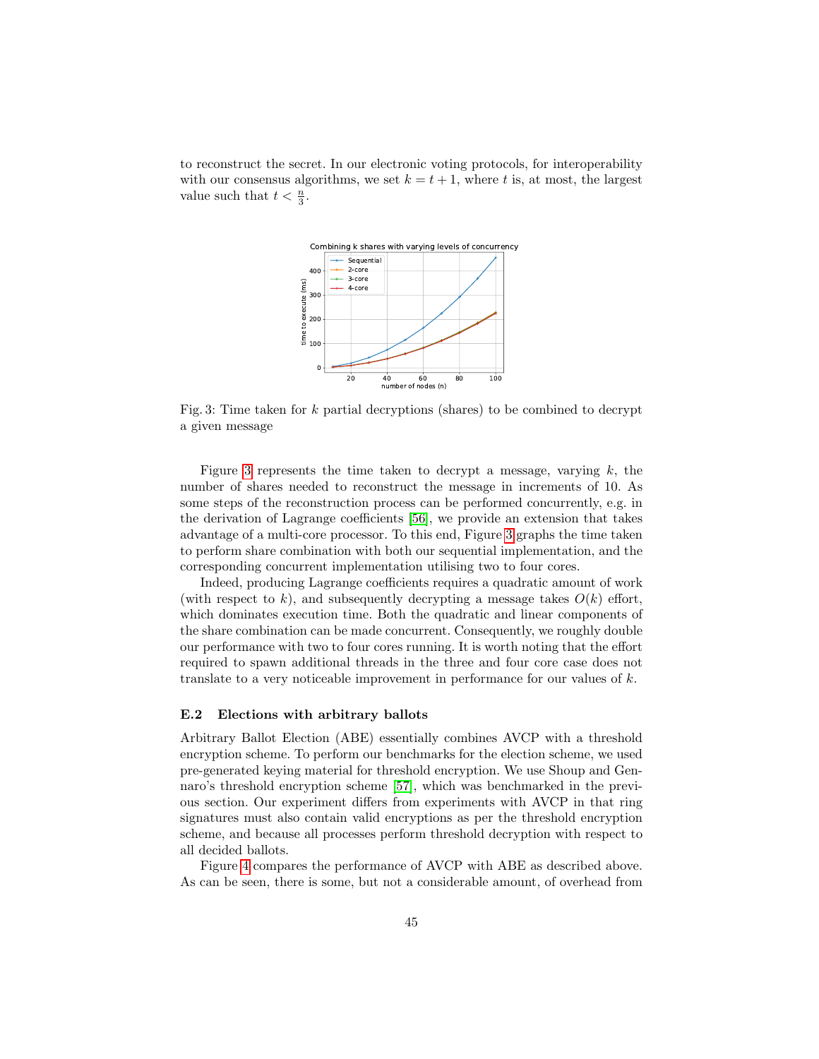to reconstruct the secret. In our electronic voting protocols, for interoperability with our consensus algorithms, we set $k = t + 1$, where $t$ is, at most, the largest value such that $t < \frac{n}{3}$.

Fig. 3: Time taken for $k$ partial decryptions (shares) to be combined to decrypt a given message

Figure 3 represents the time taken to decrypt a message, varying $k$, the number of shares needed to reconstruct the message in increments of 10. As some steps of the reconstruction process can be performed concurrently, e.g. in the derivation of Lagrange coefficients [56], we provide an extension that takes advantage of a multi-core processor. To this end, Figure 3 graphs the time taken to perform share combination with both our sequential implementation, and the corresponding concurrent implementation utilising two to four cores.

Indeed, producing Lagrange coefficients requires a quadratic amount of work (with respect to $k$), and subsequently decrypting a message takes $O(k)$ effort, which dominates execution time. Both the quadratic and linear components of the share combination can be made concurrent. Consequently, we roughly double our performance with two to four cores running. It is worth noting that the effort required to spawn additional threads in the three and four core case does not translate to a very noticeable improvement in performance for our values of $k$.

### E.2 Elections with arbitrary ballots

Arbitrary Ballot Election (ABE) essentially combines AVCP with a threshold encryption scheme. To perform our benchmarks for the election scheme, we used pre-generated keying material for threshold encryption. We use Shoup and Gennaro's threshold encryption scheme [57], which was benchmarked in the previous section. Our experiment differs from experiments with AVCP in that ring signatures must also contain valid encryptions as per the threshold encryption scheme, and because all processes perform threshold decryption with respect to all decided ballots.

Figure 4 compares the performance of AVCP with ABE as described above. As can be seen, there is some, but not a considerable amount, of overhead from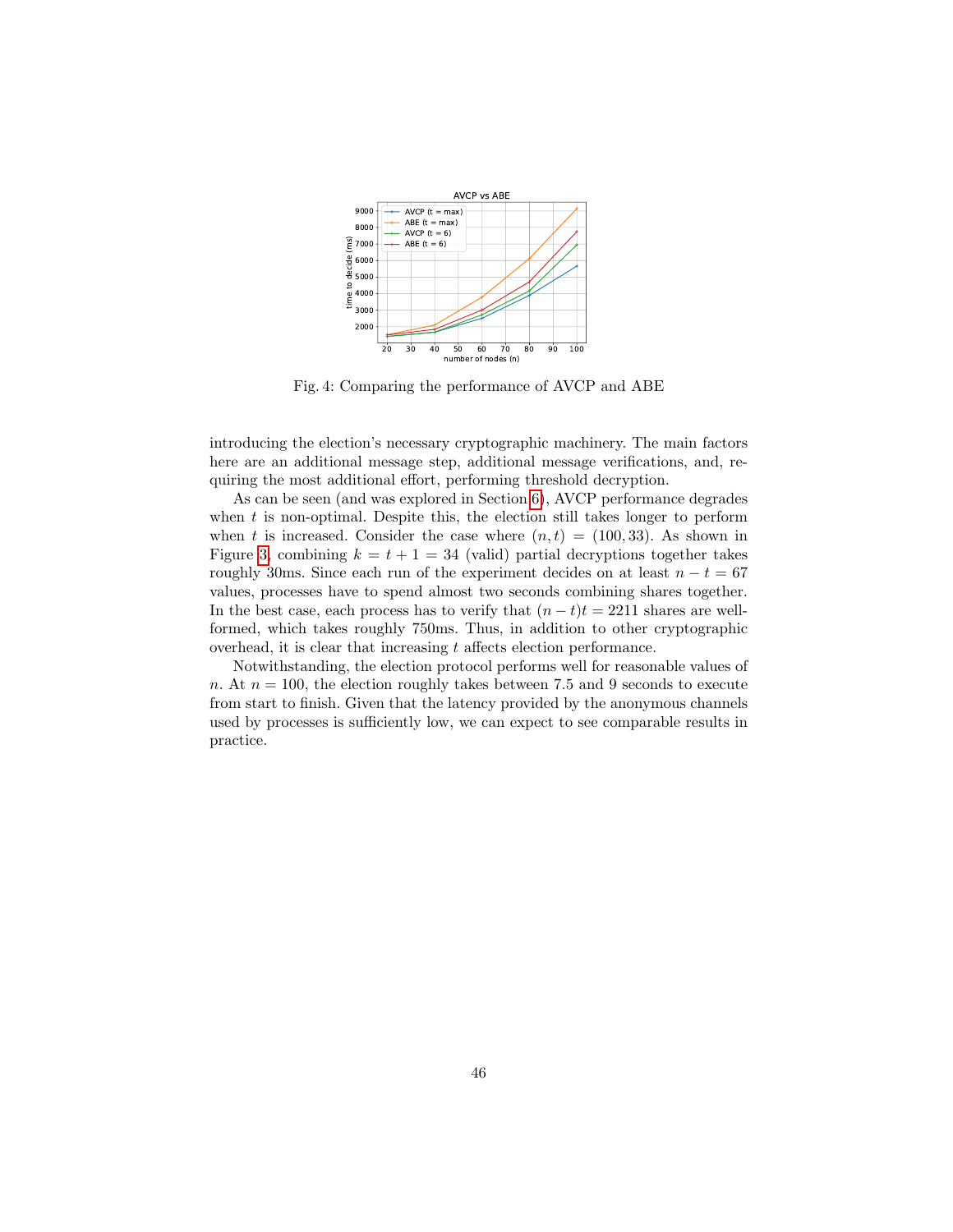AVCP vs ABE

time to decide (ms)

9000
8000
7000
6000
5000
4000
3000
2000

20 30 40 50 60 70 80 90 100

number of nodes (n)

AVCP (t = max)
ABE (t = max)
AVCP (t = 6)
ABE (t = 6)

Fig. 4: Comparing the performance of AVCP and ABE

introducing the election's necessary cryptographic machinery. The main factors here are an additional message step, additional message verifications, and, requiring the most additional effort, performing threshold decryption.

As can be seen (and was explored in Section 6), AVCP performance degrades when $t$ is non-optimal. Despite this, the election still takes longer to perform when $t$ is increased. Consider the case where $(n, t) = (100, 33)$. As shown in Figure 3, combining $k = t + 1 = 34$ (valid) partial decryptions together takes roughly 30ms. Since each run of the experiment decides on at least $n - t = 67$ values, processes have to spend almost two seconds combining shares together. In the best case, each process has to verify that $(n - t)t = 2211$ shares are well-formed, which takes roughly 750ms. Thus, in addition to other cryptographic overhead, it is clear that increasing $t$ affects election performance.

Notwithstanding, the election protocol performs well for reasonable values of $n$. At $n = 100$, the election roughly takes between 7.5 and 9 seconds to execute from start to finish. Given that the latency provided by the anonymous channels used by processes is sufficiently low, we can expect to see comparable results in practice.